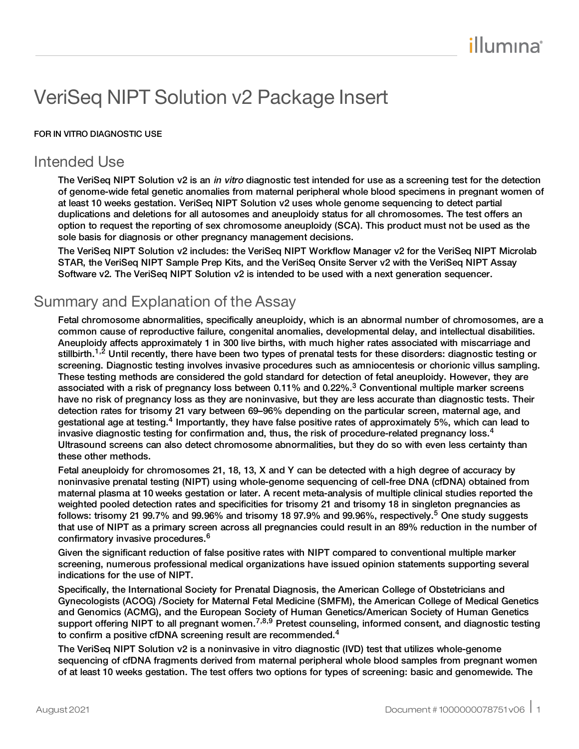# VeriSeq NIPT Solution v2 Package Insert

FOR IN VITRO DIAGNOSTIC USE

## Intended Use

The VeriSeq NIPT Solution v2 is an *in vitro* diagnostic test intended for use as a screening test for the detection of genome-wide fetal genetic anomalies from maternal peripheral whole blood specimens in pregnant women of at least 10 weeks gestation. VeriSeq NIPT Solution v2 uses whole genome sequencing to detect partial duplications and deletions for all autosomes and aneuploidy status for all chromosomes. The test offers an option to request the reporting of sex chromosome aneuploidy (SCA). This product must not be used as the sole basis for diagnosis or other pregnancy management decisions.

The VeriSeq NIPT Solution v2 includes: the VeriSeq NIPT Workflow Manager v2 for the VeriSeq NIPT Microlab STAR, the VeriSeq NIPT Sample Prep Kits, and the VeriSeq Onsite Server v2 with the VeriSeq NIPT Assay Software v2. The VeriSeq NIPT Solution v2 is intended to be used with a next generation sequencer.

## Summary and Explanation of the Assay

Fetal chromosome abnormalities, specifically aneuploidy, which is an abnormal number of chromosomes, are a common cause of reproductive failure, congenital anomalies, developmental delay, and intellectual disabilities. Aneuploidy affects approximately 1 in 300 live births, with much higher rates associated with miscarriage and stillbirth.[1,2] Until recently, there have been two types of prenatal tests for these disorders: diagnostic testing or screening. Diagnostic testing involves invasive procedures such as amniocentesis or chorionic villus sampling. These testing methods are considered the gold standard for detection of fetal aneuploidy. However, they are associated with a risk of pregnancy loss between 0.11% and 0.22%.[3] Conventional multiple marker screens have no risk of pregnancy loss as they are noninvasive, but they are less accurate than diagnostic tests. Their detection rates for trisomy 21 vary between 69–96% depending on the particular screen, maternal age, and gestational age at testing.[4] Importantly, they have false positive rates of approximately 5%, which can lead to invasive diagnostic testing for confirmation and, thus, the risk of procedure-related pregnancy loss.[4] Ultrasound screens can also detect chromosome abnormalities, but they do so with even less certainty than these other methods.

Fetal aneuploidy for chromosomes 21, 18, 13, X and Y can be detected with a high degree of accuracy by noninvasive prenatal testing (NIPT) using whole-genome sequencing of cell-free DNA (cfDNA) obtained from maternal plasma at 10 weeks gestation or later. A recent meta-analysis of multiple clinical studies reported the weighted pooled detection rates and specificities for trisomy 21 and trisomy 18 in singleton pregnancies as follows: trisomy 21 99.7% and 99.96% and trisomy 18 97.9% and 99.96%, respectively.[5] One study suggests that use of NIPT as a primary screen across all pregnancies could result in an 89% reduction in the number of confirmatory invasive procedures.[6]

Given the significant reduction of false positive rates with NIPT compared to conventional multiple marker screening, numerous professional medical organizations have issued opinion statements supporting several indications for the use of NIPT.

Specifically, the International Society for Prenatal Diagnosis, the American College of Obstetricians and Gynecologists (ACOG) /Society for Maternal Fetal Medicine (SMFM), the American College of Medical Genetics and Genomics (ACMG), and the European Society of Human Genetics/American Society of Human Genetics support offering NIPT to all pregnant women.[7,8,9] Pretest counseling, informed consent, and diagnostic testing to confirm a positive cfDNA screening result are recommended.[4]

The VeriSeq NIPT Solution v2 is a noninvasive in vitro diagnostic (IVD) test that utilizes whole-genome sequencing of cfDNA fragments derived from maternal peripheral whole blood samples from pregnant women of at least 10 weeks gestation. The test offers two options for types of screening: basic and genomewide. The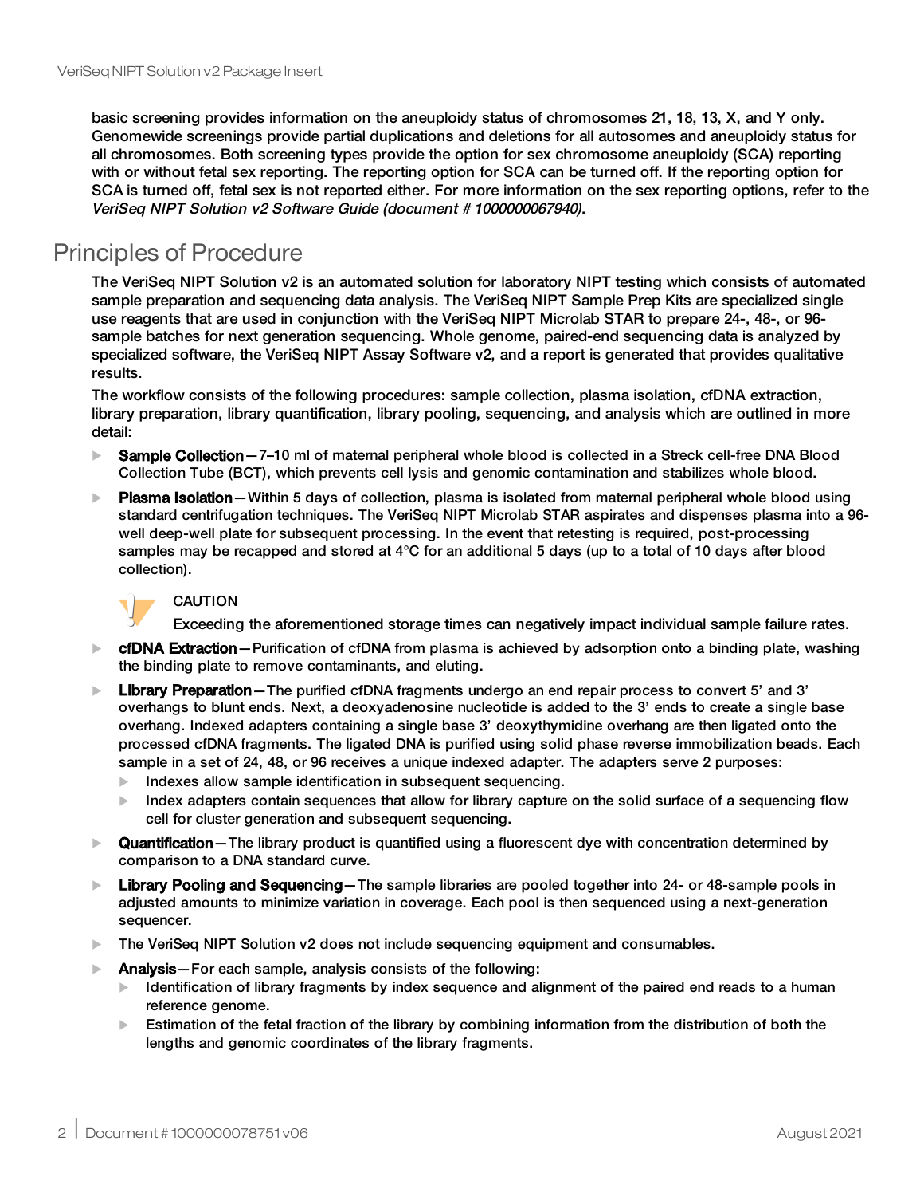basic screening provides information on the aneuploidy status of chromosomes 21, 18, 13, X, and Y only. Genomewide screenings provide partial duplications and deletions for all autosomes and aneuploidy status for all chromosomes. Both screening types provide the option for sex chromosome aneuploidy (SCA) reporting with or without fetal sex reporting. The reporting option for SCA can be turned off. If the reporting option for SCA is turned off, fetal sex is not reported either. For more information on the sex reporting options, refer to the *VeriSeq NIPT Solution v2 Software Guide (document # 1000000067940)*.

# Principles of Procedure

The VeriSeq NIPT Solution v2 is an automated solution for laboratory NIPT testing which consists of automated sample preparation and sequencing data analysis. The VeriSeq NIPT Sample Prep Kits are specialized single use reagents that are used in conjunction with the VeriSeq NIPT Microlab STAR to prepare 24-, 48-, or 96-sample batches for next generation sequencing. Whole genome, paired-end sequencing data is analyzed by specialized software, the VeriSeq NIPT Assay Software v2, and a report is generated that provides qualitative results.

The workflow consists of the following procedures: sample collection, plasma isolation, cfDNA extraction, library preparation, library quantification, library pooling, sequencing, and analysis which are outlined in more detail:

- **Sample Collection**—7–10 ml of maternal peripheral whole blood is collected in a Streck cell-free DNA Blood Collection Tube (BCT), which prevents cell lysis and genomic contamination and stabilizes whole blood.
- **Plasma Isolation**—Within 5 days of collection, plasma is isolated from maternal peripheral whole blood using standard centrifugation techniques. The VeriSeq NIPT Microlab STAR aspirates and dispenses plasma into a 96-well deep-well plate for subsequent processing. In the event that retesting is required, post-processing samples may be recapped and stored at 4°C for an additional 5 days (up to a total of 10 days after blood collection).

  CAUTION

  Exceeding the aforementioned storage times can negatively impact individual sample failure rates.

- **cfDNA Extraction**—Purification of cfDNA from plasma is achieved by adsorption onto a binding plate, washing the binding plate to remove contaminants, and eluting.
- **Library Preparation**—The purified cfDNA fragments undergo an end repair process to convert 5' and 3' overhangs to blunt ends. Next, a deoxyadenosine nucleotide is added to the 3' ends to create a single base overhang. Indexed adapters containing a single base 3' deoxythymidine overhang are then ligated onto the processed cfDNA fragments. The ligated DNA is purified using solid phase reverse immobilization beads. Each sample in a set of 24, 48, or 96 receives a unique indexed adapter. The adapters serve 2 purposes:
  - Indexes allow sample identification in subsequent sequencing.
  - Index adapters contain sequences that allow for library capture on the solid surface of a sequencing flow cell for cluster generation and subsequent sequencing.
- **Quantification**—The library product is quantified using a fluorescent dye with concentration determined by comparison to a DNA standard curve.
- **Library Pooling and Sequencing**—The sample libraries are pooled together into 24- or 48-sample pools in adjusted amounts to minimize variation in coverage. Each pool is then sequenced using a next-generation sequencer.
- The VeriSeq NIPT Solution v2 does not include sequencing equipment and consumables.
- **Analysis**—For each sample, analysis consists of the following:
  - Identification of library fragments by index sequence and alignment of the paired end reads to a human reference genome.
  - Estimation of the fetal fraction of the library by combining information from the distribution of both the lengths and genomic coordinates of the library fragments.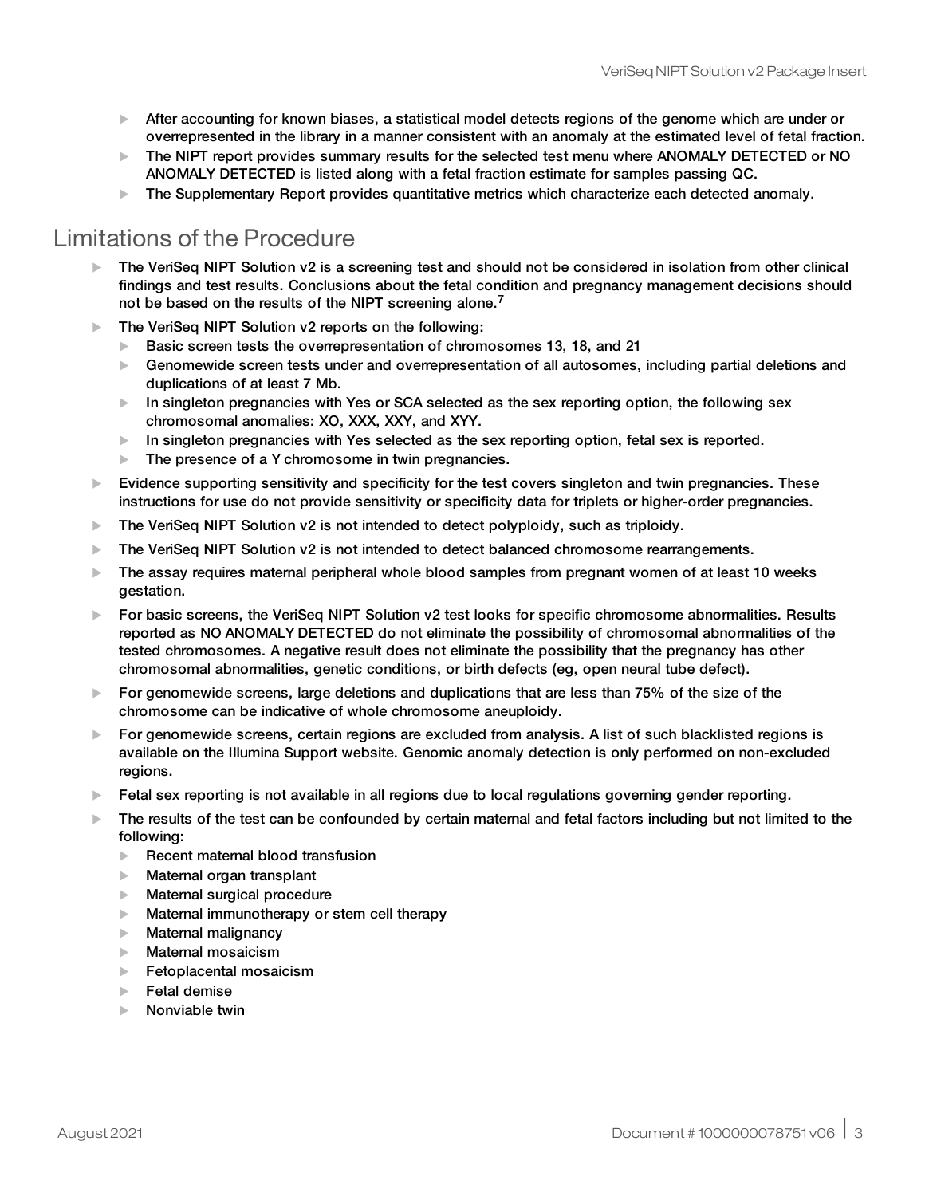- After accounting for known biases, a statistical model detects regions of the genome which are under or overrepresented in the library in a manner consistent with an anomaly at the estimated level of fetal fraction.
- The NIPT report provides summary results for the selected test menu where ANOMALY DETECTED or NO ANOMALY DETECTED is listed along with a fetal fraction estimate for samples passing QC.
- The Supplementary Report provides quantitative metrics which characterize each detected anomaly.

## Limitations of the Procedure

- The VeriSeq NIPT Solution v2 is a screening test and should not be considered in isolation from other clinical findings and test results. Conclusions about the fetal condition and pregnancy management decisions should not be based on the results of the NIPT screening alone.[7]
- The VeriSeq NIPT Solution v2 reports on the following:
  - Basic screen tests the overrepresentation of chromosomes 13, 18, and 21
  - Genomewide screen tests under and overrepresentation of all autosomes, including partial deletions and duplications of at least 7 Mb.
  - In singleton pregnancies with Yes or SCA selected as the sex reporting option, the following sex chromosomal anomalies: XO, XXX, XXY, and XYY.
  - In singleton pregnancies with Yes selected as the sex reporting option, fetal sex is reported.
  - The presence of a Y chromosome in twin pregnancies.
- Evidence supporting sensitivity and specificity for the test covers singleton and twin pregnancies. These instructions for use do not provide sensitivity or specificity data for triplets or higher-order pregnancies.
- The VeriSeq NIPT Solution v2 is not intended to detect polyploidy, such as triploidy.
- The VeriSeq NIPT Solution v2 is not intended to detect balanced chromosome rearrangements.
- The assay requires maternal peripheral whole blood samples from pregnant women of at least 10 weeks gestation.
- For basic screens, the VeriSeq NIPT Solution v2 test looks for specific chromosome abnormalities. Results reported as NO ANOMALY DETECTED do not eliminate the possibility of chromosomal abnormalities of the tested chromosomes. A negative result does not eliminate the possibility that the pregnancy has other chromosomal abnormalities, genetic conditions, or birth defects (eg, open neural tube defect).
- For genomewide screens, large deletions and duplications that are less than 75% of the size of the chromosome can be indicative of whole chromosome aneuploidy.
- For genomewide screens, certain regions are excluded from analysis. A list of such blacklisted regions is available on the Illumina Support website. Genomic anomaly detection is only performed on non-excluded regions.
- Fetal sex reporting is not available in all regions due to local regulations governing gender reporting.
- The results of the test can be confounded by certain maternal and fetal factors including but not limited to the following:
  - Recent maternal blood transfusion
  - Maternal organ transplant
  - Maternal surgical procedure
  - Maternal immunotherapy or stem cell therapy
  - Maternal malignancy
  - Maternal mosaicism
  - Fetoplacental mosaicism
  - Fetal demise
  - Nonviable twin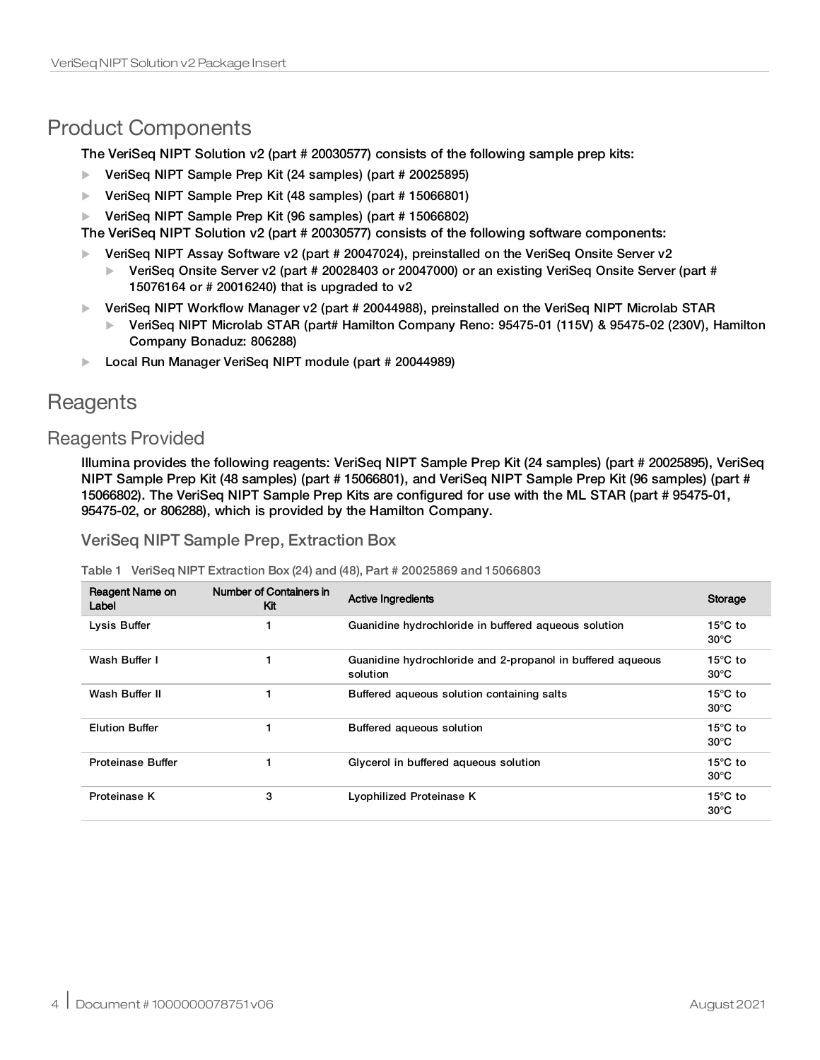# Product Components

The VeriSeq NIPT Solution v2 (part # 20030577) consists of the following sample prep kits:

- VeriSeq NIPT Sample Prep Kit (24 samples) (part # 20025895)
- VeriSeq NIPT Sample Prep Kit (48 samples) (part # 15066801)
- VeriSeq NIPT Sample Prep Kit (96 samples) (part # 15066802)

The VeriSeq NIPT Solution v2 (part # 20030577) consists of the following software components:

- VeriSeq NIPT Assay Software v2 (part # 20047024), preinstalled on the VeriSeq Onsite Server v2
  - VeriSeq Onsite Server v2 (part # 20028403 or 20047000) or an existing VeriSeq Onsite Server (part # 15076164 or # 20016240) that is upgraded to v2
- VeriSeq NIPT Workflow Manager v2 (part # 20044988), preinstalled on the VeriSeq NIPT Microlab STAR
  - VeriSeq NIPT Microlab STAR (part# Hamilton Company Reno: 95475-01 (115V) & 95475-02 (230V), Hamilton Company Bonaduz: 806288)
- Local Run Manager VeriSeq NIPT module (part # 20044989)

# Reagents

## Reagents Provided

Illumina provides the following reagents: VeriSeq NIPT Sample Prep Kit (24 samples) (part # 20025895), VeriSeq NIPT Sample Prep Kit (48 samples) (part # 15066801), and VeriSeq NIPT Sample Prep Kit (96 samples) (part # 15066802). The VeriSeq NIPT Sample Prep Kits are configured for use with the ML STAR (part # 95475-01, 95475-02, or 806288), which is provided by the Hamilton Company.

### VeriSeq NIPT Sample Prep, Extraction Box

Table 1 VeriSeq NIPT Extraction Box (24) and (48), Part # 20025869 and 15066803

| Reagent Name on Label | Number of Containers in Kit | Active Ingredients | Storage |
|---|---|---|---|
| Lysis Buffer | 1 | Guanidine hydrochloride in buffered aqueous solution | 15°C to 30°C |
| Wash Buffer I | 1 | Guanidine hydrochloride and 2-propanol in buffered aqueous solution | 15°C to 30°C |
| Wash Buffer II | 1 | Buffered aqueous solution containing salts | 15°C to 30°C |
| Elution Buffer | 1 | Buffered aqueous solution | 15°C to 30°C |
| Proteinase Buffer | 1 | Glycerol in buffered aqueous solution | 15°C to 30°C |
| Proteinase K | 3 | Lyophilized Proteinase K | 15°C to 30°C |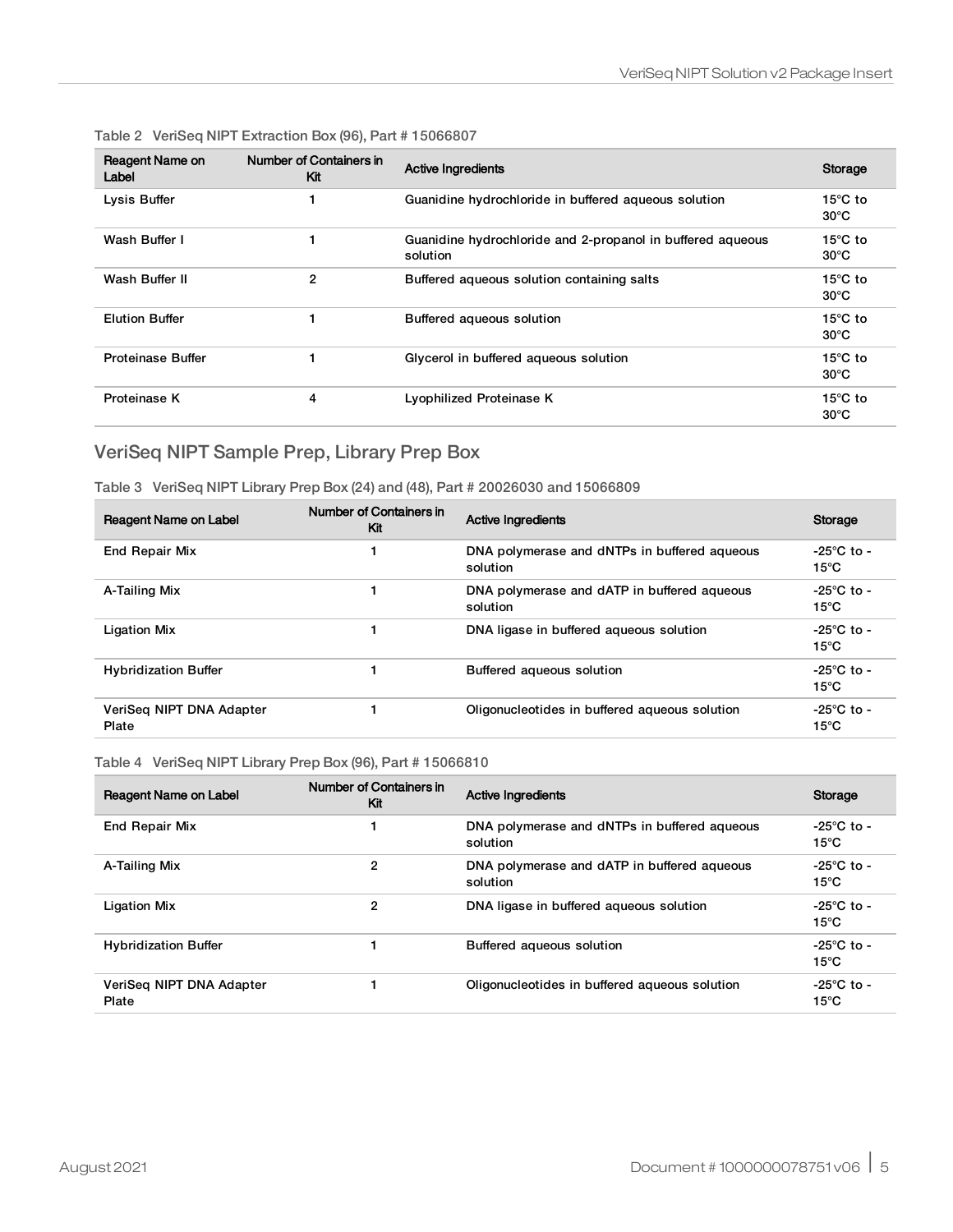Table 2 VeriSeq NIPT Extraction Box (96), Part # 15066807

| Reagent Name on Label | Number of Containers in Kit | Active Ingredients | Storage |
|---|---|---|---|
| Lysis Buffer | 1 | Guanidine hydrochloride in buffered aqueous solution | 15°C to 30°C |
| Wash Buffer I | 1 | Guanidine hydrochloride and 2-propanol in buffered aqueous solution | 15°C to 30°C |
| Wash Buffer II | 2 | Buffered aqueous solution containing salts | 15°C to 30°C |
| Elution Buffer | 1 | Buffered aqueous solution | 15°C to 30°C |
| Proteinase Buffer | 1 | Glycerol in buffered aqueous solution | 15°C to 30°C |
| Proteinase K | 4 | Lyophilized Proteinase K | 15°C to 30°C |

## VeriSeq NIPT Sample Prep, Library Prep Box

Table 3 VeriSeq NIPT Library Prep Box (24) and (48), Part # 20026030 and 15066809

| Reagent Name on Label | Number of Containers in Kit | Active Ingredients | Storage |
|---|---|---|---|
| End Repair Mix | 1 | DNA polymerase and dNTPs in buffered aqueous solution | -25°C to -15°C |
| A-Tailing Mix | 1 | DNA polymerase and dATP in buffered aqueous solution | -25°C to -15°C |
| Ligation Mix | 1 | DNA ligase in buffered aqueous solution | -25°C to -15°C |
| Hybridization Buffer | 1 | Buffered aqueous solution | -25°C to -15°C |
| VeriSeq NIPT DNA Adapter Plate | 1 | Oligonucleotides in buffered aqueous solution | -25°C to -15°C |

Table 4 VeriSeq NIPT Library Prep Box (96), Part # 15066810

| Reagent Name on Label | Number of Containers in Kit | Active Ingredients | Storage |
|---|---|---|---|
| End Repair Mix | 1 | DNA polymerase and dNTPs in buffered aqueous solution | -25°C to -15°C |
| A-Tailing Mix | 2 | DNA polymerase and dATP in buffered aqueous solution | -25°C to -15°C |
| Ligation Mix | 2 | DNA ligase in buffered aqueous solution | -25°C to -15°C |
| Hybridization Buffer | 1 | Buffered aqueous solution | -25°C to -15°C |
| VeriSeq NIPT DNA Adapter Plate | 1 | Oligonucleotides in buffered aqueous solution | -25°C to -15°C |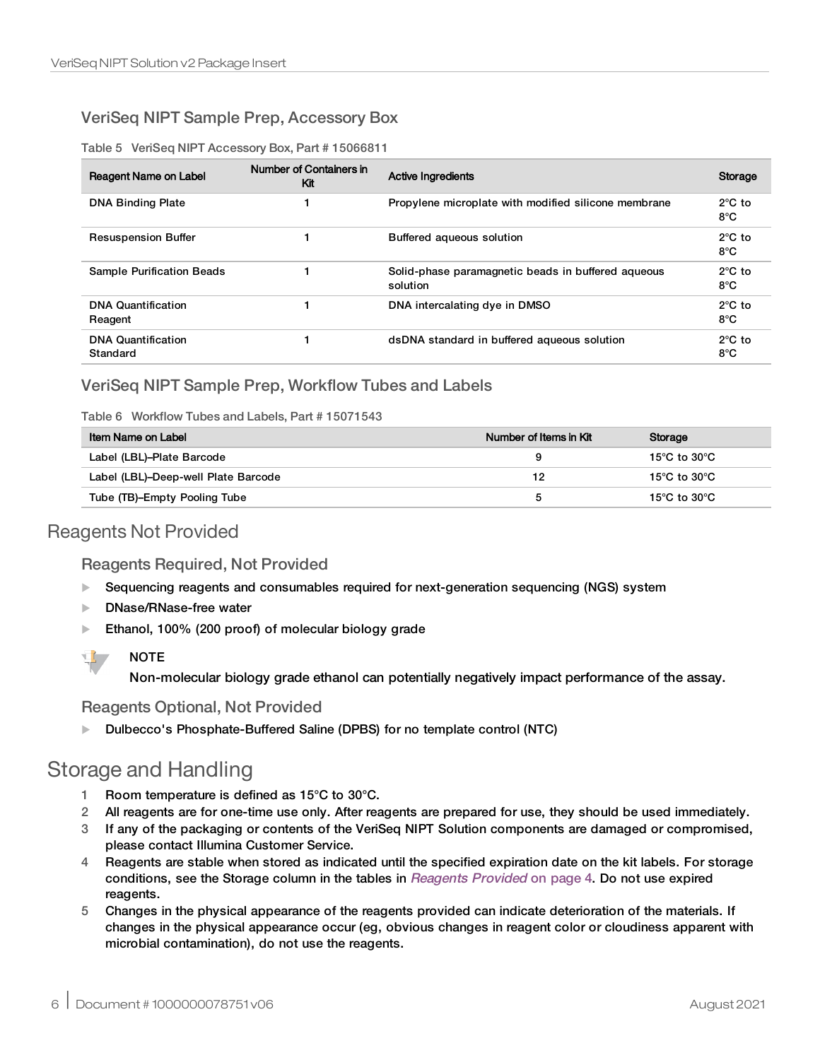### VeriSeq NIPT Sample Prep, Accessory Box

Table 5 VeriSeq NIPT Accessory Box, Part # 15066811

| Reagent Name on Label | Number of Containers in Kit | Active Ingredients | Storage |
|---|---|---|---|
| DNA Binding Plate | 1 | Propylene microplate with modified silicone membrane | 2°C to 8°C |
| Resuspension Buffer | 1 | Buffered aqueous solution | 2°C to 8°C |
| Sample Purification Beads | 1 | Solid-phase paramagnetic beads in buffered aqueous solution | 2°C to 8°C |
| DNA Quantification Reagent | 1 | DNA intercalating dye in DMSO | 2°C to 8°C |
| DNA Quantification Standard | 1 | dsDNA standard in buffered aqueous solution | 2°C to 8°C |

### VeriSeq NIPT Sample Prep, Workflow Tubes and Labels

Table 6 Workflow Tubes and Labels, Part # 15071543

| Item Name on Label | Number of Items in Kit | Storage |
|---|---|---|
| Label (LBL)–Plate Barcode | 9 | 15°C to 30°C |
| Label (LBL)–Deep-well Plate Barcode | 12 | 15°C to 30°C |
| Tube (TB)–Empty Pooling Tube | 5 | 15°C to 30°C |

## Reagents Not Provided

### Reagents Required, Not Provided

- Sequencing reagents and consumables required for next-generation sequencing (NGS) system
- DNase/RNase-free water
- Ethanol, 100% (200 proof) of molecular biology grade

**NOTE**
Non-molecular biology grade ethanol can potentially negatively impact performance of the assay.

### Reagents Optional, Not Provided

- Dulbecco's Phosphate-Buffered Saline (DPBS) for no template control (NTC)

## Storage and Handling

1. Room temperature is defined as 15°C to 30°C.
2. All reagents are for one-time use only. After reagents are prepared for use, they should be used immediately.
3. If any of the packaging or contents of the VeriSeq NIPT Solution components are damaged or compromised, please contact Illumina Customer Service.
4. Reagents are stable when stored as indicated until the specified expiration date on the kit labels. For storage conditions, see the Storage column in the tables in *Reagents Provided* on page 4. Do not use expired reagents.
5. Changes in the physical appearance of the reagents provided can indicate deterioration of the materials. If changes in the physical appearance occur (eg, obvious changes in reagent color or cloudiness apparent with microbial contamination), do not use the reagents.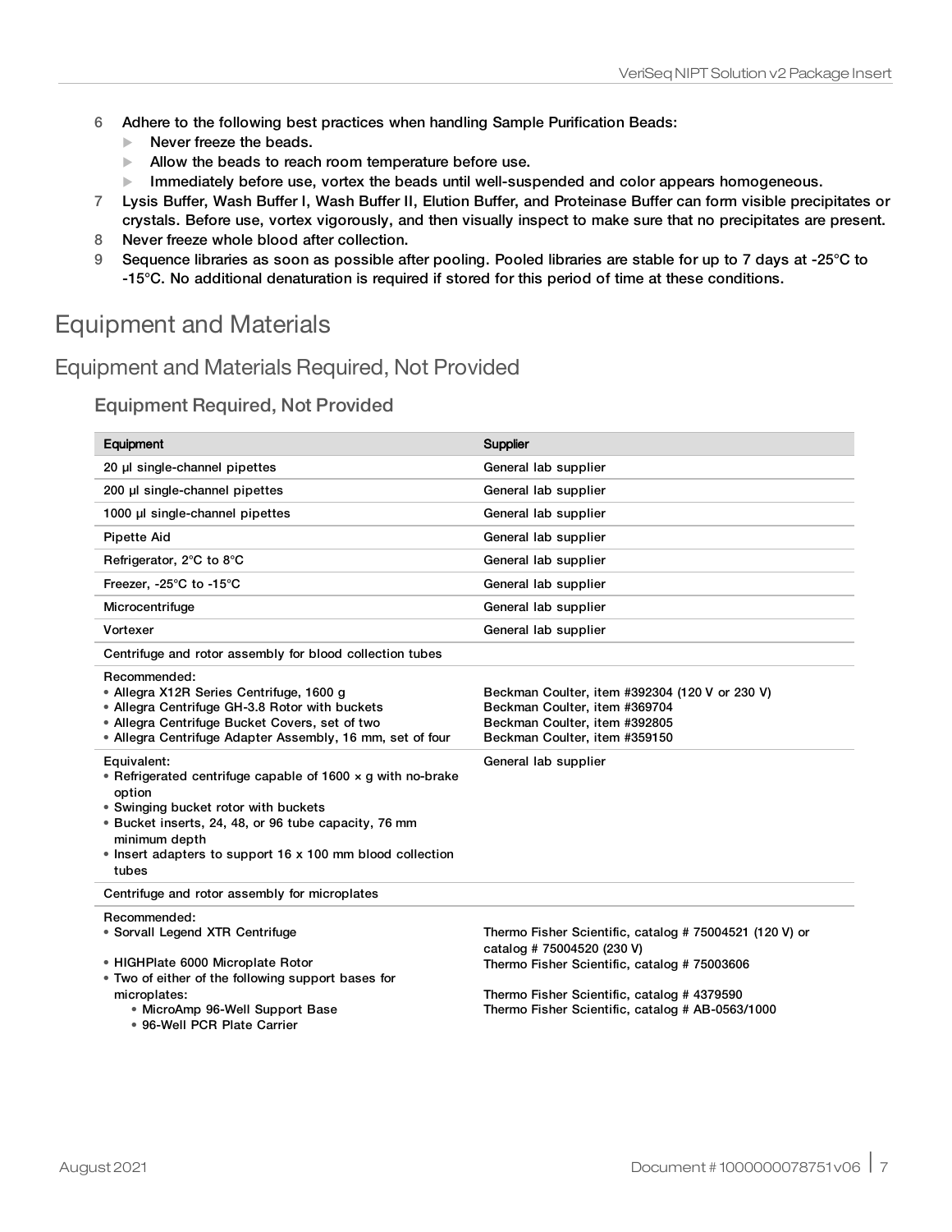6. Adhere to the following best practices when handling Sample Purification Beads:
    - Never freeze the beads.
    - Allow the beads to reach room temperature before use.
    - Immediately before use, vortex the beads until well-suspended and color appears homogeneous.
7. Lysis Buffer, Wash Buffer I, Wash Buffer II, Elution Buffer, and Proteinase Buffer can form visible precipitates or crystals. Before use, vortex vigorously, and then visually inspect to make sure that no precipitates are present.
8. Never freeze whole blood after collection.
9. Sequence libraries as soon as possible after pooling. Pooled libraries are stable for up to 7 days at -25°C to -15°C. No additional denaturation is required if stored for this period of time at these conditions.

# Equipment and Materials

## Equipment and Materials Required, Not Provided

### Equipment Required, Not Provided

| Equipment | Supplier |
|---|---|
| 20 µl single-channel pipettes | General lab supplier |
| 200 µl single-channel pipettes | General lab supplier |
| 1000 µl single-channel pipettes | General lab supplier |
| Pipette Aid | General lab supplier |
| Refrigerator, 2°C to 8°C | General lab supplier |
| Freezer, -25°C to -15°C | General lab supplier |
| Microcentrifuge | General lab supplier |
| Vortexer | General lab supplier |
| Centrifuge and rotor assembly for blood collection tubes | |
| Recommended:<br>• Allegra X12R Series Centrifuge, 1600 g<br>• Allegra Centrifuge GH-3.8 Rotor with buckets<br>• Allegra Centrifuge Bucket Covers, set of two<br>• Allegra Centrifuge Adapter Assembly, 16 mm, set of four | <br>Beckman Coulter, item #392304 (120 V or 230 V)<br>Beckman Coulter, item #369704<br>Beckman Coulter, item #392805<br>Beckman Coulter, item #359150 |
| Equivalent:<br>• Refrigerated centrifuge capable of 1600 × g with no-brake option<br>• Swinging bucket rotor with buckets<br>• Bucket inserts, 24, 48, or 96 tube capacity, 76 mm minimum depth<br>• Insert adapters to support 16 x 100 mm blood collection tubes | General lab supplier |
| Centrifuge and rotor assembly for microplates | |
| Recommended:<br>• Sorvall Legend XTR Centrifuge<br>• HIGHPlate 6000 Microplate Rotor<br>• Two of either of the following support bases for microplates:<br>  • MicroAmp 96-Well Support Base<br>  • 96-Well PCR Plate Carrier | <br>Thermo Fisher Scientific, catalog # 75004521 (120 V) or catalog # 75004520 (230 V)<br>Thermo Fisher Scientific, catalog # 75003606<br><br>Thermo Fisher Scientific, catalog # 4379590<br>Thermo Fisher Scientific, catalog # AB-0563/1000 |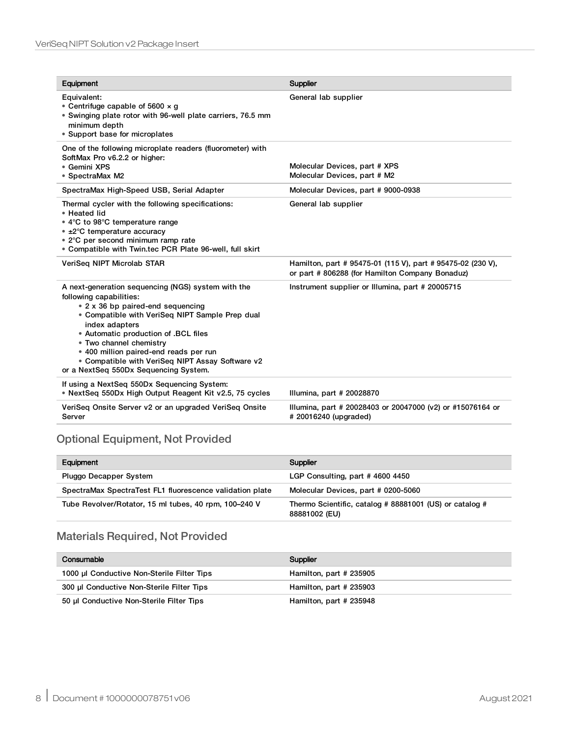| Equipment | Supplier |
| --- | --- |
| Equivalent:<br>• Centrifuge capable of 5600 × g<br>• Swinging plate rotor with 96-well plate carriers, 76.5 mm minimum depth<br>• Support base for microplates | General lab supplier |
| One of the following microplate readers (fluorometer) with SoftMax Pro v6.2.2 or higher:<br>• Gemini XPS<br>• SpectraMax M2 | <br><br>Molecular Devices, part # XPS<br>Molecular Devices, part # M2 |
| SpectraMax High-Speed USB, Serial Adapter | Molecular Devices, part # 9000-0938 |
| Thermal cycler with the following specifications:<br>• Heated lid<br>• 4°C to 98°C temperature range<br>• ±2°C temperature accuracy<br>• 2°C per second minimum ramp rate<br>• Compatible with Twin.tec PCR Plate 96-well, full skirt | General lab supplier |
| VeriSeq NIPT Microlab STAR | Hamilton, part # 95475-01 (115 V), part # 95475-02 (230 V), or part # 806288 (for Hamilton Company Bonaduz) |
| A next-generation sequencing (NGS) system with the following capabilities:<br>• 2 x 36 bp paired-end sequencing<br>• Compatible with VeriSeq NIPT Sample Prep dual index adapters<br>• Automatic production of .BCL files<br>• Two channel chemistry<br>• 400 million paired-end reads per run<br>• Compatible with VeriSeq NIPT Assay Software v2<br>or a NextSeq 550Dx Sequencing System. | Instrument supplier or Illumina, part # 20005715 |
| If using a NextSeq 550Dx Sequencing System:<br>• NextSeq 550Dx High Output Reagent Kit v2.5, 75 cycles | <br>Illumina, part # 20028870 |
| VeriSeq Onsite Server v2 or an upgraded VeriSeq Onsite Server | Illumina, part # 20028403 or 20047000 (v2) or #15076164 or # 20016240 (upgraded) |

## Optional Equipment, Not Provided

| Equipment | Supplier |
| --- | --- |
| Pluggo Decapper System | LGP Consulting, part # 4600 4450 |
| SpectraMax SpectraTest FL1 fluorescence validation plate | Molecular Devices, part # 0200-5060 |
| Tube Revolver/Rotator, 15 ml tubes, 40 rpm, 100–240 V | Thermo Scientific, catalog # 88881001 (US) or catalog # 88881002 (EU) |

## Materials Required, Not Provided

| Consumable | Supplier |
| --- | --- |
| 1000 µl Conductive Non-Sterile Filter Tips | Hamilton, part # 235905 |
| 300 µl Conductive Non-Sterile Filter Tips | Hamilton, part # 235903 |
| 50 µl Conductive Non-Sterile Filter Tips | Hamilton, part # 235948 |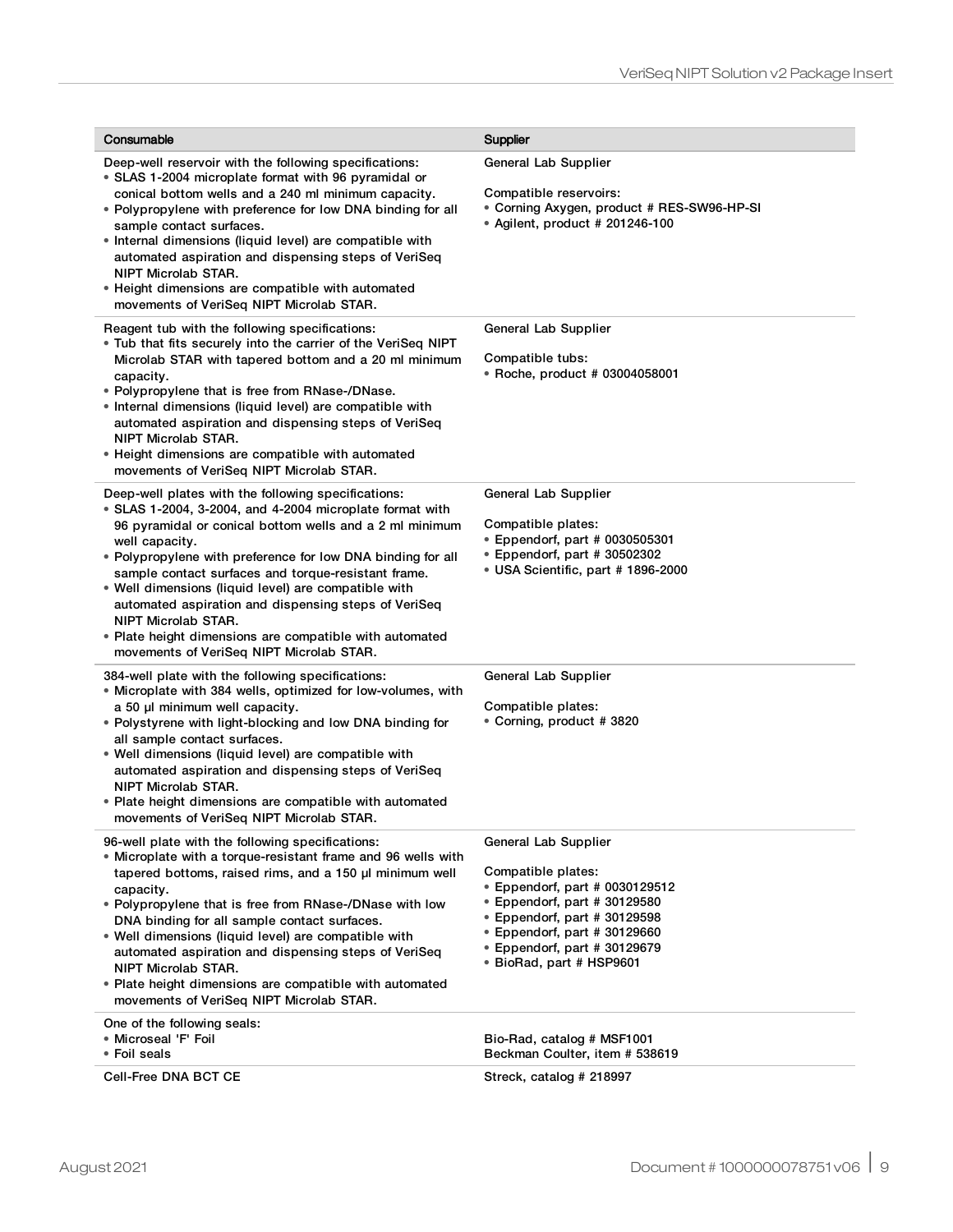| Consumable | Supplier |
|---|---|
| Deep-well reservoir with the following specifications:<br>• SLAS 1-2004 microplate format with 96 pyramidal or conical bottom wells and a 240 ml minimum capacity.<br>• Polypropylene with preference for low DNA binding for all sample contact surfaces.<br>• Internal dimensions (liquid level) are compatible with automated aspiration and dispensing steps of VeriSeq NIPT Microlab STAR.<br>• Height dimensions are compatible with automated movements of VeriSeq NIPT Microlab STAR. | General Lab Supplier<br><br>Compatible reservoirs:<br>• Corning Axygen, product # RES-SW96-HP-SI<br>• Agilent, product # 201246-100 |
| Reagent tub with the following specifications:<br>• Tub that fits securely into the carrier of the VeriSeq NIPT Microlab STAR with tapered bottom and a 20 ml minimum capacity.<br>• Polypropylene that is free from RNase-/DNase.<br>• Internal dimensions (liquid level) are compatible with automated aspiration and dispensing steps of VeriSeq NIPT Microlab STAR.<br>• Height dimensions are compatible with automated movements of VeriSeq NIPT Microlab STAR. | General Lab Supplier<br><br>Compatible tubs:<br>• Roche, product # 03004058001 |
| Deep-well plates with the following specifications:<br>• SLAS 1-2004, 3-2004, and 4-2004 microplate format with 96 pyramidal or conical bottom wells and a 2 ml minimum well capacity.<br>• Polypropylene with preference for low DNA binding for all sample contact surfaces and torque-resistant frame.<br>• Well dimensions (liquid level) are compatible with automated aspiration and dispensing steps of VeriSeq NIPT Microlab STAR.<br>• Plate height dimensions are compatible with automated movements of VeriSeq NIPT Microlab STAR. | General Lab Supplier<br><br>Compatible plates:<br>• Eppendorf, part # 0030505301<br>• Eppendorf, part # 30502302<br>• USA Scientific, part # 1896-2000 |
| 384-well plate with the following specifications:<br>• Microplate with 384 wells, optimized for low-volumes, with a 50 µl minimum well capacity.<br>• Polystyrene with light-blocking and low DNA binding for all sample contact surfaces.<br>• Well dimensions (liquid level) are compatible with automated aspiration and dispensing steps of VeriSeq NIPT Microlab STAR.<br>• Plate height dimensions are compatible with automated movements of VeriSeq NIPT Microlab STAR. | General Lab Supplier<br><br>Compatible plates:<br>• Corning, product # 3820 |
| 96-well plate with the following specifications:<br>• Microplate with a torque-resistant frame and 96 wells with tapered bottoms, raised rims, and a 150 µl minimum well capacity.<br>• Polypropylene that is free from RNase-/DNase with low DNA binding for all sample contact surfaces.<br>• Well dimensions (liquid level) are compatible with automated aspiration and dispensing steps of VeriSeq NIPT Microlab STAR.<br>• Plate height dimensions are compatible with automated movements of VeriSeq NIPT Microlab STAR. | General Lab Supplier<br><br>Compatible plates:<br>• Eppendorf, part # 0030129512<br>• Eppendorf, part # 30129580<br>• Eppendorf, part # 30129598<br>• Eppendorf, part # 30129660<br>• Eppendorf, part # 30129679<br>• BioRad, part # HSP9601 |
| One of the following seals:<br>• Microseal 'F' Foil<br>• Foil seals | <br>Bio-Rad, catalog # MSF1001<br>Beckman Coulter, item # 538619 |
| Cell-Free DNA BCT CE | Streck, catalog # 218997 |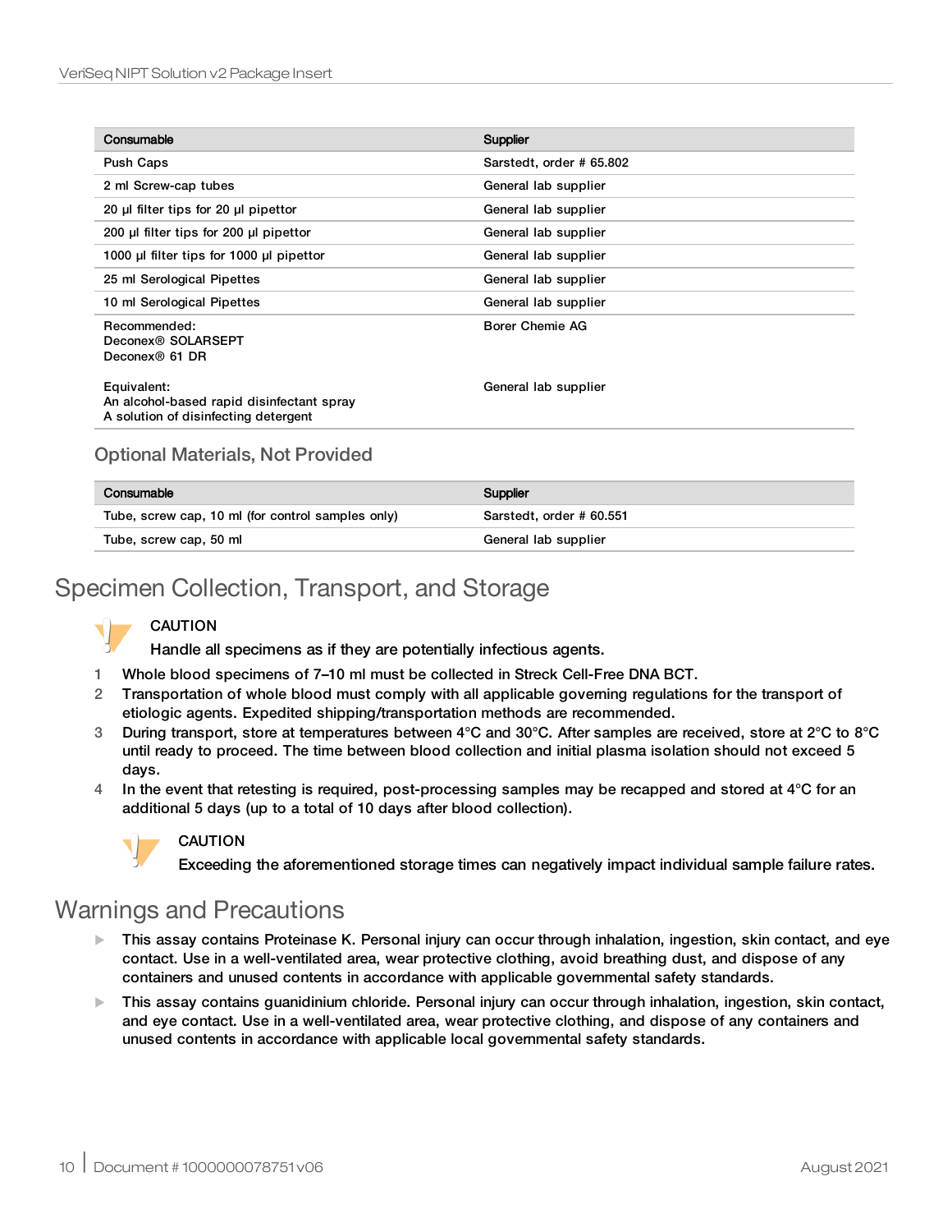| Consumable | Supplier |
| --- | --- |
| Push Caps | Sarstedt, order # 65.802 |
| 2 ml Screw-cap tubes | General lab supplier |
| 20 µl filter tips for 20 µl pipettor | General lab supplier |
| 200 µl filter tips for 200 µl pipettor | General lab supplier |
| 1000 µl filter tips for 1000 µl pipettor | General lab supplier |
| 25 ml Serological Pipettes | General lab supplier |
| 10 ml Serological Pipettes | General lab supplier |
| Recommended:<br>Deconex® SOLARSEPT<br>Deconex® 61 DR<br><br>Equivalent:<br>An alcohol-based rapid disinfectant spray<br>A solution of disinfecting detergent | Borer Chemie AG<br><br><br><br>General lab supplier |

### Optional Materials, Not Provided

| Consumable | Supplier |
| --- | --- |
| Tube, screw cap, 10 ml (for control samples only) | Sarstedt, order # 60.551 |
| Tube, screw cap, 50 ml | General lab supplier |

## Specimen Collection, Transport, and Storage

> **CAUTION**
> Handle all specimens as if they are potentially infectious agents.

1. Whole blood specimens of 7–10 ml must be collected in Streck Cell-Free DNA BCT.
2. Transportation of whole blood must comply with all applicable governing regulations for the transport of etiologic agents. Expedited shipping/transportation methods are recommended.
3. During transport, store at temperatures between 4°C and 30°C. After samples are received, store at 2°C to 8°C until ready to proceed. The time between blood collection and initial plasma isolation should not exceed 5 days.
4. In the event that retesting is required, post-processing samples may be recapped and stored at 4°C for an additional 5 days (up to a total of 10 days after blood collection).

> **CAUTION**
> Exceeding the aforementioned storage times can negatively impact individual sample failure rates.

## Warnings and Precautions

- This assay contains Proteinase K. Personal injury can occur through inhalation, ingestion, skin contact, and eye contact. Use in a well-ventilated area, wear protective clothing, avoid breathing dust, and dispose of any containers and unused contents in accordance with applicable governmental safety standards.
- This assay contains guanidinium chloride. Personal injury can occur through inhalation, ingestion, skin contact, and eye contact. Use in a well-ventilated area, wear protective clothing, and dispose of any containers and unused contents in accordance with applicable local governmental safety standards.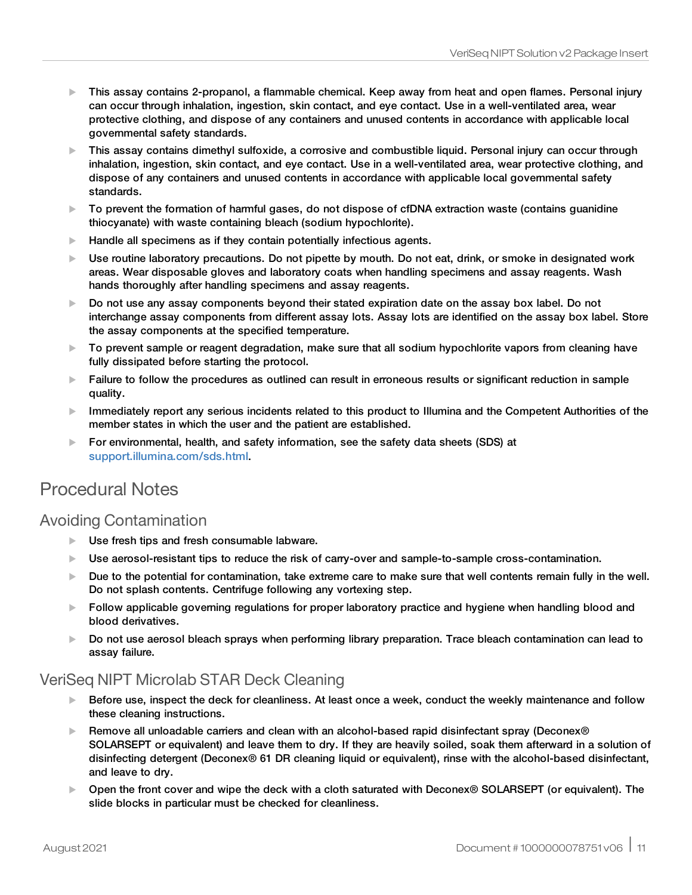- This assay contains 2-propanol, a flammable chemical. Keep away from heat and open flames. Personal injury can occur through inhalation, ingestion, skin contact, and eye contact. Use in a well-ventilated area, wear protective clothing, and dispose of any containers and unused contents in accordance with applicable local governmental safety standards.
- This assay contains dimethyl sulfoxide, a corrosive and combustible liquid. Personal injury can occur through inhalation, ingestion, skin contact, and eye contact. Use in a well-ventilated area, wear protective clothing, and dispose of any containers and unused contents in accordance with applicable local governmental safety standards.
- To prevent the formation of harmful gases, do not dispose of cfDNA extraction waste (contains guanidine thiocyanate) with waste containing bleach (sodium hypochlorite).
- Handle all specimens as if they contain potentially infectious agents.
- Use routine laboratory precautions. Do not pipette by mouth. Do not eat, drink, or smoke in designated work areas. Wear disposable gloves and laboratory coats when handling specimens and assay reagents. Wash hands thoroughly after handling specimens and assay reagents.
- Do not use any assay components beyond their stated expiration date on the assay box label. Do not interchange assay components from different assay lots. Assay lots are identified on the assay box label. Store the assay components at the specified temperature.
- To prevent sample or reagent degradation, make sure that all sodium hypochlorite vapors from cleaning have fully dissipated before starting the protocol.
- Failure to follow the procedures as outlined can result in erroneous results or significant reduction in sample quality.
- Immediately report any serious incidents related to this product to Illumina and the Competent Authorities of the member states in which the user and the patient are established.
- For environmental, health, and safety information, see the safety data sheets (SDS) at support.illumina.com/sds.html.

# Procedural Notes

## Avoiding Contamination

- Use fresh tips and fresh consumable labware.
- Use aerosol-resistant tips to reduce the risk of carry-over and sample-to-sample cross-contamination.
- Due to the potential for contamination, take extreme care to make sure that well contents remain fully in the well. Do not splash contents. Centrifuge following any vortexing step.
- Follow applicable governing regulations for proper laboratory practice and hygiene when handling blood and blood derivatives.
- Do not use aerosol bleach sprays when performing library preparation. Trace bleach contamination can lead to assay failure.

## VeriSeq NIPT Microlab STAR Deck Cleaning

- Before use, inspect the deck for cleanliness. At least once a week, conduct the weekly maintenance and follow these cleaning instructions.
- Remove all unloadable carriers and clean with an alcohol-based rapid disinfectant spray (Deconex® SOLARSEPT or equivalent) and leave them to dry. If they are heavily soiled, soak them afterward in a solution of disinfecting detergent (Deconex® 61 DR cleaning liquid or equivalent), rinse with the alcohol-based disinfectant, and leave to dry.
- Open the front cover and wipe the deck with a cloth saturated with Deconex® SOLARSEPT (or equivalent). The slide blocks in particular must be checked for cleanliness.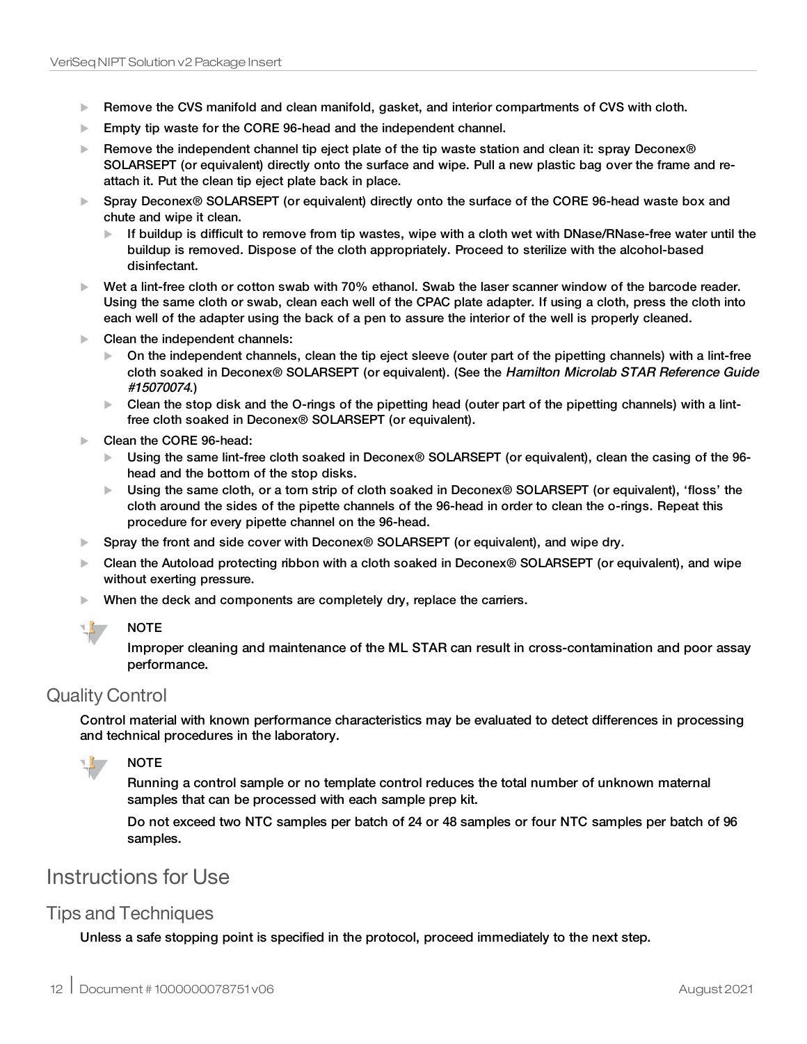- Remove the CVS manifold and clean manifold, gasket, and interior compartments of CVS with cloth.
- Empty tip waste for the CORE 96-head and the independent channel.
- Remove the independent channel tip eject plate of the tip waste station and clean it: spray Deconex® SOLARSEPT (or equivalent) directly onto the surface and wipe. Pull a new plastic bag over the frame and re-attach it. Put the clean tip eject plate back in place.
- Spray Deconex® SOLARSEPT (or equivalent) directly onto the surface of the CORE 96-head waste box and chute and wipe it clean.
  - If buildup is difficult to remove from tip wastes, wipe with a cloth wet with DNase/RNase-free water until the buildup is removed. Dispose of the cloth appropriately. Proceed to sterilize with the alcohol-based disinfectant.
- Wet a lint-free cloth or cotton swab with 70% ethanol. Swab the laser scanner window of the barcode reader. Using the same cloth or swab, clean each well of the CPAC plate adapter. If using a cloth, press the cloth into each well of the adapter using the back of a pen to assure the interior of the well is properly cleaned.
- Clean the independent channels:
  - On the independent channels, clean the tip eject sleeve (outer part of the pipetting channels) with a lint-free cloth soaked in Deconex® SOLARSEPT (or equivalent). (See the *Hamilton Microlab STAR Reference Guide #15070074*.)
  - Clean the stop disk and the O-rings of the pipetting head (outer part of the pipetting channels) with a lint-free cloth soaked in Deconex® SOLARSEPT (or equivalent).
- Clean the CORE 96-head:
  - Using the same lint-free cloth soaked in Deconex® SOLARSEPT (or equivalent), clean the casing of the 96-head and the bottom of the stop disks.
  - Using the same cloth, or a torn strip of cloth soaked in Deconex® SOLARSEPT (or equivalent), 'floss' the cloth around the sides of the pipette channels of the 96-head in order to clean the o-rings. Repeat this procedure for every pipette channel on the 96-head.
- Spray the front and side cover with Deconex® SOLARSEPT (or equivalent), and wipe dry.
- Clean the Autoload protecting ribbon with a cloth soaked in Deconex® SOLARSEPT (or equivalent), and wipe without exerting pressure.
- When the deck and components are completely dry, replace the carriers.

> **NOTE**
>
> Improper cleaning and maintenance of the ML STAR can result in cross-contamination and poor assay performance.

## Quality Control

Control material with known performance characteristics may be evaluated to detect differences in processing and technical procedures in the laboratory.

> **NOTE**
>
> Running a control sample or no template control reduces the total number of unknown maternal samples that can be processed with each sample prep kit.
>
> Do not exceed two NTC samples per batch of 24 or 48 samples or four NTC samples per batch of 96 samples.

# Instructions for Use

## Tips and Techniques

Unless a safe stopping point is specified in the protocol, proceed immediately to the next step.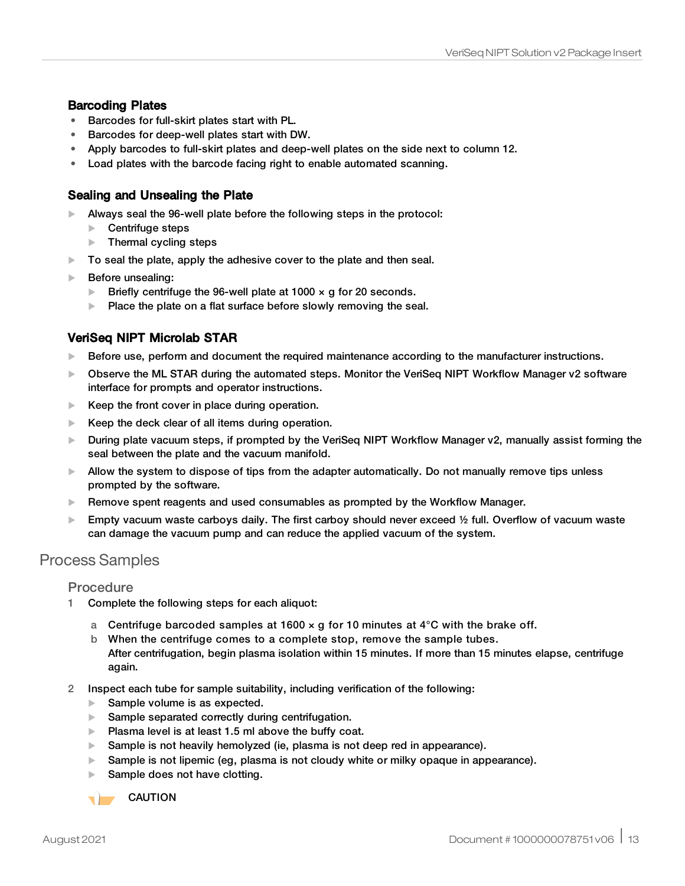### Barcoding Plates

- Barcodes for full-skirt plates start with PL.
- Barcodes for deep-well plates start with DW.
- Apply barcodes to full-skirt plates and deep-well plates on the side next to column 12.
- Load plates with the barcode facing right to enable automated scanning.

### Sealing and Unsealing the Plate

- Always seal the 96-well plate before the following steps in the protocol:
  - Centrifuge steps
  - Thermal cycling steps
- To seal the plate, apply the adhesive cover to the plate and then seal.
- Before unsealing:
  - Briefly centrifuge the 96-well plate at 1000 × g for 20 seconds.
  - Place the plate on a flat surface before slowly removing the seal.

### VeriSeq NIPT Microlab STAR

- Before use, perform and document the required maintenance according to the manufacturer instructions.
- Observe the ML STAR during the automated steps. Monitor the VeriSeq NIPT Workflow Manager v2 software interface for prompts and operator instructions.
- Keep the front cover in place during operation.
- Keep the deck clear of all items during operation.
- During plate vacuum steps, if prompted by the VeriSeq NIPT Workflow Manager v2, manually assist forming the seal between the plate and the vacuum manifold.
- Allow the system to dispose of tips from the adapter automatically. Do not manually remove tips unless prompted by the software.
- Remove spent reagents and used consumables as prompted by the Workflow Manager.
- Empty vacuum waste carboys daily. The first carboy should never exceed ½ full. Overflow of vacuum waste can damage the vacuum pump and can reduce the applied vacuum of the system.

## Process Samples

### Procedure

1. Complete the following steps for each aliquot:
   a. Centrifuge barcoded samples at 1600 × g for 10 minutes at 4°C with the brake off.
   b. When the centrifuge comes to a complete stop, remove the sample tubes.
      After centrifugation, begin plasma isolation within 15 minutes. If more than 15 minutes elapse, centrifuge again.
2. Inspect each tube for sample suitability, including verification of the following:
   - Sample volume is as expected.
   - Sample separated correctly during centrifugation.
   - Plasma level is at least 1.5 ml above the buffy coat.
   - Sample is not heavily hemolyzed (ie, plasma is not deep red in appearance).
   - Sample is not lipemic (eg, plasma is not cloudy white or milky opaque in appearance).
   - Sample does not have clotting.

   CAUTION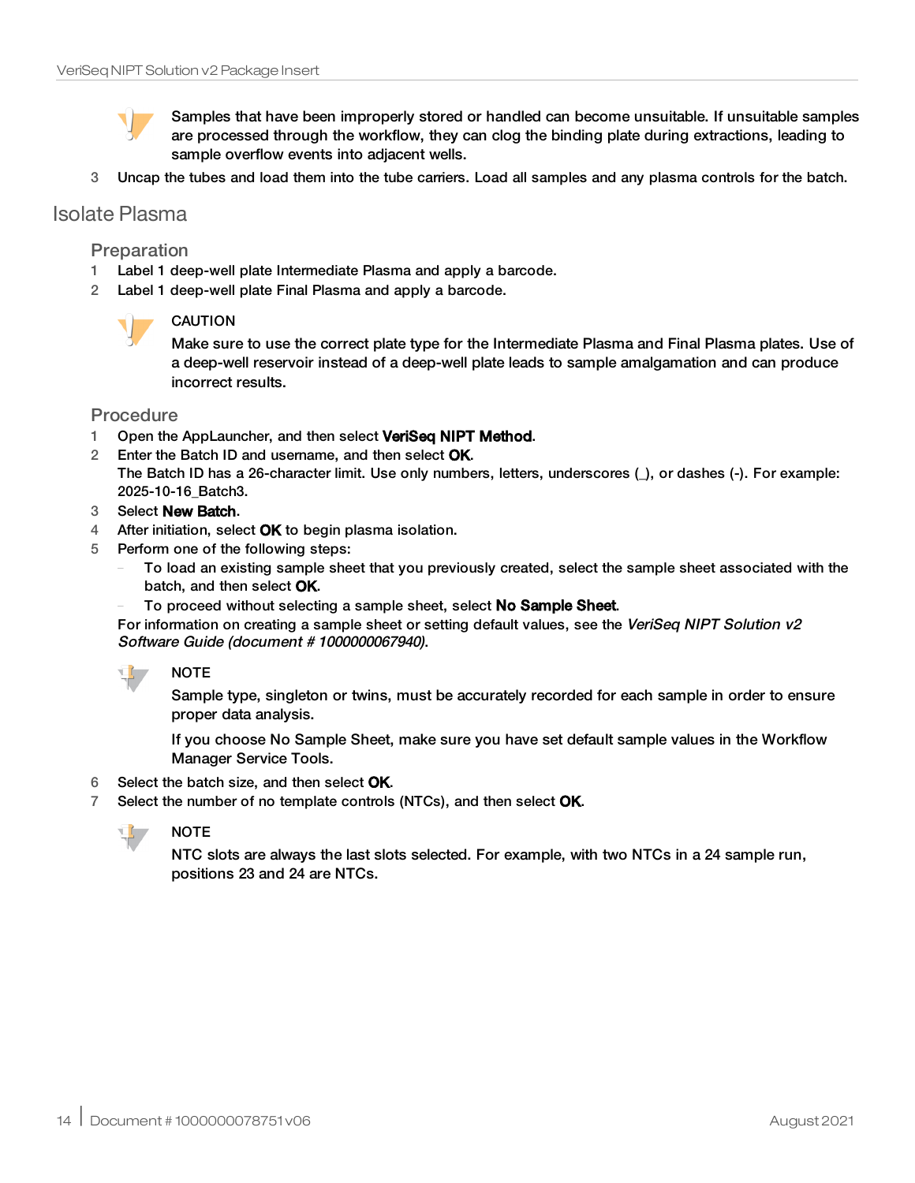> Samples that have been improperly stored or handled can become unsuitable. If unsuitable samples are processed through the workflow, they can clog the binding plate during extractions, leading to sample overflow events into adjacent wells.

3. Uncap the tubes and load them into the tube carriers. Load all samples and any plasma controls for the batch.

## Isolate Plasma

### Preparation

1. Label 1 deep-well plate Intermediate Plasma and apply a barcode.
2. Label 1 deep-well plate Final Plasma and apply a barcode.

> CAUTION
>
> Make sure to use the correct plate type for the Intermediate Plasma and Final Plasma plates. Use of a deep-well reservoir instead of a deep-well plate leads to sample amalgamation and can produce incorrect results.

### Procedure

1. Open the AppLauncher, and then select **VeriSeq NIPT Method**.
2. Enter the Batch ID and username, and then select **OK**.
   The Batch ID has a 26-character limit. Use only numbers, letters, underscores (_), or dashes (-). For example: 2025-10-16_Batch3.
3. Select **New Batch**.
4. After initiation, select **OK** to begin plasma isolation.
5. Perform one of the following steps:
   - To load an existing sample sheet that you previously created, select the sample sheet associated with the batch, and then select **OK**.
   - To proceed without selecting a sample sheet, select **No Sample Sheet**.

   For information on creating a sample sheet or setting default values, see the *VeriSeq NIPT Solution v2 Software Guide (document # 1000000067940)*.

> NOTE
>
> Sample type, singleton or twins, must be accurately recorded for each sample in order to ensure proper data analysis.
>
> If you choose No Sample Sheet, make sure you have set default sample values in the Workflow Manager Service Tools.

6. Select the batch size, and then select **OK**.
7. Select the number of no template controls (NTCs), and then select **OK**.

> NOTE
>
> NTC slots are always the last slots selected. For example, with two NTCs in a 24 sample run, positions 23 and 24 are NTCs.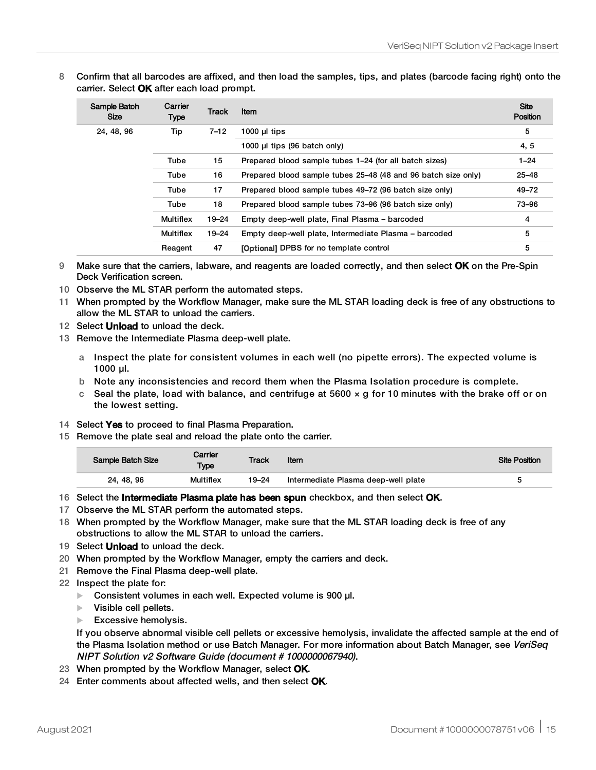8 Confirm that all barcodes are affixed, and then load the samples, tips, and plates (barcode facing right) onto the carrier. Select **OK** after each load prompt.

| Sample Batch Size | Carrier Type | Track | Item | Site Position |
|---|---|---|---|---|
| 24, 48, 96 | Tip | 7–12 | 1000 µl tips | 5 |
| | | | 1000 µl tips (96 batch only) | 4, 5 |
| | Tube | 15 | Prepared blood sample tubes 1–24 (for all batch sizes) | 1–24 |
| | Tube | 16 | Prepared blood sample tubes 25–48 (48 and 96 batch size only) | 25–48 |
| | Tube | 17 | Prepared blood sample tubes 49–72 (96 batch size only) | 49–72 |
| | Tube | 18 | Prepared blood sample tubes 73–96 (96 batch size only) | 73–96 |
| | Multiflex | 19–24 | Empty deep-well plate, Final Plasma – barcoded | 4 |
| | Multiflex | 19–24 | Empty deep-well plate, Intermediate Plasma – barcoded | 5 |
| | Reagent | 47 | **[Optional]** DPBS for no template control | 5 |

9 Make sure that the carriers, labware, and reagents are loaded correctly, and then select **OK** on the Pre-Spin Deck Verification screen.
10 Observe the ML STAR perform the automated steps.
11 When prompted by the Workflow Manager, make sure the ML STAR loading deck is free of any obstructions to allow the ML STAR to unload the carriers.
12 Select **Unload** to unload the deck.
13 Remove the Intermediate Plasma deep-well plate.
   a Inspect the plate for consistent volumes in each well (no pipette errors). The expected volume is 1000 µl.
   b Note any inconsistencies and record them when the Plasma Isolation procedure is complete.
   c Seal the plate, load with balance, and centrifuge at 5600 × g for 10 minutes with the brake off or on the lowest setting.
14 Select **Yes** to proceed to final Plasma Preparation.
15 Remove the plate seal and reload the plate onto the carrier.

| Sample Batch Size | Carrier Type | Track | Item | Site Position |
|---|---|---|---|---|
| 24, 48, 96 | Multiflex | 19–24 | Intermediate Plasma deep-well plate | 5 |

16 Select the **Intermediate Plasma plate has been spun** checkbox, and then select **OK**.
17 Observe the ML STAR perform the automated steps.
18 When prompted by the Workflow Manager, make sure that the ML STAR loading deck is free of any obstructions to allow the ML STAR to unload the carriers.
19 Select **Unload** to unload the deck.
20 When prompted by the Workflow Manager, empty the carriers and deck.
21 Remove the Final Plasma deep-well plate.
22 Inspect the plate for:
   - Consistent volumes in each well. Expected volume is 900 µl.
   - Visible cell pellets.
   - Excessive hemolysis.

   If you observe abnormal visible cell pellets or excessive hemolysis, invalidate the affected sample at the end of the Plasma Isolation method or use Batch Manager. For more information about Batch Manager, see *VeriSeq NIPT Solution v2 Software Guide (document # 1000000067940)*.
23 When prompted by the Workflow Manager, select **OK**.
24 Enter comments about affected wells, and then select **OK**.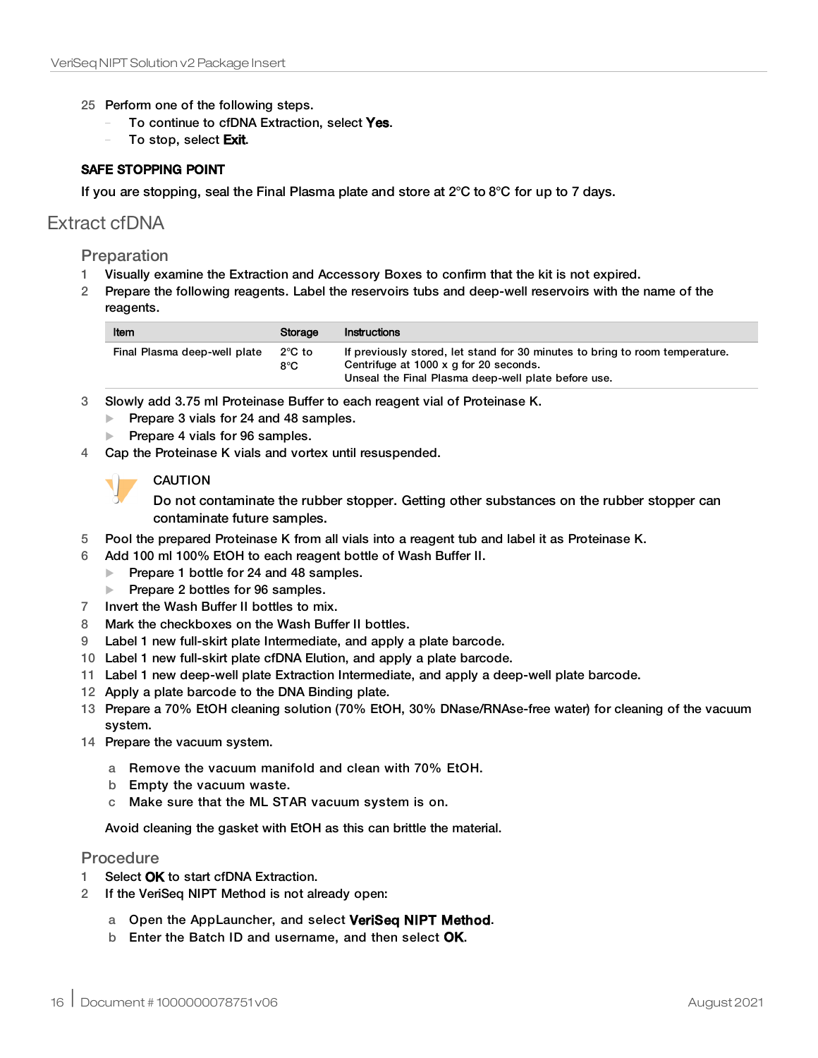25 Perform one of the following steps.
   - To continue to cfDNA Extraction, select **Yes**.
   - To stop, select **Exit**.

**SAFE STOPPING POINT**

If you are stopping, seal the Final Plasma plate and store at 2°C to 8°C for up to 7 days.

## Extract cfDNA

### Preparation

1. Visually examine the Extraction and Accessory Boxes to confirm that the kit is not expired.
2. Prepare the following reagents. Label the reservoirs tubs and deep-well reservoirs with the name of the reagents.

| Item | Storage | Instructions |
|---|---|---|
| Final Plasma deep-well plate | 2°C to 8°C | If previously stored, let stand for 30 minutes to bring to room temperature. Centrifuge at 1000 x g for 20 seconds. Unseal the Final Plasma deep-well plate before use. |

3. Slowly add 3.75 ml Proteinase Buffer to each reagent vial of Proteinase K.
   - Prepare 3 vials for 24 and 48 samples.
   - Prepare 4 vials for 96 samples.
4. Cap the Proteinase K vials and vortex until resuspended.

   CAUTION

   Do not contaminate the rubber stopper. Getting other substances on the rubber stopper can contaminate future samples.

5. Pool the prepared Proteinase K from all vials into a reagent tub and label it as Proteinase K.
6. Add 100 ml 100% EtOH to each reagent bottle of Wash Buffer II.
   - Prepare 1 bottle for 24 and 48 samples.
   - Prepare 2 bottles for 96 samples.
7. Invert the Wash Buffer II bottles to mix.
8. Mark the checkboxes on the Wash Buffer II bottles.
9. Label 1 new full-skirt plate Intermediate, and apply a plate barcode.
10. Label 1 new full-skirt plate cfDNA Elution, and apply a plate barcode.
11. Label 1 new deep-well plate Extraction Intermediate, and apply a deep-well plate barcode.
12. Apply a plate barcode to the DNA Binding plate.
13. Prepare a 70% EtOH cleaning solution (70% EtOH, 30% DNase/RNAse-free water) for cleaning of the vacuum system.
14. Prepare the vacuum system.
    a. Remove the vacuum manifold and clean with 70% EtOH.
    b. Empty the vacuum waste.
    c. Make sure that the ML STAR vacuum system is on.

    Avoid cleaning the gasket with EtOH as this can brittle the material.

### Procedure

1. Select **OK** to start cfDNA Extraction.
2. If the VeriSeq NIPT Method is not already open:
   a. Open the AppLauncher, and select **VeriSeq NIPT Method**.
   b. Enter the Batch ID and username, and then select **OK**.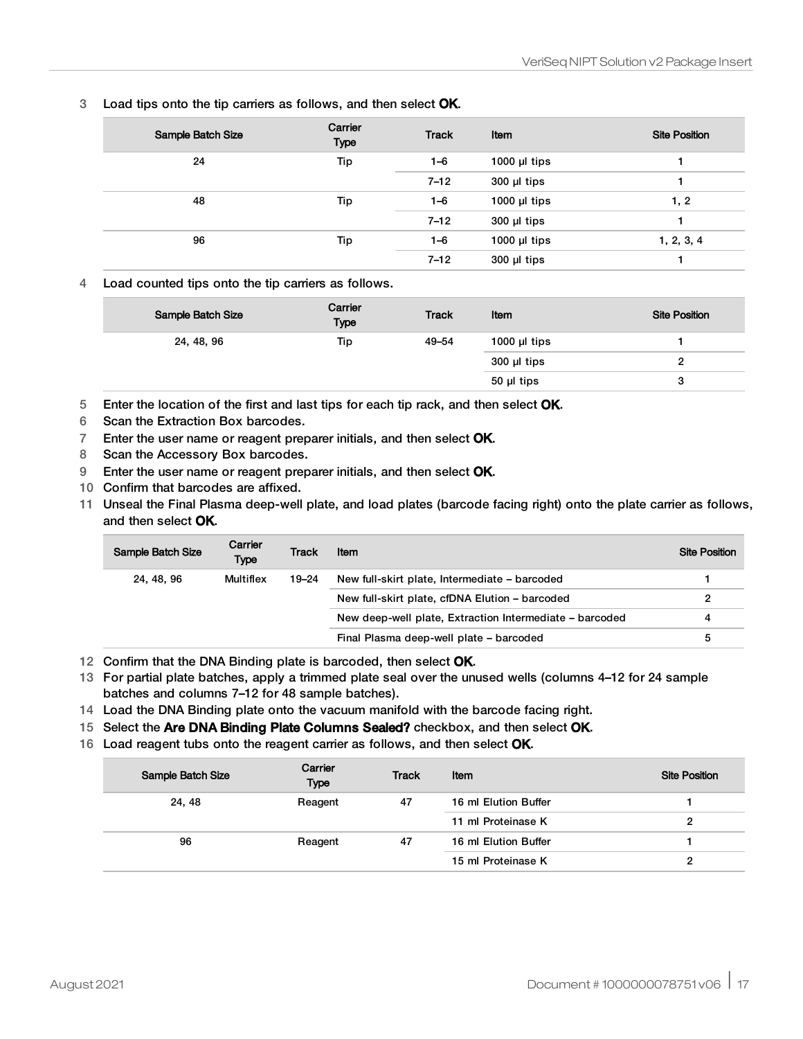3 Load tips onto the tip carriers as follows, and then select **OK**.

| Sample Batch Size | Carrier Type | Track | Item | Site Position |
|---|---|---|---|---|
| 24 | Tip | 1–6 | 1000 µl tips | 1 |
| | | 7–12 | 300 µl tips | 1 |
| 48 | Tip | 1–6 | 1000 µl tips | 1, 2 |
| | | 7–12 | 300 µl tips | 1 |
| 96 | Tip | 1–6 | 1000 µl tips | 1, 2, 3, 4 |
| | | 7–12 | 300 µl tips | 1 |

4 Load counted tips onto the tip carriers as follows.

| Sample Batch Size | Carrier Type | Track | Item | Site Position |
|---|---|---|---|---|
| 24, 48, 96 | Tip | 49–54 | 1000 µl tips | 1 |
| | | | 300 µl tips | 2 |
| | | | 50 µl tips | 3 |

5 Enter the location of the first and last tips for each tip rack, and then select **OK**.
6 Scan the Extraction Box barcodes.
7 Enter the user name or reagent preparer initials, and then select **OK**.
8 Scan the Accessory Box barcodes.
9 Enter the user name or reagent preparer initials, and then select **OK**.
10 Confirm that barcodes are affixed.
11 Unseal the Final Plasma deep-well plate, and load plates (barcode facing right) onto the plate carrier as follows, and then select **OK**.

| Sample Batch Size | Carrier Type | Track | Item | Site Position |
|---|---|---|---|---|
| 24, 48, 96 | Multiflex | 19–24 | New full-skirt plate, Intermediate – barcoded | 1 |
| | | | New full-skirt plate, cfDNA Elution – barcoded | 2 |
| | | | New deep-well plate, Extraction Intermediate – barcoded | 4 |
| | | | Final Plasma deep-well plate – barcoded | 5 |

12 Confirm that the DNA Binding plate is barcoded, then select **OK**.
13 For partial plate batches, apply a trimmed plate seal over the unused wells (columns 4–12 for 24 sample batches and columns 7–12 for 48 sample batches).
14 Load the DNA Binding plate onto the vacuum manifold with the barcode facing right.
15 Select the **Are DNA Binding Plate Columns Sealed?** checkbox, and then select **OK**.
16 Load reagent tubs onto the reagent carrier as follows, and then select **OK**.

| Sample Batch Size | Carrier Type | Track | Item | Site Position |
|---|---|---|---|---|
| 24, 48 | Reagent | 47 | 16 ml Elution Buffer | 1 |
| | | | 11 ml Proteinase K | 2 |
| 96 | Reagent | 47 | 16 ml Elution Buffer | 1 |
| | | | 15 ml Proteinase K | 2 |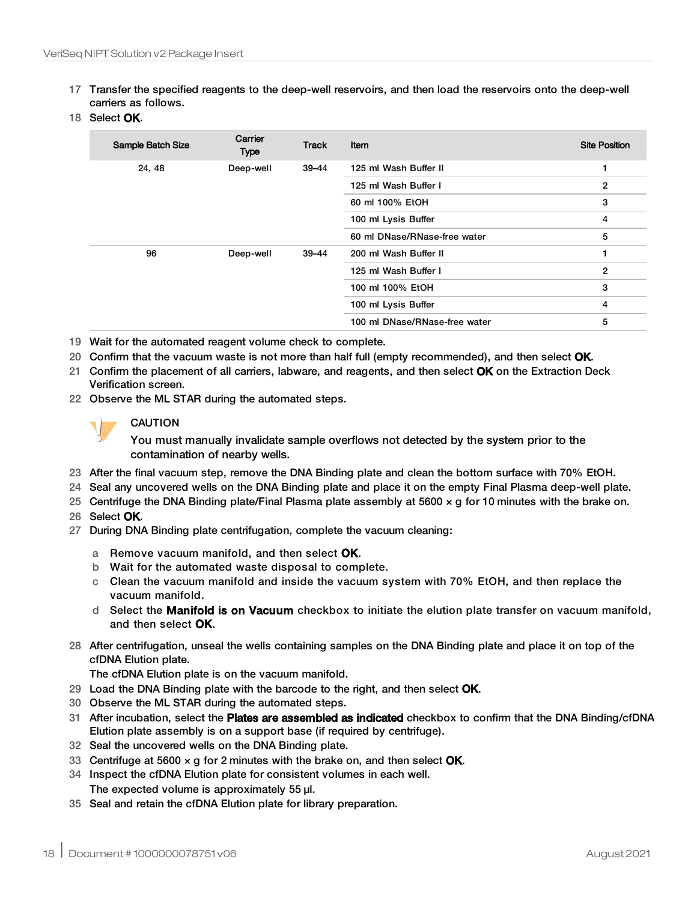17 Transfer the specified reagents to the deep-well reservoirs, and then load the reservoirs onto the deep-well carriers as follows.

18 Select **OK**.

| Sample Batch Size | Carrier Type | Track | Item | Site Position |
|---|---|---|---|---|
| 24, 48 | Deep-well | 39–44 | 125 ml Wash Buffer II | 1 |
| | | | 125 ml Wash Buffer I | 2 |
| | | | 60 ml 100% EtOH | 3 |
| | | | 100 ml Lysis Buffer | 4 |
| | | | 60 ml DNase/RNase-free water | 5 |
| 96 | Deep-well | 39–44 | 200 ml Wash Buffer II | 1 |
| | | | 125 ml Wash Buffer I | 2 |
| | | | 100 ml 100% EtOH | 3 |
| | | | 100 ml Lysis Buffer | 4 |
| | | | 100 ml DNase/RNase-free water | 5 |

19 Wait for the automated reagent volume check to complete.

20 Confirm that the vacuum waste is not more than half full (empty recommended), and then select **OK**.

21 Confirm the placement of all carriers, labware, and reagents, and then select **OK** on the Extraction Deck Verification screen.

22 Observe the ML STAR during the automated steps.

CAUTION

You must manually invalidate sample overflows not detected by the system prior to the contamination of nearby wells.

23 After the final vacuum step, remove the DNA Binding plate and clean the bottom surface with 70% EtOH.

24 Seal any uncovered wells on the DNA Binding plate and place it on the empty Final Plasma deep-well plate.

25 Centrifuge the DNA Binding plate/Final Plasma plate assembly at 5600 × g for 10 minutes with the brake on.

26 Select **OK**.

27 During DNA Binding plate centrifugation, complete the vacuum cleaning:

   a Remove vacuum manifold, and then select **OK**.

   b Wait for the automated waste disposal to complete.

   c Clean the vacuum manifold and inside the vacuum system with 70% EtOH, and then replace the vacuum manifold.

   d Select the **Manifold is on Vacuum** checkbox to initiate the elution plate transfer on vacuum manifold, and then select **OK**.

28 After centrifugation, unseal the wells containing samples on the DNA Binding plate and place it on top of the cfDNA Elution plate.
The cfDNA Elution plate is on the vacuum manifold.

29 Load the DNA Binding plate with the barcode to the right, and then select **OK**.

30 Observe the ML STAR during the automated steps.

31 After incubation, select the **Plates are assembled as indicated** checkbox to confirm that the DNA Binding/cfDNA Elution plate assembly is on a support base (if required by centrifuge).

32 Seal the uncovered wells on the DNA Binding plate.

33 Centrifuge at 5600 × g for 2 minutes with the brake on, and then select **OK**.

34 Inspect the cfDNA Elution plate for consistent volumes in each well.
The expected volume is approximately 55 µl.

35 Seal and retain the cfDNA Elution plate for library preparation.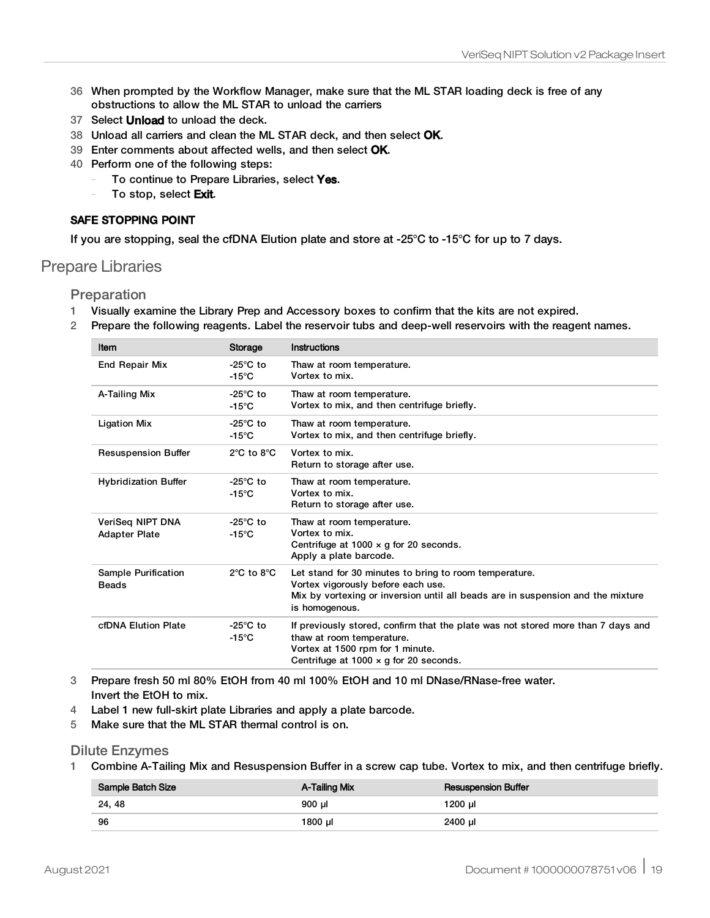36 When prompted by the Workflow Manager, make sure that the ML STAR loading deck is free of any obstructions to allow the ML STAR to unload the carriers
37 Select **Unload** to unload the deck.
38 Unload all carriers and clean the ML STAR deck, and then select **OK**.
39 Enter comments about affected wells, and then select **OK**.
40 Perform one of the following steps:
   - To continue to Prepare Libraries, select **Yes**.
   - To stop, select **Exit**.

**SAFE STOPPING POINT**

If you are stopping, seal the cfDNA Elution plate and store at -25°C to -15°C for up to 7 days.

## Prepare Libraries

### Preparation

1 Visually examine the Library Prep and Accessory boxes to confirm that the kits are not expired.
2 Prepare the following reagents. Label the reservoir tubes and deep-well reservoirs with the reagent names.

| Item | Storage | Instructions |
|---|---|---|
| End Repair Mix | -25°C to -15°C | Thaw at room temperature.<br>Vortex to mix. |
| A-Tailing Mix | -25°C to -15°C | Thaw at room temperature.<br>Vortex to mix, and then centrifuge briefly. |
| Ligation Mix | -25°C to -15°C | Thaw at room temperature.<br>Vortex to mix, and then centrifuge briefly. |
| Resuspension Buffer | 2°C to 8°C | Vortex to mix.<br>Return to storage after use. |
| Hybridization Buffer | -25°C to -15°C | Thaw at room temperature.<br>Vortex to mix.<br>Return to storage after use. |
| VeriSeq NIPT DNA Adapter Plate | -25°C to -15°C | Thaw at room temperature.<br>Vortex to mix.<br>Centrifuge at 1000 × g for 20 seconds.<br>Apply a plate barcode. |
| Sample Purification Beads | 2°C to 8°C | Let stand for 30 minutes to bring to room temperature.<br>Vortex vigorously before each use.<br>Mix by vortexing or inversion until all beads are in suspension and the mixture is homogenous. |
| cfDNA Elution Plate | -25°C to -15°C | If previously stored, confirm that the plate was not stored more than 7 days and thaw at room temperature.<br>Vortex at 1500 rpm for 1 minute.<br>Centrifuge at 1000 × g for 20 seconds. |

3 Prepare fresh 50 ml 80% EtOH from 40 ml 100% EtOH and 10 ml DNase/RNase-free water.
   Invert the EtOH to mix.
4 Label 1 new full-skirt plate Libraries and apply a plate barcode.
5 Make sure that the ML STAR thermal control is on.

### Dilute Enzymes

1 Combine A-Tailing Mix and Resuspension Buffer in a screw cap tube. Vortex to mix, and then centrifuge briefly.

| Sample Batch Size | A-Tailing Mix | Resuspension Buffer |
|---|---|---|
| 24, 48 | 900 µl | 1200 µl |
| 96 | 1800 µl | 2400 µl |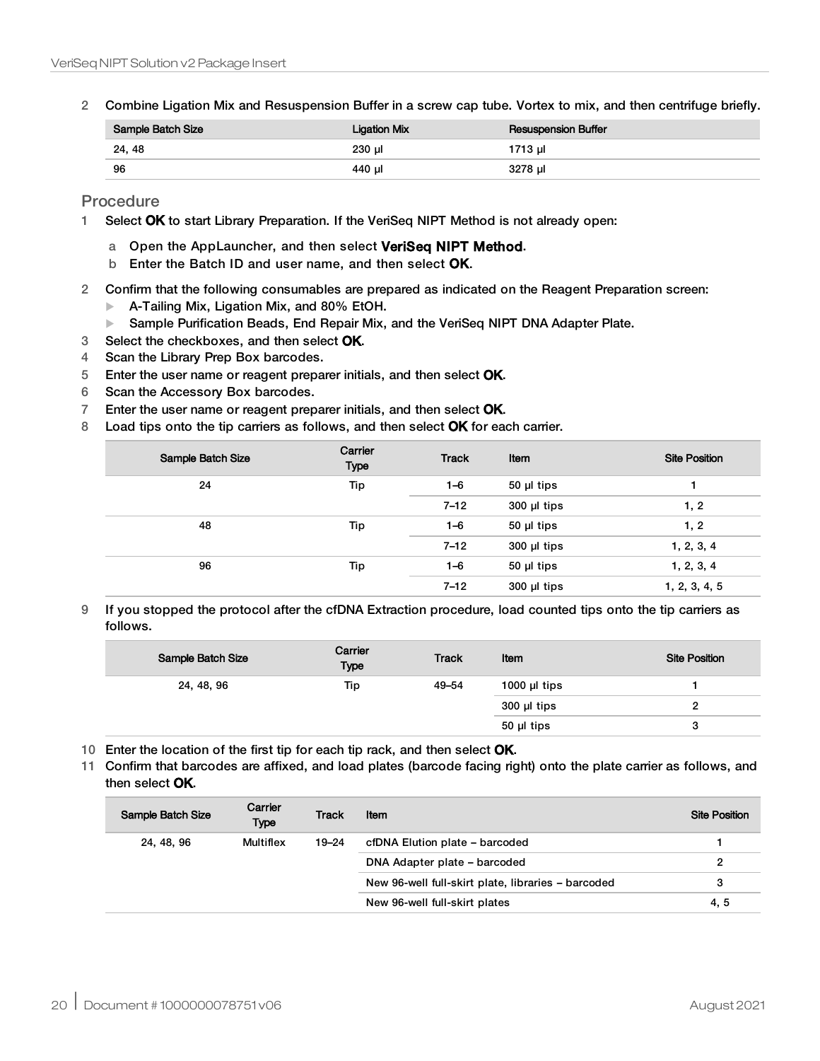2 Combine Ligation Mix and Resuspension Buffer in a screw cap tube. Vortex to mix, and then centrifuge briefly.

| Sample Batch Size | Ligation Mix | Resuspension Buffer |
|---|---|---|
| 24, 48 | 230 µl | 1713 µl |
| 96 | 440 µl | 3278 µl |

## Procedure

1 Select **OK** to start Library Preparation. If the VeriSeq NIPT Method is not already open:

   a Open the AppLauncher, and then select **VeriSeq NIPT Method**.

   b Enter the Batch ID and user name, and then select **OK**.

2 Confirm that the following consumables are prepared as indicated on the Reagent Preparation screen:

   - A-Tailing Mix, Ligation Mix, and 80% EtOH.
   - Sample Purification Beads, End Repair Mix, and the VeriSeq NIPT DNA Adapter Plate.

3 Select the checkboxes, and then select **OK**.

4 Scan the Library Prep Box barcodes.

5 Enter the user name or reagent preparer initials, and then select **OK**.

6 Scan the Accessory Box barcodes.

7 Enter the user name or reagent preparer initials, and then select **OK**.

8 Load tips onto the tip carriers as follows, and then select **OK** for each carrier.

| Sample Batch Size | Carrier Type | Track | Item | Site Position |
|---|---|---|---|---|
| 24 | Tip | 1–6 | 50 µl tips | 1 |
| | | 7–12 | 300 µl tips | 1, 2 |
| 48 | Tip | 1–6 | 50 µl tips | 1, 2 |
| | | 7–12 | 300 µl tips | 1, 2, 3, 4 |
| 96 | Tip | 1–6 | 50 µl tips | 1, 2, 3, 4 |
| | | 7–12 | 300 µl tips | 1, 2, 3, 4, 5 |

9 If you stopped the protocol after the cfDNA Extraction procedure, load counted tips onto the tip carriers as follows.

| Sample Batch Size | Carrier Type | Track | Item | Site Position |
|---|---|---|---|---|
| 24, 48, 96 | Tip | 49–54 | 1000 µl tips | 1 |
| | | | 300 µl tips | 2 |
| | | | 50 µl tips | 3 |

10 Enter the location of the first tip for each tip rack, and then select **OK**.

11 Confirm that barcodes are affixed, and load plates (barcode facing right) onto the plate carrier as follows, and then select **OK**.

| Sample Batch Size | Carrier Type | Track | Item | Site Position |
|---|---|---|---|---|
| 24, 48, 96 | Multiflex | 19–24 | cfDNA Elution plate – barcoded | 1 |
| | | | DNA Adapter plate – barcoded | 2 |
| | | | New 96-well full-skirt plate, libraries – barcoded | 3 |
| | | | New 96-well full-skirt plates | 4, 5 |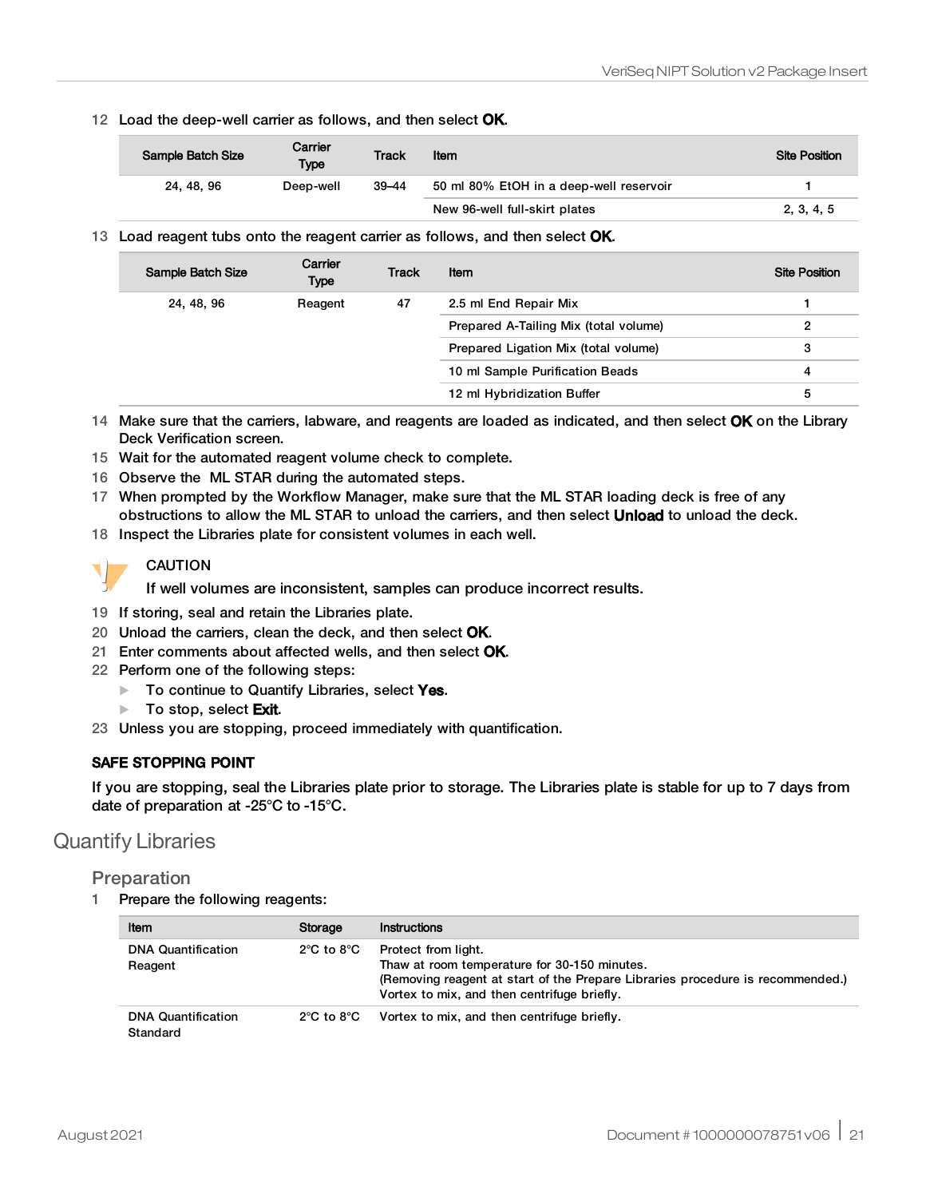12 Load the deep-well carrier as follows, and then select **OK**.

| Sample Batch Size | Carrier Type | Track | Item | Site Position |
|---|---|---|---|---|
| 24, 48, 96 | Deep-well | 39–44 | 50 ml 80% EtOH in a deep-well reservoir | 1 |
| | | | New 96-well full-skirt plates | 2, 3, 4, 5 |

13 Load reagent tubs onto the reagent carrier as follows, and then select **OK**.

| Sample Batch Size | Carrier Type | Track | Item | Site Position |
|---|---|---|---|---|
| 24, 48, 96 | Reagent | 47 | 2.5 ml End Repair Mix | 1 |
| | | | Prepared A-Tailing Mix (total volume) | 2 |
| | | | Prepared Ligation Mix (total volume) | 3 |
| | | | 10 ml Sample Purification Beads | 4 |
| | | | 12 ml Hybridization Buffer | 5 |

14 Make sure that the carriers, labware, and reagents are loaded as indicated, and then select **OK** on the Library Deck Verification screen.

15 Wait for the automated reagent volume check to complete.

16 Observe the ML STAR during the automated steps.

17 When prompted by the Workflow Manager, make sure that the ML STAR loading deck is free of any obstructions to allow the ML STAR to unload the carriers, and then select **Unload** to unload the deck.

18 Inspect the Libraries plate for consistent volumes in each well.

> CAUTION
>
> If well volumes are inconsistent, samples can produce incorrect results.

19 If storing, seal and retain the Libraries plate.

20 Unload the carriers, clean the deck, and then select **OK**.

21 Enter comments about affected wells, and then select **OK**.

22 Perform one of the following steps:

- To continue to Quantify Libraries, select **Yes**.
- To stop, select **Exit**.

23 Unless you are stopping, proceed immediately with quantification.

**SAFE STOPPING POINT**

If you are stopping, seal the Libraries plate prior to storage. The Libraries plate is stable for up to 7 days from date of preparation at -25°C to -15°C.

## Quantify Libraries

### Preparation

1 Prepare the following reagents:

| Item | Storage | Instructions |
|---|---|---|
| DNA Quantification Reagent | 2°C to 8°C | Protect from light.<br>Thaw at room temperature for 30-150 minutes.<br>(Removing reagent at start of the Prepare Libraries procedure is recommended.)<br>Vortex to mix, and then centrifuge briefly. |
| DNA Quantification Standard | 2°C to 8°C | Vortex to mix, and then centrifuge briefly. |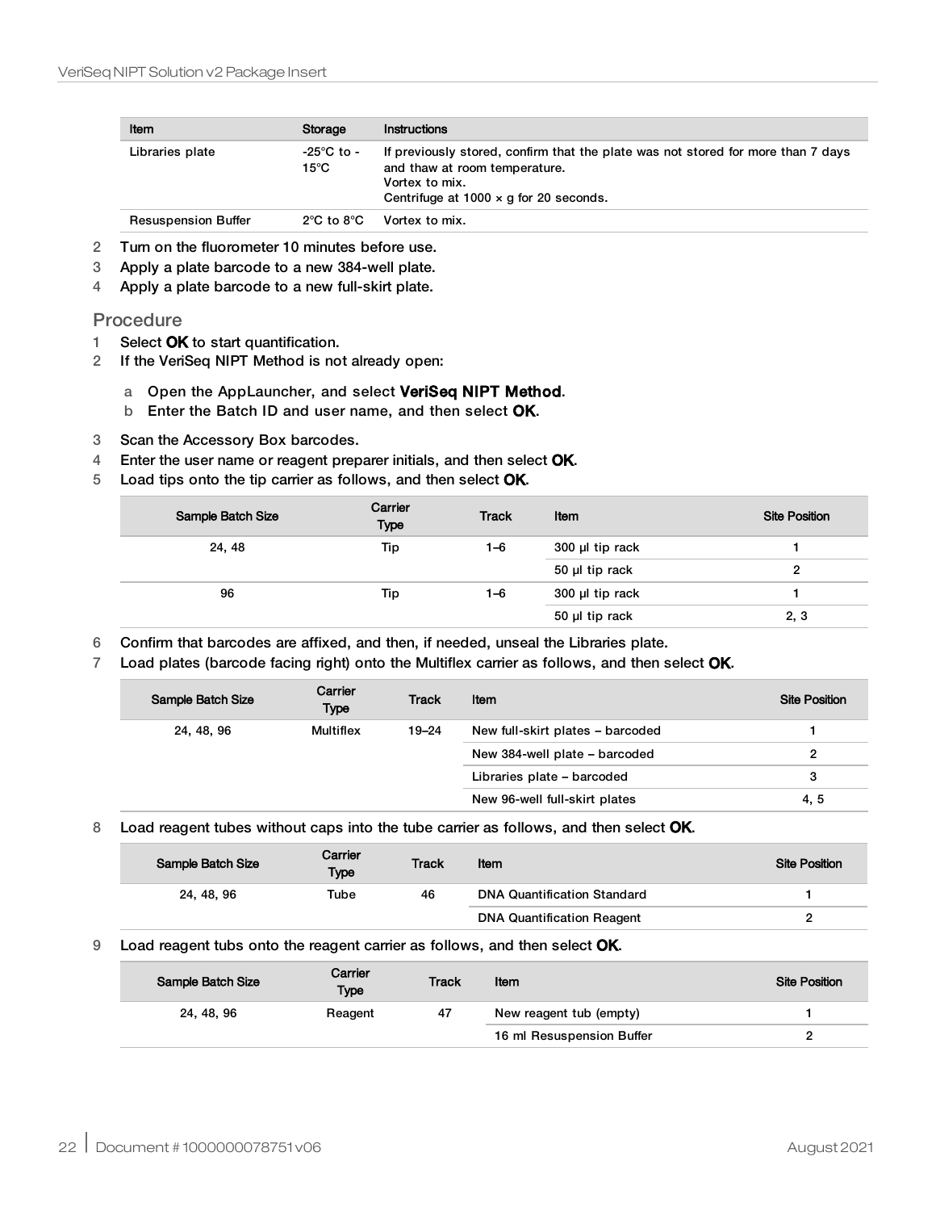| Item | Storage | Instructions |
| --- | --- | --- |
| Libraries plate | -25°C to -15°C | If previously stored, confirm that the plate was not stored for more than 7 days and thaw at room temperature. Vortex to mix. Centrifuge at 1000 × g for 20 seconds. |
| Resuspension Buffer | 2°C to 8°C | Vortex to mix. |

2 Turn on the fluorometer 10 minutes before use.
3 Apply a plate barcode to a new 384-well plate.
4 Apply a plate barcode to a new full-skirt plate.

## Procedure

1 Select **OK** to start quantification.
2 If the VeriSeq NIPT Method is not already open:
   a Open the AppLauncher, and select **VeriSeq NIPT Method**.
   b Enter the Batch ID and user name, and then select **OK**.
3 Scan the Accessory Box barcodes.
4 Enter the user name or reagent preparer initials, and then select **OK**.
5 Load tips onto the tip carrier as follows, and then select **OK**.

| Sample Batch Size | Carrier Type | Track | Item | Site Position |
| --- | --- | --- | --- | --- |
| 24, 48 | Tip | 1–6 | 300 µl tip rack | 1 |
| | | | 50 µl tip rack | 2 |
| 96 | Tip | 1–6 | 300 µl tip rack | 1 |
| | | | 50 µl tip rack | 2, 3 |

6 Confirm that barcodes are affixed, and then, if needed, unseal the Libraries plate.
7 Load plates (barcode facing right) onto the Multiflex carrier as follows, and then select **OK**.

| Sample Batch Size | Carrier Type | Track | Item | Site Position |
| --- | --- | --- | --- | --- |
| 24, 48, 96 | Multiflex | 19–24 | New full-skirt plates – barcoded | 1 |
| | | | New 384-well plate – barcoded | 2 |
| | | | Libraries plate – barcoded | 3 |
| | | | New 96-well full-skirt plates | 4, 5 |

8 Load reagent tubes without caps into the tube carrier as follows, and then select **OK**.

| Sample Batch Size | Carrier Type | Track | Item | Site Position |
| --- | --- | --- | --- | --- |
| 24, 48, 96 | Tube | 46 | DNA Quantification Standard | 1 |
| | | | DNA Quantification Reagent | 2 |

9 Load reagent tubs onto the reagent carrier as follows, and then select **OK**.

| Sample Batch Size | Carrier Type | Track | Item | Site Position |
| --- | --- | --- | --- | --- |
| 24, 48, 96 | Reagent | 47 | New reagent tub (empty) | 1 |
| | | | 16 ml Resuspension Buffer | 2 |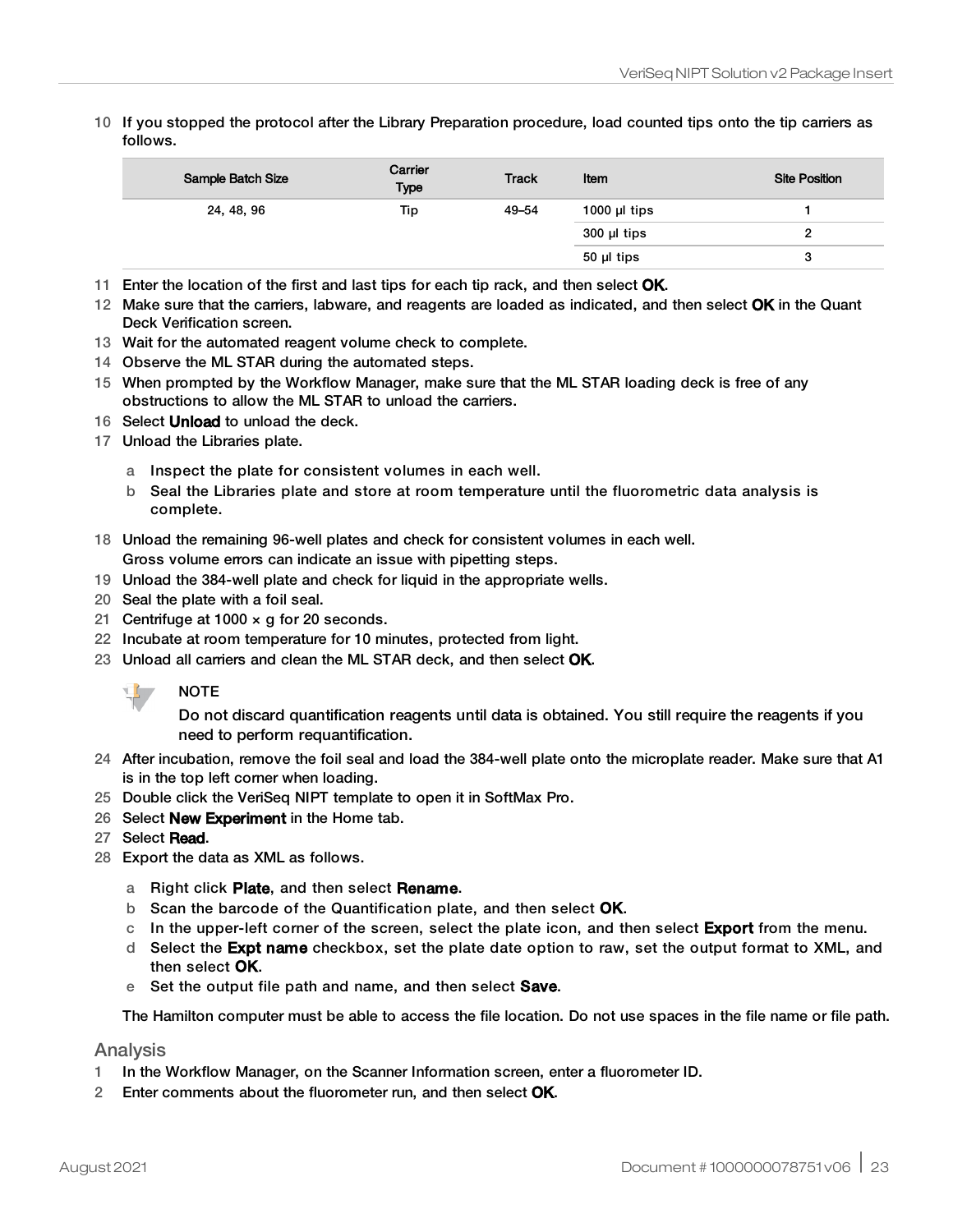10 If you stopped the protocol after the Library Preparation procedure, load counted tips onto the tip carriers as follows.

| Sample Batch Size | Carrier Type | Track | Item | Site Position |
|---|---|---|---|---|
| 24, 48, 96 | Tip | 49–54 | 1000 µl tips | 1 |
| | | | 300 µl tips | 2 |
| | | | 50 µl tips | 3 |

11 Enter the location of the first and last tips for each tip rack, and then select **OK**.
12 Make sure that the carriers, labware, and reagents are loaded as indicated, and then select **OK** in the Quant Deck Verification screen.
13 Wait for the automated reagent volume check to complete.
14 Observe the ML STAR during the automated steps.
15 When prompted by the Workflow Manager, make sure that the ML STAR loading deck is free of any obstructions to allow the ML STAR to unload the carriers.
16 Select **Unload** to unload the deck.
17 Unload the Libraries plate.

   a Inspect the plate for consistent volumes in each well.
   b Seal the Libraries plate and store at room temperature until the fluorometric data analysis is complete.

18 Unload the remaining 96-well plates and check for consistent volumes in each well.
   Gross volume errors can indicate an issue with pipetting steps.
19 Unload the 384-well plate and check for liquid in the appropriate wells.
20 Seal the plate with a foil seal.
21 Centrifuge at 1000 × g for 20 seconds.
22 Incubate at room temperature for 10 minutes, protected from light.
23 Unload all carriers and clean the ML STAR deck, and then select **OK**.

> **NOTE**
> Do not discard quantification reagents until data is obtained. You still require the reagents if you need to perform requantification.

24 After incubation, remove the foil seal and load the 384-well plate onto the microplate reader. Make sure that A1 is in the top left corner when loading.
25 Double click the VeriSeq NIPT template to open it in SoftMax Pro.
26 Select **New Experiment** in the Home tab.
27 Select **Read**.
28 Export the data as XML as follows.

   a Right click **Plate**, and then select **Rename**.
   b Scan the barcode of the Quantification plate, and then select **OK**.
   c In the upper-left corner of the screen, select the plate icon, and then select **Export** from the menu.
   d Select the **Expt name** checkbox, set the plate date option to raw, set the output format to XML, and then select **OK**.
   e Set the output file path and name, and then select **Save**.

   The Hamilton computer must be able to access the file location. Do not use spaces in the file name or file path.

## Analysis

1 In the Workflow Manager, on the Scanner Information screen, enter a fluorometer ID.
2 Enter comments about the fluorometer run, and then select **OK**.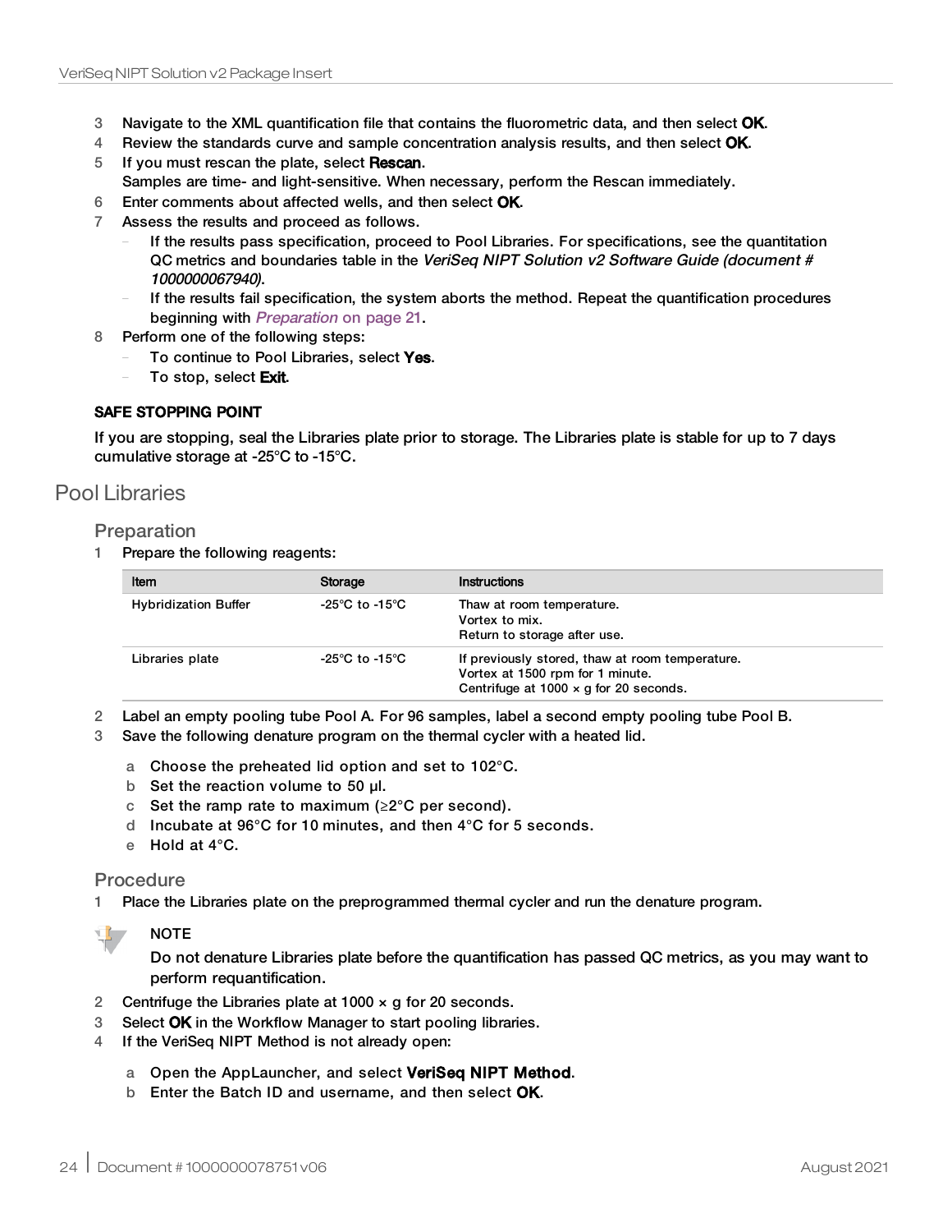3 Navigate to the XML quantification file that contains the fluorometric data, and then select **OK**.
4 Review the standards curve and sample concentration analysis results, and then select **OK**.
5 If you must rescan the plate, select **Rescan**.
  Samples are time- and light-sensitive. When necessary, perform the Rescan immediately.
6 Enter comments about affected wells, and then select **OK**.
7 Assess the results and proceed as follows.
  - If the results pass specification, proceed to Pool Libraries. For specifications, see the quantitation QC metrics and boundaries table in the *VeriSeq NIPT Solution v2 Software Guide (document # 1000000067940)*.
  - If the results fail specification, the system aborts the method. Repeat the quantification procedures beginning with *Preparation* on page 21.
8 Perform one of the following steps:
  - To continue to Pool Libraries, select **Yes**.
  - To stop, select **Exit**.

**SAFE STOPPING POINT**

If you are stopping, seal the Libraries plate prior to storage. The Libraries plate is stable for up to 7 days cumulative storage at -25°C to -15°C.

## Pool Libraries

### Preparation

1 Prepare the following reagents:

| Item | Storage | Instructions |
|---|---|---|
| Hybridization Buffer | -25°C to -15°C | Thaw at room temperature.<br>Vortex to mix.<br>Return to storage after use. |
| Libraries plate | -25°C to -15°C | If previously stored, thaw at room temperature.<br>Vortex at 1500 rpm for 1 minute.<br>Centrifuge at 1000 × g for 20 seconds. |

2 Label an empty pooling tube Pool A. For 96 samples, label a second empty pooling tube Pool B.
3 Save the following denature program on the thermal cycler with a heated lid.
  a Choose the preheated lid option and set to 102°C.
  b Set the reaction volume to 50 µl.
  c Set the ramp rate to maximum (≥2°C per second).
  d Incubate at 96°C for 10 minutes, and then 4°C for 5 seconds.
  e Hold at 4°C.

### Procedure

1 Place the Libraries plate on the preprogrammed thermal cycler and run the denature program.

> NOTE
>
> Do not denature Libraries plate before the quantification has passed QC metrics, as you may want to perform requantification.

2 Centrifuge the Libraries plate at 1000 × g for 20 seconds.
3 Select **OK** in the Workflow Manager to start pooling libraries.
4 If the VeriSeq NIPT Method is not already open:
  a Open the AppLauncher, and select **VeriSeq NIPT Method**.
  b Enter the Batch ID and username, and then select **OK**.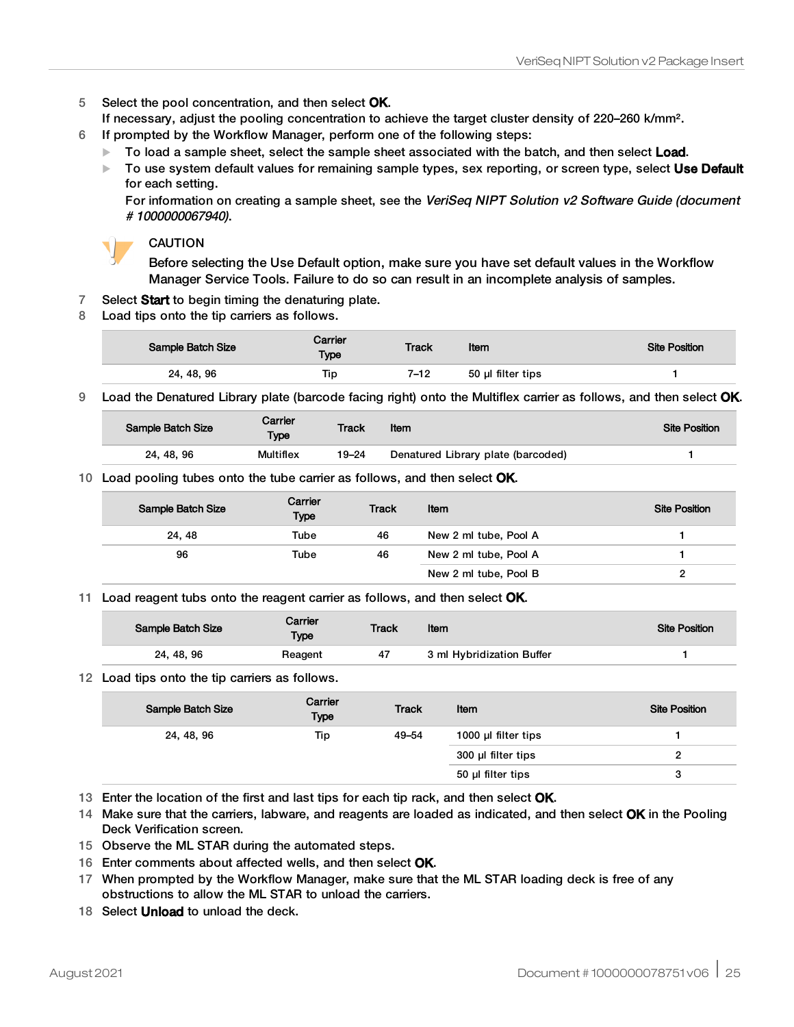5 Select the pool concentration, and then select **OK**.
   If necessary, adjust the pooling concentration to achieve the target cluster density of 220–260 k/mm².
6 If prompted by the Workflow Manager, perform one of the following steps:
   - To load a sample sheet, select the sample sheet associated with the batch, and then select **Load**.
   - To use system default values for remaining sample types, sex reporting, or screen type, select **Use Default** for each setting.
     For information on creating a sample sheet, see the *VeriSeq NIPT Solution v2 Software Guide (document # 1000000067940)*.

> CAUTION
>
> Before selecting the Use Default option, make sure you have set default values in the Workflow Manager Service Tools. Failure to do so can result in an incomplete analysis of samples.

7 Select **Start** to begin timing the denaturing plate.
8 Load tips onto the tip carriers as follows.

| Sample Batch Size | Carrier Type | Track | Item | Site Position |
|---|---|---|---|---|
| 24, 48, 96 | Tip | 7–12 | 50 µl filter tips | 1 |

9 Load the Denatured Library plate (barcode facing right) onto the Multiflex carrier as follows, and then select **OK**.

| Sample Batch Size | Carrier Type | Track | Item | Site Position |
|---|---|---|---|---|
| 24, 48, 96 | Multiflex | 19–24 | Denatured Library plate (barcoded) | 1 |

10 Load pooling tubes onto the tube carrier as follows, and then select **OK**.

| Sample Batch Size | Carrier Type | Track | Item | Site Position |
|---|---|---|---|---|
| 24, 48 | Tube | 46 | New 2 ml tube, Pool A | 1 |
| 96 | Tube | 46 | New 2 ml tube, Pool A | 1 |
| | | | New 2 ml tube, Pool B | 2 |

11 Load reagent tubs onto the reagent carrier as follows, and then select **OK**.

| Sample Batch Size | Carrier Type | Track | Item | Site Position |
|---|---|---|---|---|
| 24, 48, 96 | Reagent | 47 | 3 ml Hybridization Buffer | 1 |

12 Load tips onto the tip carriers as follows.

| Sample Batch Size | Carrier Type | Track | Item | Site Position |
|---|---|---|---|---|
| 24, 48, 96 | Tip | 49–54 | 1000 µl filter tips | 1 |
| | | | 300 µl filter tips | 2 |
| | | | 50 µl filter tips | 3 |

13 Enter the location of the first and last tips for each tip rack, and then select **OK**.
14 Make sure that the carriers, labware, and reagents are loaded as indicated, and then select **OK** in the Pooling Deck Verification screen.
15 Observe the ML STAR during the automated steps.
16 Enter comments about affected wells, and then select **OK**.
17 When prompted by the Workflow Manager, make sure that the ML STAR loading deck is free of any obstructions to allow the ML STAR to unload the carriers.
18 Select **Unload** to unload the deck.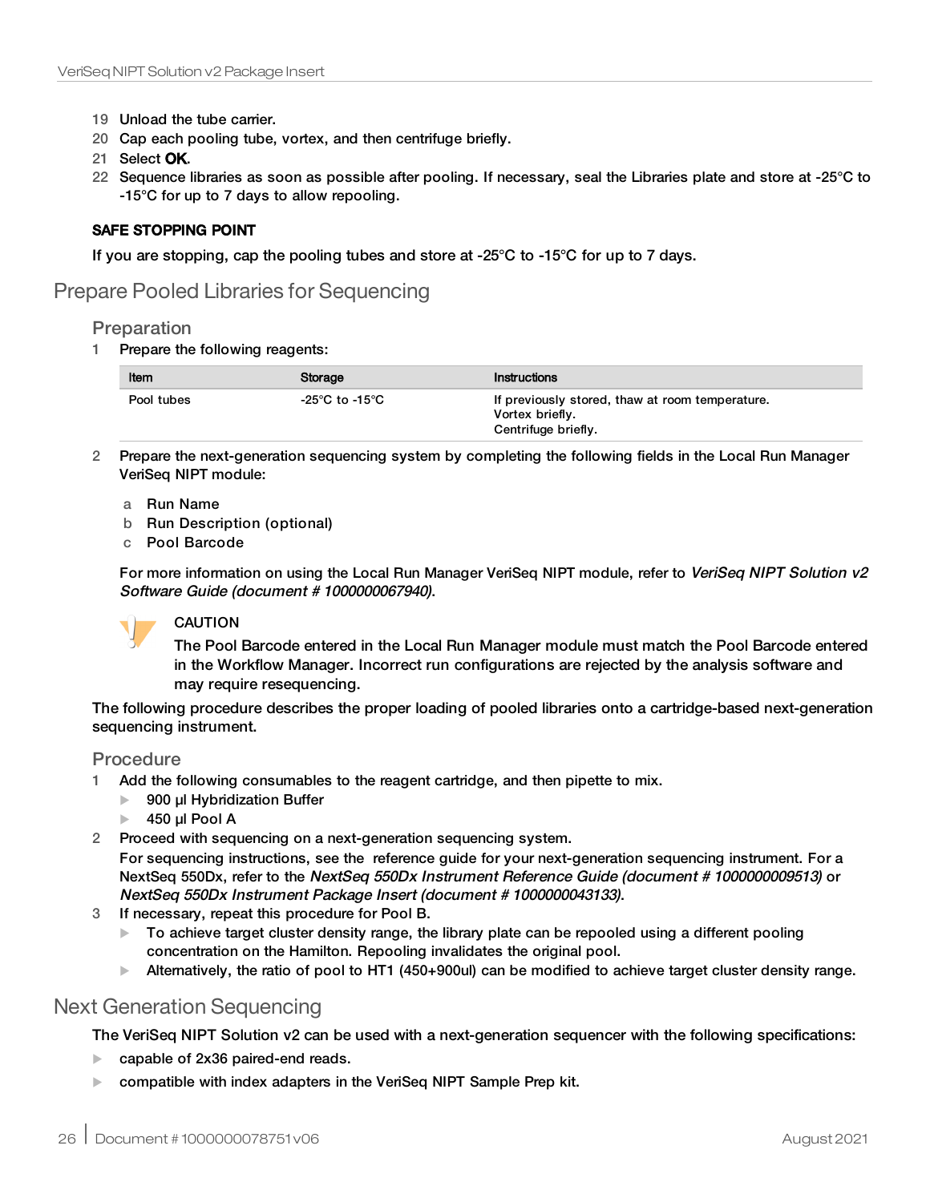19 Unload the tube carrier.
20 Cap each pooling tube, vortex, and then centrifuge briefly.
21 Select **OK**.
22 Sequence libraries as soon as possible after pooling. If necessary, seal the Libraries plate and store at -25°C to -15°C for up to 7 days to allow repooling.

**SAFE STOPPING POINT**

If you are stopping, cap the pooling tubes and store at -25°C to -15°C for up to 7 days.

## Prepare Pooled Libraries for Sequencing

### Preparation

1 Prepare the following reagents:

| Item | Storage | Instructions |
|---|---|---|
| Pool tubes | -25°C to -15°C | If previously stored, thaw at room temperature.<br>Vortex briefly.<br>Centrifuge briefly. |

2 Prepare the next-generation sequencing system by completing the following fields in the Local Run Manager VeriSeq NIPT module:

   a Run Name
   b Run Description (optional)
   c Pool Barcode

   For more information on using the Local Run Manager VeriSeq NIPT module, refer to *VeriSeq NIPT Solution v2 Software Guide (document # 1000000067940)*.

> CAUTION
>
> The Pool Barcode entered in the Local Run Manager module must match the Pool Barcode entered in the Workflow Manager. Incorrect run configurations are rejected by the analysis software and may require resequencing.

The following procedure describes the proper loading of pooled libraries onto a cartridge-based next-generation sequencing instrument.

### Procedure

1 Add the following consumables to the reagent cartridge, and then pipette to mix.
   - 900 µl Hybridization Buffer
   - 450 µl Pool A
2 Proceed with sequencing on a next-generation sequencing system.
   For sequencing instructions, see the reference guide for your next-generation sequencing instrument. For a NextSeq 550Dx, refer to the *NextSeq 550Dx Instrument Reference Guide (document # 1000000009513)* or *NextSeq 550Dx Instrument Package Insert (document # 1000000043133)*.
3 If necessary, repeat this procedure for Pool B.
   - To achieve target cluster density range, the library plate can be repooled using a different pooling concentration on the Hamilton. Repooling invalidates the original pool.
   - Alternatively, the ratio of pool to HT1 (450+900ul) can be modified to achieve target cluster density range.

## Next Generation Sequencing

The VeriSeq NIPT Solution v2 can be used with a next-generation sequencer with the following specifications:

- capable of 2x36 paired-end reads.
- compatible with index adapters in the VeriSeq NIPT Sample Prep kit.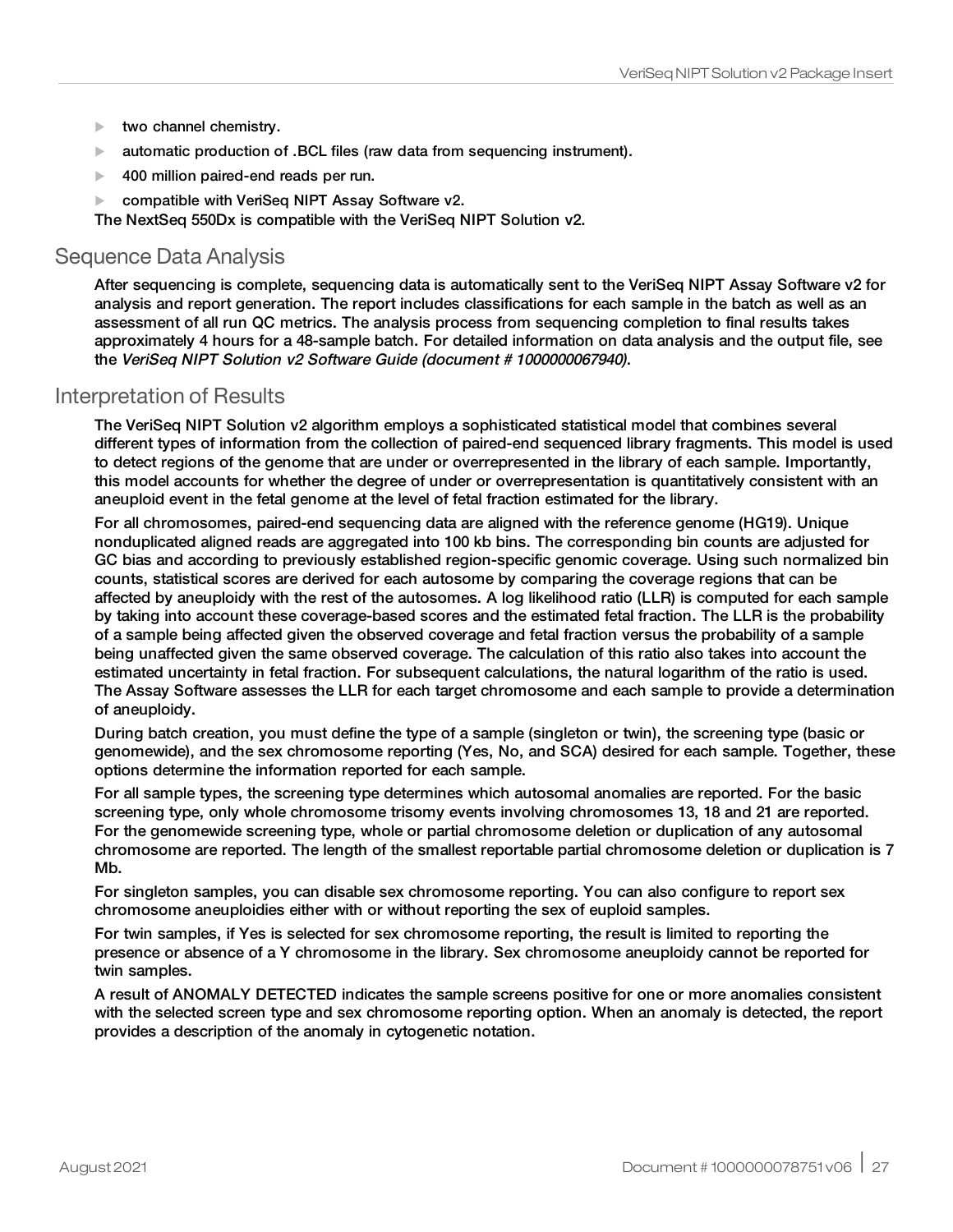- two channel chemistry.
- automatic production of .BCL files (raw data from sequencing instrument).
- 400 million paired-end reads per run.
- compatible with VeriSeq NIPT Assay Software v2.

The NextSeq 550Dx is compatible with the VeriSeq NIPT Solution v2.

## Sequence Data Analysis

After sequencing is complete, sequencing data is automatically sent to the VeriSeq NIPT Assay Software v2 for analysis and report generation. The report includes classifications for each sample in the batch as well as an assessment of all run QC metrics. The analysis process from sequencing completion to final results takes approximately 4 hours for a 48-sample batch. For detailed information on data analysis and the output file, see the *VeriSeq NIPT Solution v2 Software Guide (document # 1000000067940)*.

## Interpretation of Results

The VeriSeq NIPT Solution v2 algorithm employs a sophisticated statistical model that combines several different types of information from the collection of paired-end sequenced library fragments. This model is used to detect regions of the genome that are under or overrepresented in the library of each sample. Importantly, this model accounts for whether the degree of under or overrepresentation is quantitatively consistent with an aneuploid event in the fetal genome at the level of fetal fraction estimated for the library.

For all chromosomes, paired-end sequencing data are aligned with the reference genome (HG19). Unique nonduplicated aligned reads are aggregated into 100 kb bins. The corresponding bin counts are adjusted for GC bias and according to previously established region-specific genomic coverage. Using such normalized bin counts, statistical scores are derived for each autosome by comparing the coverage regions that can be affected by aneuploidy with the rest of the autosomes. A log likelihood ratio (LLR) is computed for each sample by taking into account these coverage-based scores and the estimated fetal fraction. The LLR is the probability of a sample being affected given the observed coverage and fetal fraction versus the probability of a sample being unaffected given the same observed coverage. The calculation of this ratio also takes into account the estimated uncertainty in fetal fraction. For subsequent calculations, the natural logarithm of the ratio is used. The Assay Software assesses the LLR for each target chromosome and each sample to provide a determination of aneuploidy.

During batch creation, you must define the type of a sample (singleton or twin), the screening type (basic or genomewide), and the sex chromosome reporting (Yes, No, and SCA) desired for each sample. Together, these options determine the information reported for each sample.

For all sample types, the screening type determines which autosomal anomalies are reported. For the basic screening type, only whole chromosome trisomy events involving chromosomes 13, 18 and 21 are reported. For the genomewide screening type, whole or partial chromosome deletion or duplication of any autosomal chromosome are reported. The length of the smallest reportable partial chromosome deletion or duplication is 7 Mb.

For singleton samples, you can disable sex chromosome reporting. You can also configure to report sex chromosome aneuploidies either with or without reporting the sex of euploid samples.

For twin samples, if Yes is selected for sex chromosome reporting, the result is limited to reporting the presence or absence of a Y chromosome in the library. Sex chromosome aneuploidy cannot be reported for twin samples.

A result of ANOMALY DETECTED indicates the sample screens positive for one or more anomalies consistent with the selected screen type and sex chromosome reporting option. When an anomaly is detected, the report provides a description of the anomaly in cytogenetic notation.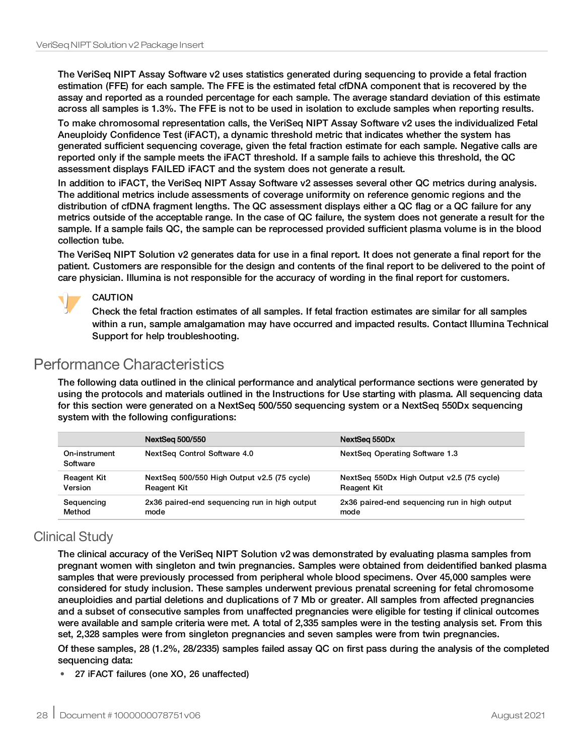The VeriSeq NIPT Assay Software v2 uses statistics generated during sequencing to provide a fetal fraction estimation (FFE) for each sample. The FFE is the estimated fetal cfDNA component that is recovered by the assay and reported as a rounded percentage for each sample. The average standard deviation of this estimate across all samples is 1.3%. The FFE is not to be used in isolation to exclude samples when reporting results.

To make chromosomal representation calls, the VeriSeq NIPT Assay Software v2 uses the individualized Fetal Aneuploidy Confidence Test (iFACT), a dynamic threshold metric that indicates whether the system has generated sufficient sequencing coverage, given the fetal fraction estimate for each sample. Negative calls are reported only if the sample meets the iFACT threshold. If a sample fails to achieve this threshold, the QC assessment displays FAILED iFACT and the system does not generate a result.

In addition to iFACT, the VeriSeq NIPT Assay Software v2 assesses several other QC metrics during analysis. The additional metrics include assessments of coverage uniformity on reference genomic regions and the distribution of cfDNA fragment lengths. The QC assessment displays either a QC flag or a QC failure for any metrics outside of the acceptable range. In the case of QC failure, the system does not generate a result for the sample. If a sample fails QC, the sample can be reprocessed provided sufficient plasma volume is in the blood collection tube.

The VeriSeq NIPT Solution v2 generates data for use in a final report. It does not generate a final report for the patient. Customers are responsible for the design and contents of the final report to be delivered to the point of care physician. Illumina is not responsible for the accuracy of wording in the final report for customers.

> CAUTION
> Check the fetal fraction estimates of all samples. If fetal fraction estimates are similar for all samples within a run, sample amalgamation may have occurred and impacted results. Contact Illumina Technical Support for help troubleshooting.

# Performance Characteristics

The following data outlined in the clinical performance and analytical performance sections were generated by using the protocols and materials outlined in the Instructions for Use starting with plasma. All sequencing data for this section were generated on a NextSeq 500/550 sequencing system or a NextSeq 550Dx sequencing system with the following configurations:

| | NextSeq 500/550 | NextSeq 550Dx |
|---|---|---|
| On-instrument Software | NextSeq Control Software 4.0 | NextSeq Operating Software 1.3 |
| Reagent Kit Version | NextSeq 500/550 High Output v2.5 (75 cycle) Reagent Kit | NextSeq 550Dx High Output v2.5 (75 cycle) Reagent Kit |
| Sequencing Method | 2x36 paired-end sequencing run in high output mode | 2x36 paired-end sequencing run in high output mode |

## Clinical Study

The clinical accuracy of the VeriSeq NIPT Solution v2 was demonstrated by evaluating plasma samples from pregnant women with singleton and twin pregnancies. Samples were obtained from deidentified banked plasma samples that were previously processed from peripheral whole blood specimens. Over 45,000 samples were considered for study inclusion. These samples underwent previous prenatal screening for fetal chromosome aneuploidies and partial deletions and duplications of 7 Mb or greater. All samples from affected pregnancies and a subset of consecutive samples from unaffected pregnancies were eligible for testing if clinical outcomes were available and sample criteria were met. A total of 2,335 samples were in the testing analysis set. From this set, 2,328 samples were from singleton pregnancies and seven samples were from twin pregnancies.

Of these samples, 28 (1.2%, 28/2335) samples failed assay QC on first pass during the analysis of the completed sequencing data:

- 27 iFACT failures (one XO, 26 unaffected)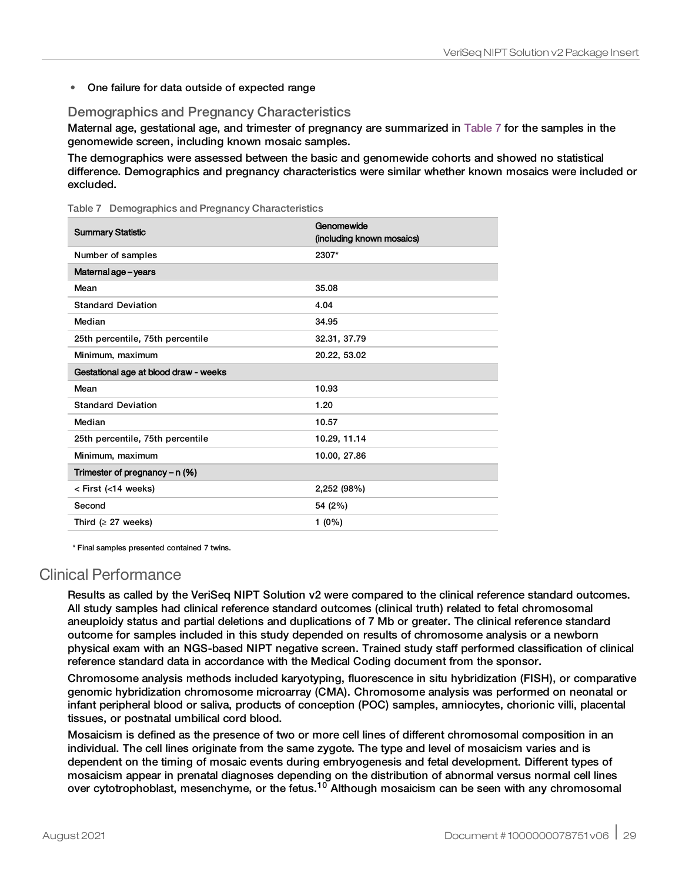- One failure for data outside of expected range

### Demographics and Pregnancy Characteristics

Maternal age, gestational age, and trimester of pregnancy are summarized in Table 7 for the samples in the genomewide screen, including known mosaic samples.

The demographics were assessed between the basic and genomewide cohorts and showed no statistical difference. Demographics and pregnancy characteristics were similar whether known mosaics were included or excluded.

Table 7 Demographics and Pregnancy Characteristics

| Summary Statistic | Genomewide (including known mosaics) |
|---|---|
| Number of samples | 2307* |
| **Maternal age – years** | |
| Mean | 35.08 |
| Standard Deviation | 4.04 |
| Median | 34.95 |
| 25th percentile, 75th percentile | 32.31, 37.79 |
| Minimum, maximum | 20.22, 53.02 |
| **Gestational age at blood draw - weeks** | |
| Mean | 10.93 |
| Standard Deviation | 1.20 |
| Median | 10.57 |
| 25th percentile, 75th percentile | 10.29, 11.14 |
| Minimum, maximum | 10.00, 27.86 |
| **Trimester of pregnancy – n (%)** | |
| < First (<14 weeks) | 2,252 (98%) |
| Second | 54 (2%) |
| Third (≥ 27 weeks) | 1 (0%) |

\* Final samples presented contained 7 twins.

## Clinical Performance

Results as called by the VeriSeq NIPT Solution v2 were compared to the clinical reference standard outcomes. All study samples had clinical reference standard outcomes (clinical truth) related to fetal chromosomal aneuploidy status and partial deletions and duplications of 7 Mb or greater. The clinical reference standard outcome for samples included in this study depended on results of chromosome analysis or a newborn physical exam with an NGS-based NIPT negative screen. Trained study staff performed classification of clinical reference standard data in accordance with the Medical Coding document from the sponsor.

Chromosome analysis methods included karyotyping, fluorescence in situ hybridization (FISH), or comparative genomic hybridization chromosome microarray (CMA). Chromosome analysis was performed on neonatal or infant peripheral blood or saliva, products of conception (POC) samples, amniocytes, chorionic villi, placental tissues, or postnatal umbilical cord blood.

Mosaicism is defined as the presence of two or more cell lines of different chromosomal composition in an individual. The cell lines originate from the same zygote. The type and level of mosaicism varies and is dependent on the timing of mosaic events during embryogenesis and fetal development. Different types of mosaicism appear in prenatal diagnoses depending on the distribution of abnormal versus normal cell lines over cytotrophoblast, mesenchyme, or the fetus.[10] Although mosaicism can be seen with any chromosomal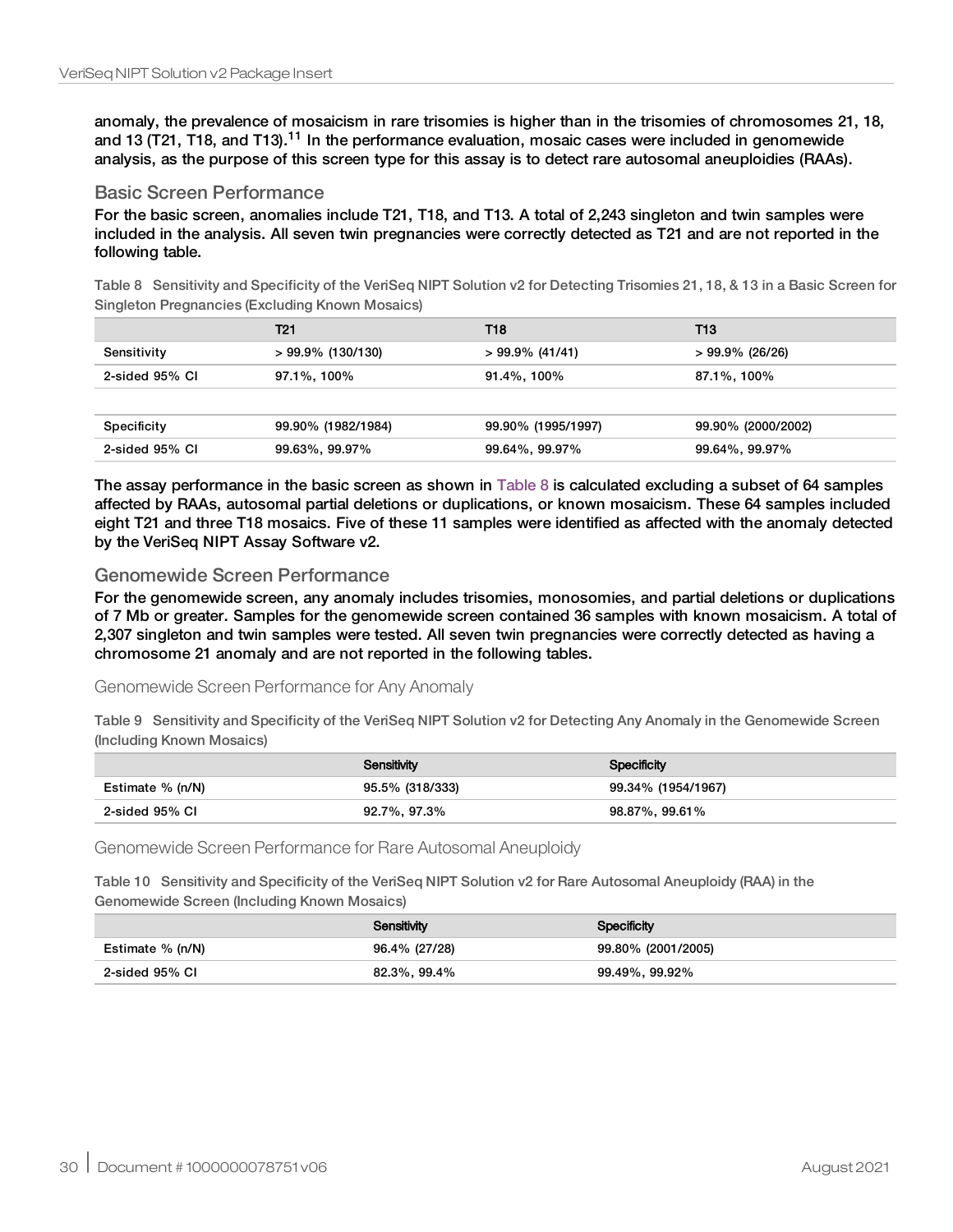anomaly, the prevalence of mosaicism in rare trisomies is higher than in the trisomies of chromosomes 21, 18, and 13 (T21, T18, and T13).[11] In the performance evaluation, mosaic cases were included in genomewide analysis, as the purpose of this screen type for this assay is to detect rare autosomal aneuploidies (RAAs).

## Basic Screen Performance

For the basic screen, anomalies include T21, T18, and T13. A total of 2,243 singleton and twin samples were included in the analysis. All seven twin pregnancies were correctly detected as T21 and are not reported in the following table.

Table 8 Sensitivity and Specificity of the VeriSeq NIPT Solution v2 for Detecting Trisomies 21, 18, & 13 in a Basic Screen for Singleton Pregnancies (Excluding Known Mosaics)

| | T21 | T18 | T13 |
|---|---|---|---|
| Sensitivity | > 99.9% (130/130) | > 99.9% (41/41) | > 99.9% (26/26) |
| 2-sided 95% CI | 97.1%, 100% | 91.4%, 100% | 87.1%, 100% |
| | | | |
| Specificity | 99.90% (1982/1984) | 99.90% (1995/1997) | 99.90% (2000/2002) |
| 2-sided 95% CI | 99.63%, 99.97% | 99.64%, 99.97% | 99.64%, 99.97% |

The assay performance in the basic screen as shown in Table 8 is calculated excluding a subset of 64 samples affected by RAAs, autosomal partial deletions or duplications, or known mosaicism. These 64 samples included eight T21 and three T18 mosaics. Five of these 11 samples were identified as affected with the anomaly detected by the VeriSeq NIPT Assay Software v2.

## Genomewide Screen Performance

For the genomewide screen, any anomaly includes trisomies, monosomies, and partial deletions or duplications of 7 Mb or greater. Samples for the genomewide screen contained 36 samples with known mosaicism. A total of 2,307 singleton and twin samples were tested. All seven twin pregnancies were correctly detected as having a chromosome 21 anomaly and are not reported in the following tables.

### Genomewide Screen Performance for Any Anomaly

Table 9 Sensitivity and Specificity of the VeriSeq NIPT Solution v2 for Detecting Any Anomaly in the Genomewide Screen (Including Known Mosaics)

| | Sensitivity | Specificity |
|---|---|---|
| Estimate % (n/N) | 95.5% (318/333) | 99.34% (1954/1967) |
| 2-sided 95% CI | 92.7%, 97.3% | 98.87%, 99.61% |

### Genomewide Screen Performance for Rare Autosomal Aneuploidy

Table 10 Sensitivity and Specificity of the VeriSeq NIPT Solution v2 for Rare Autosomal Aneuploidy (RAA) in the Genomewide Screen (Including Known Mosaics)

| | Sensitivity | Specificity |
|---|---|---|
| Estimate % (n/N) | 96.4% (27/28) | 99.80% (2001/2005) |
| 2-sided 95% CI | 82.3%, 99.4% | 99.49%, 99.92% |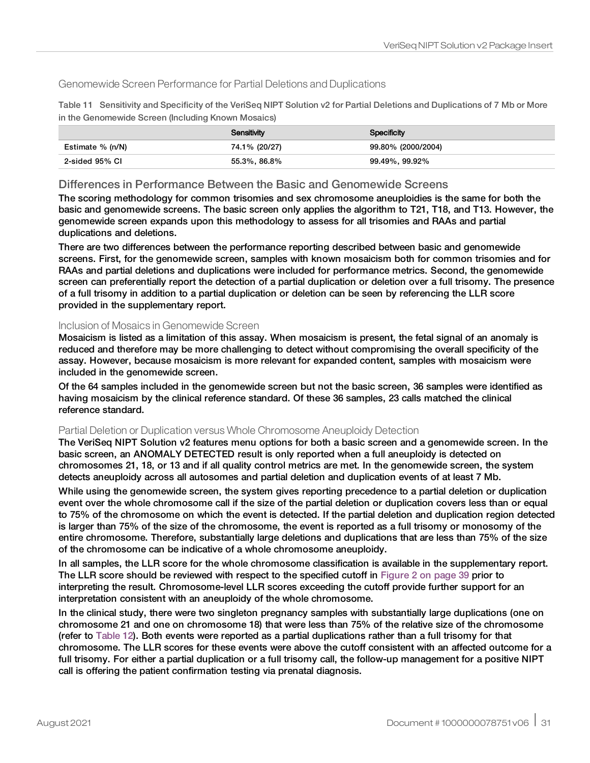### Genomewide Screen Performance for Partial Deletions and Duplications

Table 11 Sensitivity and Specificity of the VeriSeq NIPT Solution v2 for Partial Deletions and Duplications of 7 Mb or More in the Genomewide Screen (Including Known Mosaics)

| | Sensitivity | Specificity |
|---|---|---|
| Estimate % (n/N) | 74.1% (20/27) | 99.80% (2000/2004) |
| 2-sided 95% CI | 55.3%, 86.8% | 99.49%, 99.92% |

## Differences in Performance Between the Basic and Genomewide Screens

The scoring methodology for common trisomies and sex chromosome aneuploidies is the same for both the basic and genomewide screens. The basic screen only applies the algorithm to T21, T18, and T13. However, the genomewide screen expands upon this methodology to assess for all trisomies and RAAs and partial duplications and deletions.

There are two differences between the performance reporting described between basic and genomewide screens. First, for the genomewide screen, samples with known mosaicism both for common trisomies and for RAAs and partial deletions and duplications were included for performance metrics. Second, the genomewide screen can preferentially report the detection of a partial duplication or deletion over a full trisomy. The presence of a full trisomy in addition to a partial duplication or deletion can be seen by referencing the LLR score provided in the supplementary report.

### Inclusion of Mosaics in Genomewide Screen

Mosaicism is listed as a limitation of this assay. When mosaicism is present, the fetal signal of an anomaly is reduced and therefore may be more challenging to detect without compromising the overall specificity of the assay. However, because mosaicism is more relevant for expanded content, samples with mosaicism were included in the genomewide screen.

Of the 64 samples included in the genomewide screen but not the basic screen, 36 samples were identified as having mosaicism by the clinical reference standard. Of these 36 samples, 23 calls matched the clinical reference standard.

### Partial Deletion or Duplication versus Whole Chromosome Aneuploidy Detection

The VeriSeq NIPT Solution v2 features menu options for both a basic screen and a genomewide screen. In the basic screen, an ANOMALY DETECTED result is only reported when a full aneuploidy is detected on chromosomes 21, 18, or 13 and if all quality control metrics are met. In the genomewide screen, the system detects aneuploidy across all autosomes and partial deletion and duplication events of at least 7 Mb.

While using the genomewide screen, the system gives reporting precedence to a partial deletion or duplication event over the whole chromosome call if the size of the partial deletion or duplication covers less than or equal to 75% of the chromosome on which the event is detected. If the partial deletion and duplication region detected is larger than 75% of the size of the chromosome, the event is reported as a full trisomy or monosomy of the entire chromosome. Therefore, substantially large deletions and duplications that are less than 75% of the size of the chromosome can be indicative of a whole chromosome aneuploidy.

In all samples, the LLR score for the whole chromosome classification is available in the supplementary report. The LLR score should be reviewed with respect to the specified cutoff in Figure 2 on page 39 prior to interpreting the result. Chromosome-level LLR scores exceeding the cutoff provide further support for an interpretation consistent with an aneuploidy of the whole chromosome.

In the clinical study, there were two singleton pregnancy samples with substantially large duplications (one on chromosome 21 and one on chromosome 18) that were less than 75% of the relative size of the chromosome (refer to Table 12). Both events were reported as a partial duplications rather than a full trisomy for that chromosome. The LLR scores for these events were above the cutoff consistent with an affected outcome for a full trisomy. For either a partial duplication or a full trisomy call, the follow-up management for a positive NIPT call is offering the patient confirmation testing via prenatal diagnosis.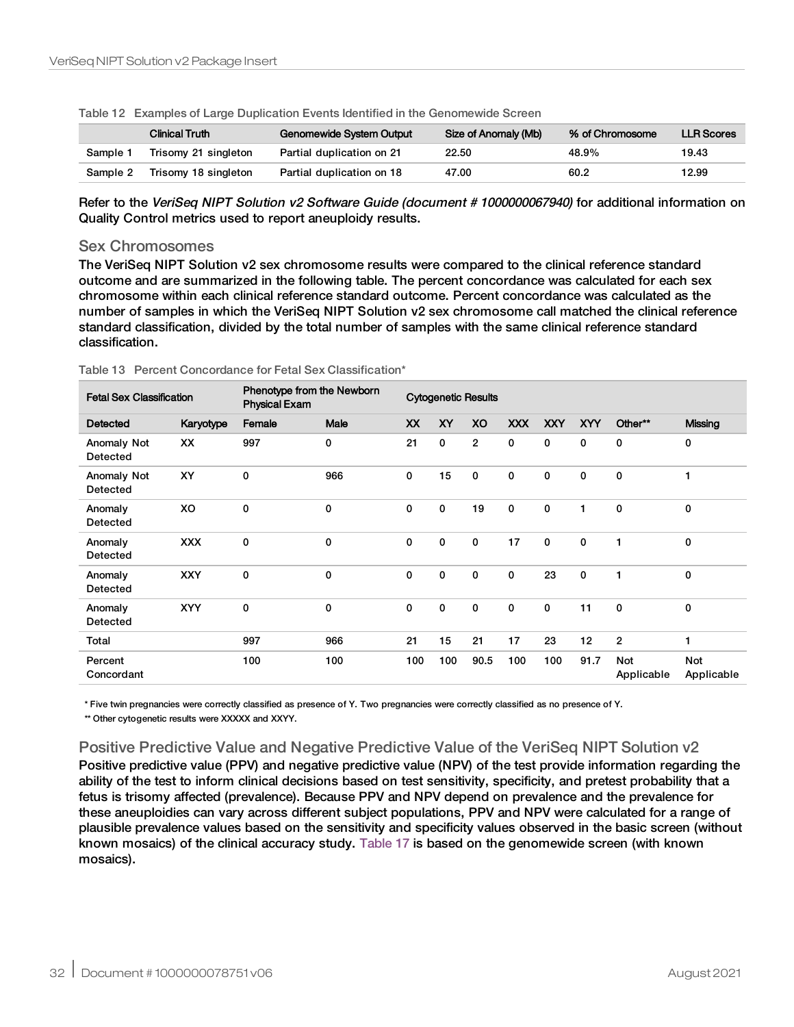Table 12 Examples of Large Duplication Events Identified in the Genomewide Screen

| | Clinical Truth | Genomewide System Output | Size of Anomaly (Mb) | % of Chromosome | LLR Scores |
|---|---|---|---|---|---|
| Sample 1 | Trisomy 21 singleton | Partial duplication on 21 | 22.50 | 48.9% | 19.43 |
| Sample 2 | Trisomy 18 singleton | Partial duplication on 18 | 47.00 | 60.2 | 12.99 |

Refer to the *VeriSeq NIPT Solution v2 Software Guide (document # 1000000067940)* for additional information on Quality Control metrics used to report aneuploidy results.

## Sex Chromosomes

The VeriSeq NIPT Solution v2 sex chromosome results were compared to the clinical reference standard outcome and are summarized in the following table. The percent concordance was calculated for each sex chromosome within each clinical reference standard outcome. Percent concordance was calculated as the number of samples in which the VeriSeq NIPT Solution v2 sex chromosome call matched the clinical reference standard classification, divided by the total number of samples with the same clinical reference standard classification.

Table 13 Percent Concordance for Fetal Sex Classification*

| Fetal Sex Classification | | Phenotype from the Newborn Physical Exam | | Cytogenetic Results | | | | | | | |
|---|---|---|---|---|---|---|---|---|---|---|---|
| Detected | Karyotype | Female | Male | XX | XY | XO | XXX | XXY | XYY | Other** | Missing |
| Anomaly Not Detected | XX | 997 | 0 | 21 | 0 | 2 | 0 | 0 | 0 | 0 | 0 |
| Anomaly Not Detected | XY | 0 | 966 | 0 | 15 | 0 | 0 | 0 | 0 | 0 | 1 |
| Anomaly Detected | XO | 0 | 0 | 0 | 0 | 19 | 0 | 0 | 1 | 0 | 0 |
| Anomaly Detected | XXX | 0 | 0 | 0 | 0 | 0 | 17 | 0 | 0 | 1 | 0 |
| Anomaly Detected | XXY | 0 | 0 | 0 | 0 | 0 | 0 | 23 | 0 | 1 | 0 |
| Anomaly Detected | XYY | 0 | 0 | 0 | 0 | 0 | 0 | 0 | 11 | 0 | 0 |
| Total | | 997 | 966 | 21 | 15 | 21 | 17 | 23 | 12 | 2 | 1 |
| Percent Concordant | | 100 | 100 | 100 | 100 | 90.5 | 100 | 100 | 91.7 | Not Applicable | Not Applicable |

\* Five twin pregnancies were correctly classified as presence of Y. Two pregnancies were correctly classified as no presence of Y.

\*\* Other cytogenetic results were XXXXX and XXYY.

## Positive Predictive Value and Negative Predictive Value of the VeriSeq NIPT Solution v2

Positive predictive value (PPV) and negative predictive value (NPV) of the test provide information regarding the ability of the test to inform clinical decisions based on test sensitivity, specificity, and pretest probability that a fetus is trisomy affected (prevalence). Because PPV and NPV depend on prevalence and the prevalence for these aneuploidies can vary across different subject populations, PPV and NPV were calculated for a range of plausible prevalence values based on the sensitivity and specificity values observed in the basic screen (without known mosaics) of the clinical accuracy study. Table 17 is based on the genomewide screen (with known mosaics).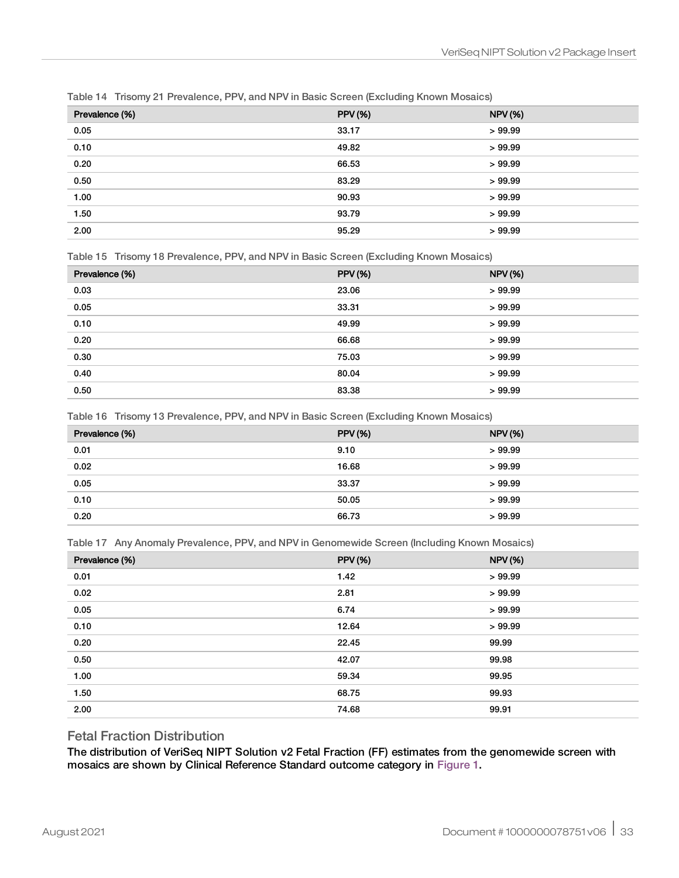Table 14 Trisomy 21 Prevalence, PPV, and NPV in Basic Screen (Excluding Known Mosaics)

| Prevalence (%) | PPV (%) | NPV (%) |
|---|---|---|
| 0.05 | 33.17 | > 99.99 |
| 0.10 | 49.82 | > 99.99 |
| 0.20 | 66.53 | > 99.99 |
| 0.50 | 83.29 | > 99.99 |
| 1.00 | 90.93 | > 99.99 |
| 1.50 | 93.79 | > 99.99 |
| 2.00 | 95.29 | > 99.99 |

Table 15 Trisomy 18 Prevalence, PPV, and NPV in Basic Screen (Excluding Known Mosaics)

| Prevalence (%) | PPV (%) | NPV (%) |
|---|---|---|
| 0.03 | 23.06 | > 99.99 |
| 0.05 | 33.31 | > 99.99 |
| 0.10 | 49.99 | > 99.99 |
| 0.20 | 66.68 | > 99.99 |
| 0.30 | 75.03 | > 99.99 |
| 0.40 | 80.04 | > 99.99 |
| 0.50 | 83.38 | > 99.99 |

Table 16 Trisomy 13 Prevalence, PPV, and NPV in Basic Screen (Excluding Known Mosaics)

| Prevalence (%) | PPV (%) | NPV (%) |
|---|---|---|
| 0.01 | 9.10 | > 99.99 |
| 0.02 | 16.68 | > 99.99 |
| 0.05 | 33.37 | > 99.99 |
| 0.10 | 50.05 | > 99.99 |
| 0.20 | 66.73 | > 99.99 |

Table 17 Any Anomaly Prevalence, PPV, and NPV in Genomewide Screen (Including Known Mosaics)

| Prevalence (%) | PPV (%) | NPV (%) |
|---|---|---|
| 0.01 | 1.42 | > 99.99 |
| 0.02 | 2.81 | > 99.99 |
| 0.05 | 6.74 | > 99.99 |
| 0.10 | 12.64 | > 99.99 |
| 0.20 | 22.45 | 99.99 |
| 0.50 | 42.07 | 99.98 |
| 1.00 | 59.34 | 99.95 |
| 1.50 | 68.75 | 99.93 |
| 2.00 | 74.68 | 99.91 |

## Fetal Fraction Distribution

**The distribution of VeriSeq NIPT Solution v2 Fetal Fraction (FF) estimates from the genomewide screen with mosaics are shown by Clinical Reference Standard outcome category in Figure 1.**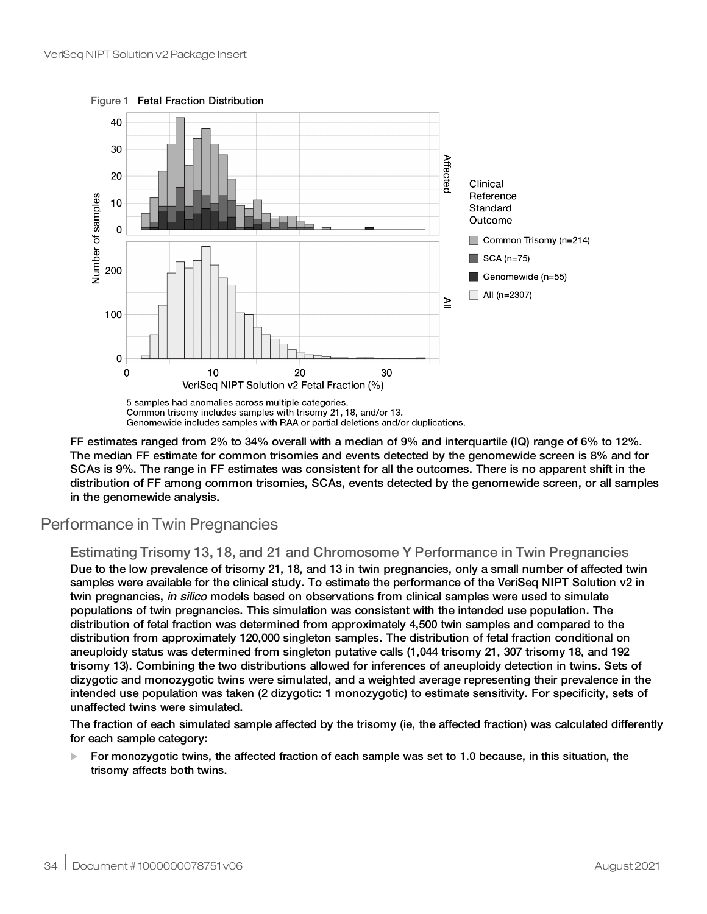**Figure 1** Fetal Fraction Distribution

5 samples had anomalies across multiple categories.
Common trisomy includes samples with trisomy 21, 18, and/or 13.
Genomewide includes samples with RAA or partial deletions and/or duplications.

FF estimates ranged from 2% to 34% overall with a median of 9% and interquartile (IQ) range of 6% to 12%. The median FF estimate for common trisomies and events detected by the genomewide screen is 8% and for SCAs is 9%. The range in FF estimates was consistent for all the outcomes. There is no apparent shift in the distribution of FF among common trisomies, SCAs, events detected by the genomewide screen, or all samples in the genomewide analysis.

## Performance in Twin Pregnancies

### Estimating Trisomy 13, 18, and 21 and Chromosome Y Performance in Twin Pregnancies

Due to the low prevalence of trisomy 21, 18, and 13 in twin pregnancies, only a small number of affected twin samples were available for the clinical study. To estimate the performance of the VeriSeq NIPT Solution v2 in twin pregnancies, *in silico* models based on observations from clinical samples were used to simulate populations of twin pregnancies. This simulation was consistent with the intended use population. The distribution of fetal fraction was determined from approximately 4,500 twin samples and compared to the distribution from approximately 120,000 singleton samples. The distribution of fetal fraction conditional on aneuploidy status was determined from singleton putative calls (1,044 trisomy 21, 307 trisomy 18, and 192 trisomy 13). Combining the two distributions allowed for inferences of aneuploidy detection in twins. Sets of dizygotic and monozygotic twins were simulated, and a weighted average representing their prevalence in the intended use population was taken (2 dizygotic: 1 monozygotic) to estimate sensitivity. For specificity, sets of unaffected twins were simulated.

The fraction of each simulated sample affected by the trisomy (ie, the affected fraction) was calculated differently for each sample category:

- For monozygotic twins, the affected fraction of each sample was set to 1.0 because, in this situation, the trisomy affects both twins.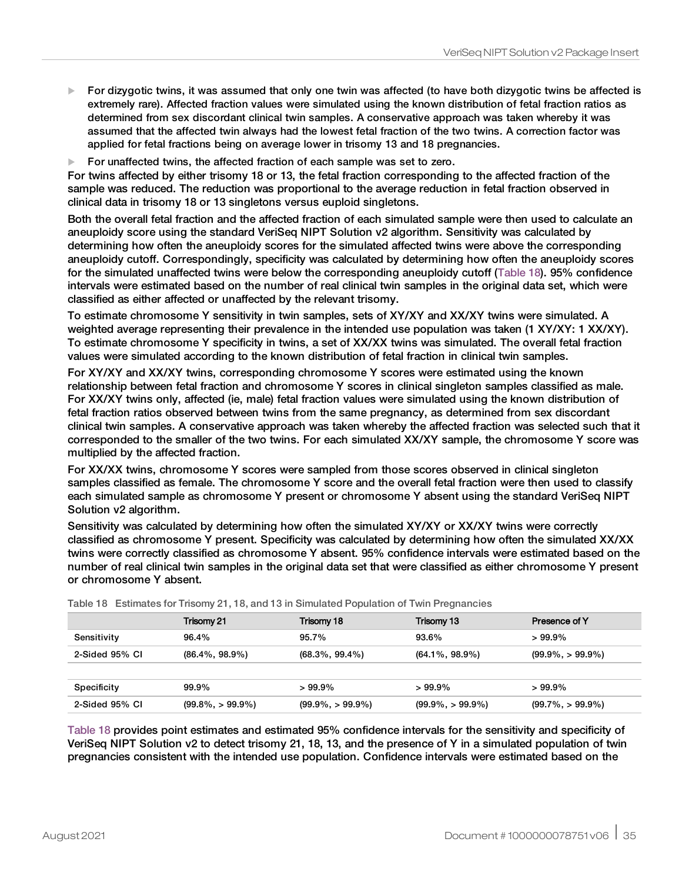- For dizygotic twins, it was assumed that only one twin was affected (to have both dizygotic twins be affected is extremely rare). Affected fraction values were simulated using the known distribution of fetal fraction ratios as determined from sex discordant clinical twin samples. A conservative approach was taken whereby it was assumed that the affected twin always had the lowest fetal fraction of the two twins. A correction factor was applied for fetal fractions being on average lower in trisomy 13 and 18 pregnancies.
- For unaffected twins, the affected fraction of each sample was set to zero.

For twins affected by either trisomy 18 or 13, the fetal fraction corresponding to the affected fraction of the sample was reduced. The reduction was proportional to the average reduction in fetal fraction observed in clinical data in trisomy 18 or 13 singletons versus euploid singletons.

Both the overall fetal fraction and the affected fraction of each simulated sample were then used to calculate an aneuploidy score using the standard VeriSeq NIPT Solution v2 algorithm. Sensitivity was calculated by determining how often the aneuploidy scores for the simulated affected twins were above the corresponding aneuploidy cutoff. Correspondingly, specificity was calculated by determining how often the aneuploidy scores for the simulated unaffected twins were below the corresponding aneuploidy cutoff (Table 18). 95% confidence intervals were estimated based on the number of real clinical twin samples in the original data set, which were classified as either affected or unaffected by the relevant trisomy.

To estimate chromosome Y sensitivity in twin samples, sets of XY/XY and XX/XY twins were simulated. A weighted average representing their prevalence in the intended use population was taken (1 XY/XY: 1 XX/XY). To estimate chromosome Y specificity in twins, a set of XX/XX twins was simulated. The overall fetal fraction values were simulated according to the known distribution of fetal fraction in clinical twin samples.

For XY/XY and XX/XY twins, corresponding chromosome Y scores were estimated using the known relationship between fetal fraction and chromosome Y scores in clinical singleton samples classified as male. For XX/XY twins only, affected (ie, male) fetal fraction values were simulated using the known distribution of fetal fraction ratios observed between twins from the same pregnancy, as determined from sex discordant clinical twin samples. A conservative approach was taken whereby the affected fraction was selected such that it corresponded to the smaller of the two twins. For each simulated XX/XY sample, the chromosome Y score was multiplied by the affected fraction.

For XX/XX twins, chromosome Y scores were sampled from those scores observed in clinical singleton samples classified as female. The chromosome Y score and the overall fetal fraction were then used to classify each simulated sample as chromosome Y present or chromosome Y absent using the standard VeriSeq NIPT Solution v2 algorithm.

Sensitivity was calculated by determining how often the simulated XY/XY or XX/XY twins were correctly classified as chromosome Y present. Specificity was calculated by determining how often the simulated XX/XX twins were correctly classified as chromosome Y absent. 95% confidence intervals were estimated based on the number of real clinical twin samples in the original data set that were classified as either chromosome Y present or chromosome Y absent.

Table 18 Estimates for Trisomy 21, 18, and 13 in Simulated Population of Twin Pregnancies

| | Trisomy 21 | Trisomy 18 | Trisomy 13 | Presence of Y |
|---|---|---|---|---|
| Sensitivity | 96.4% | 95.7% | 93.6% | > 99.9% |
| 2-Sided 95% CI | (86.4%, 98.9%) | (68.3%, 99.4%) | (64.1%, 98.9%) | (99.9%, > 99.9%) |
| | | | | |
| Specificity | 99.9% | > 99.9% | > 99.9% | > 99.9% |
| 2-Sided 95% CI | (99.8%, > 99.9%) | (99.9%, > 99.9%) | (99.9%, > 99.9%) | (99.7%, > 99.9%) |

Table 18 provides point estimates and estimated 95% confidence intervals for the sensitivity and specificity of VeriSeq NIPT Solution v2 to detect trisomy 21, 18, 13, and the presence of Y in a simulated population of twin pregnancies consistent with the intended use population. Confidence intervals were estimated based on the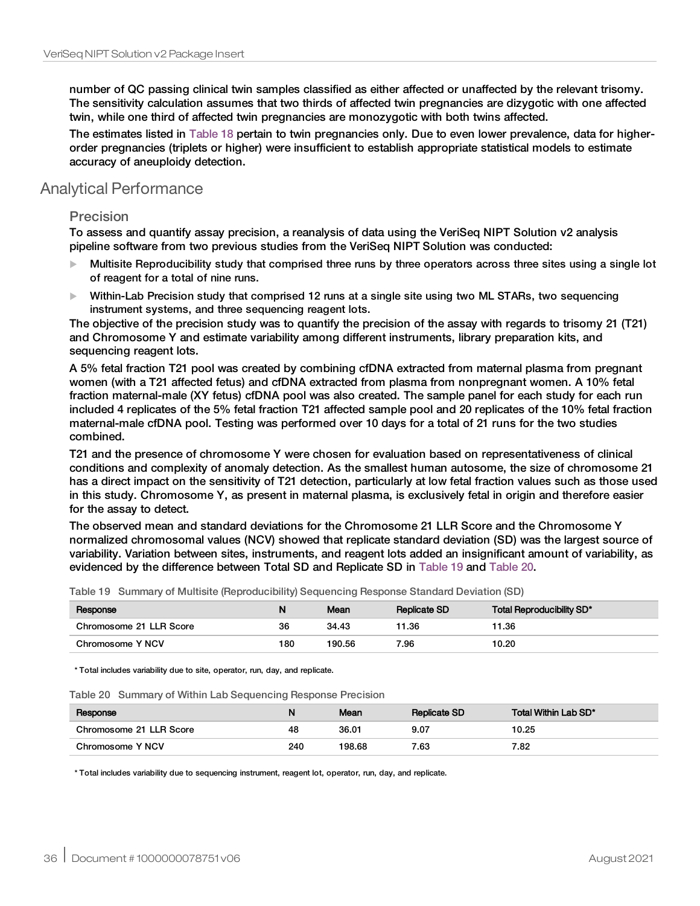number of QC passing clinical twin samples classified as either affected or unaffected by the relevant trisomy. The sensitivity calculation assumes that two thirds of affected twin pregnancies are dizygotic with one affected twin, while one third of affected twin pregnancies are monozygotic with both twins affected.

The estimates listed in Table 18 pertain to twin pregnancies only. Due to even lower prevalence, data for higher-order pregnancies (triplets or higher) were insufficient to establish appropriate statistical models to estimate accuracy of aneuploidy detection.

## Analytical Performance

### Precision

To assess and quantify assay precision, a reanalysis of data using the VeriSeq NIPT Solution v2 analysis pipeline software from two previous studies from the VeriSeq NIPT Solution was conducted:

- Multisite Reproducibility study that comprised three runs by three operators across three sites using a single lot of reagent for a total of nine runs.
- Within-Lab Precision study that comprised 12 runs at a single site using two ML STARs, two sequencing instrument systems, and three sequencing reagent lots.

The objective of the precision study was to quantify the precision of the assay with regards to trisomy 21 (T21) and Chromosome Y and estimate variability among different instruments, library preparation kits, and sequencing reagent lots.

A 5% fetal fraction T21 pool was created by combining cfDNA extracted from maternal plasma from pregnant women (with a T21 affected fetus) and cfDNA extracted from plasma from nonpregnant women. A 10% fetal fraction maternal-male (XY fetus) cfDNA pool was also created. The sample panel for each study for each run included 4 replicates of the 5% fetal fraction T21 affected sample pool and 20 replicates of the 10% fetal fraction maternal-male cfDNA pool. Testing was performed over 10 days for a total of 21 runs for the two studies combined.

T21 and the presence of chromosome Y were chosen for evaluation based on representativeness of clinical conditions and complexity of anomaly detection. As the smallest human autosome, the size of chromosome 21 has a direct impact on the sensitivity of T21 detection, particularly at low fetal fraction values such as those used in this study. Chromosome Y, as present in maternal plasma, is exclusively fetal in origin and therefore easier for the assay to detect.

The observed mean and standard deviations for the Chromosome 21 LLR Score and the Chromosome Y normalized chromosomal values (NCV) showed that replicate standard deviation (SD) was the largest source of variability. Variation between sites, instruments, and reagent lots added an insignificant amount of variability, as evidenced by the difference between Total SD and Replicate SD in Table 19 and Table 20.

Table 19 Summary of Multisite (Reproducibility) Sequencing Response Standard Deviation (SD)

| Response | N | Mean | Replicate SD | Total Reproducibility SD* |
|---|---|---|---|---|
| Chromosome 21 LLR Score | 36 | 34.43 | 11.36 | 11.36 |
| Chromosome Y NCV | 180 | 190.56 | 7.96 | 10.20 |

* Total includes variability due to site, operator, run, day, and replicate.

Table 20 Summary of Within Lab Sequencing Response Precision

| Response | N | Mean | Replicate SD | Total Within Lab SD* |
|---|---|---|---|---|
| Chromosome 21 LLR Score | 48 | 36.01 | 9.07 | 10.25 |
| Chromosome Y NCV | 240 | 198.68 | 7.63 | 7.82 |

* Total includes variability due to sequencing instrument, reagent lot, operator, run, day, and replicate.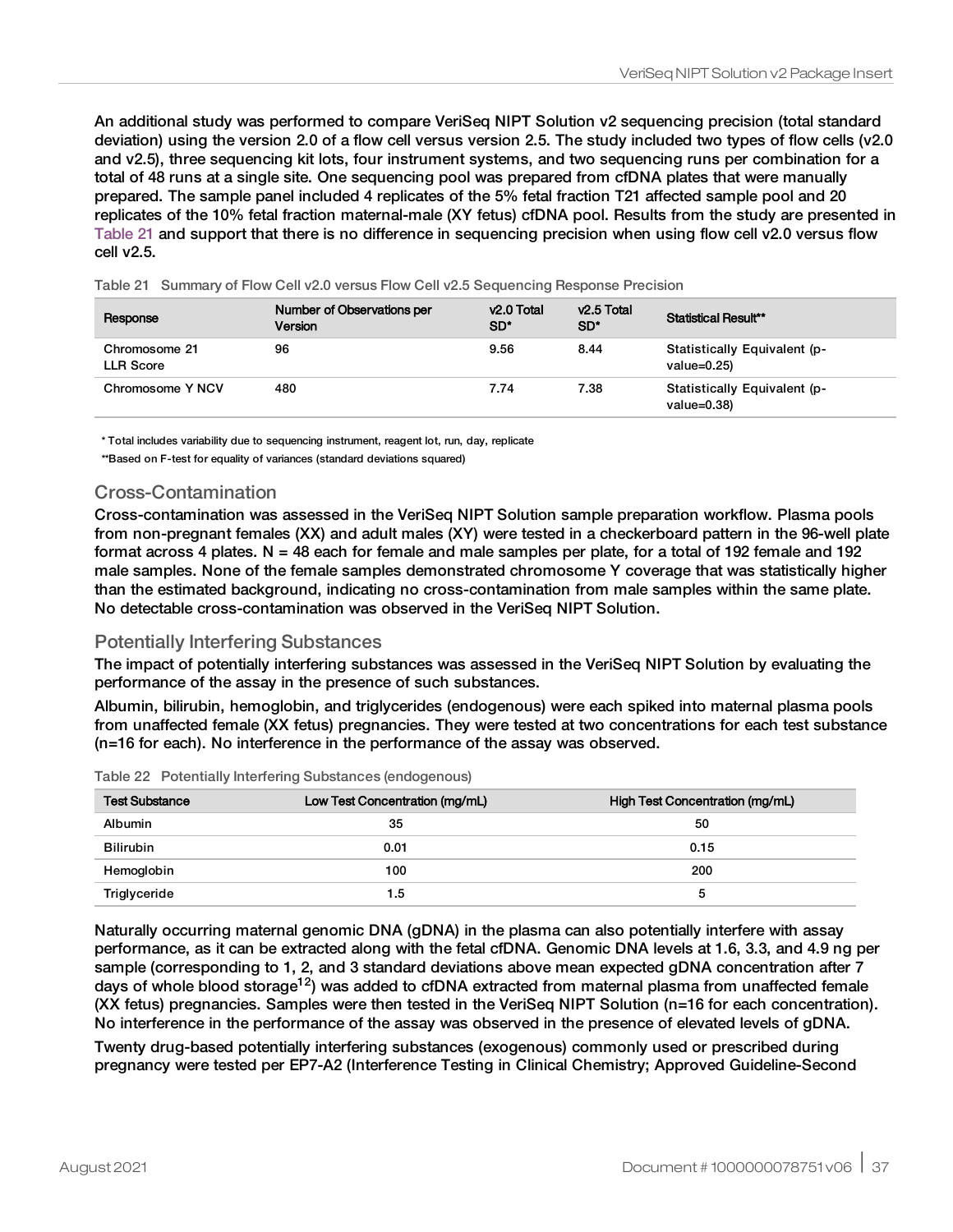An additional study was performed to compare VeriSeq NIPT Solution v2 sequencing precision (total standard deviation) using the version 2.0 of a flow cell versus version 2.5. The study included two types of flow cells (v2.0 and v2.5), three sequencing kit lots, four instrument systems, and two sequencing runs per combination for a total of 48 runs at a single site. One sequencing pool was prepared from cfDNA plates that were manually prepared. The sample panel included 4 replicates of the 5% fetal fraction T21 affected sample pool and 20 replicates of the 10% fetal fraction maternal-male (XY fetus) cfDNA pool. Results from the study are presented in Table 21 and support that there is no difference in sequencing precision when using flow cell v2.0 versus flow cell v2.5.

Table 21 Summary of Flow Cell v2.0 versus Flow Cell v2.5 Sequencing Response Precision

| Response | Number of Observations per Version | v2.0 Total SD* | v2.5 Total SD* | Statistical Result** |
|---|---|---|---|---|
| Chromosome 21 LLR Score | 96 | 9.56 | 8.44 | Statistically Equivalent (p-value=0.25) |
| Chromosome Y NCV | 480 | 7.74 | 7.38 | Statistically Equivalent (p-value=0.38) |

* Total includes variability due to sequencing instrument, reagent lot, run, day, replicate

**Based on F-test for equality of variances (standard deviations squared)

## Cross-Contamination

Cross-contamination was assessed in the VeriSeq NIPT Solution sample preparation workflow. Plasma pools from non-pregnant females (XX) and adult males (XY) were tested in a checkerboard pattern in the 96-well plate format across 4 plates. N = 48 each for female and male samples per plate, for a total of 192 female and 192 male samples. None of the female samples demonstrated chromosome Y coverage that was statistically higher than the estimated background, indicating no cross-contamination from male samples within the same plate. No detectable cross-contamination was observed in the VeriSeq NIPT Solution.

## Potentially Interfering Substances

The impact of potentially interfering substances was assessed in the VeriSeq NIPT Solution by evaluating the performance of the assay in the presence of such substances.

Albumin, bilirubin, hemoglobin, and triglycerides (endogenous) were each spiked into maternal plasma pools from unaffected female (XX fetus) pregnancies. They were tested at two concentrations for each test substance (n=16 for each). No interference in the performance of the assay was observed.

Table 22 Potentially Interfering Substances (endogenous)

| Test Substance | Low Test Concentration (mg/mL) | High Test Concentration (mg/mL) |
|---|---|---|
| Albumin | 35 | 50 |
| Bilirubin | 0.01 | 0.15 |
| Hemoglobin | 100 | 200 |
| Triglyceride | 1.5 | 5 |

Naturally occurring maternal genomic DNA (gDNA) in the plasma can also potentially interfere with assay performance, as it can be extracted along with the fetal cfDNA. Genomic DNA levels at 1.6, 3.3, and 4.9 ng per sample (corresponding to 1, 2, and 3 standard deviations above mean expected gDNA concentration after 7 days of whole blood storage[12]) was added to cfDNA extracted from maternal plasma from unaffected female (XX fetus) pregnancies. Samples were then tested in the VeriSeq NIPT Solution (n=16 for each concentration). No interference in the performance of the assay was observed in the presence of elevated levels of gDNA.

Twenty drug-based potentially interfering substances (exogenous) commonly used or prescribed during pregnancy were tested per EP7-A2 (Interference Testing in Clinical Chemistry; Approved Guideline-Second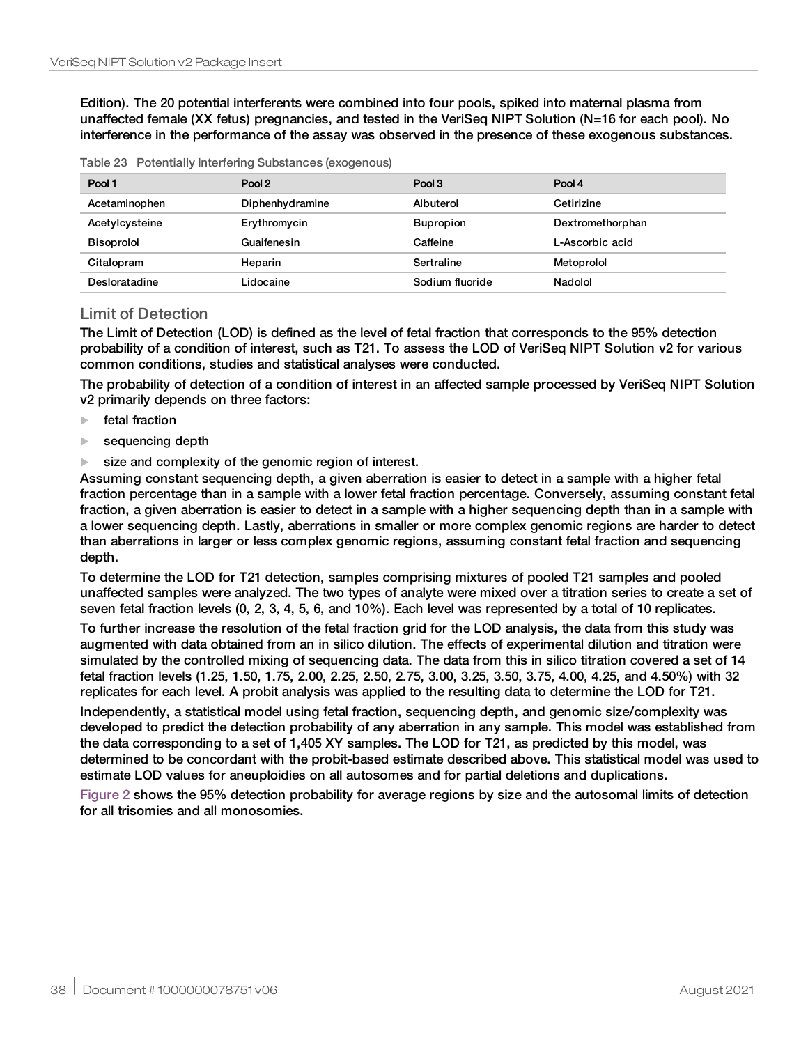Edition). The 20 potential interferents were combined into four pools, spiked into maternal plasma from unaffected female (XX fetus) pregnancies, and tested in the VeriSeq NIPT Solution (N=16 for each pool). No interference in the performance of the assay was observed in the presence of these exogenous substances.

Table 23 Potentially Interfering Substances (exogenous)

| Pool 1 | Pool 2 | Pool 3 | Pool 4 |
|---|---|---|---|
| Acetaminophen | Diphenhydramine | Albuterol | Cetirizine |
| Acetylcysteine | Erythromycin | Bupropion | Dextromethorphan |
| Bisoprolol | Guaifenesin | Caffeine | L-Ascorbic acid |
| Citalopram | Heparin | Sertraline | Metoprolol |
| Desloratadine | Lidocaine | Sodium fluoride | Nadolol |

## Limit of Detection

The Limit of Detection (LOD) is defined as the level of fetal fraction that corresponds to the 95% detection probability of a condition of interest, such as T21. To assess the LOD of VeriSeq NIPT Solution v2 for various common conditions, studies and statistical analyses were conducted.

The probability of detection of a condition of interest in an affected sample processed by VeriSeq NIPT Solution v2 primarily depends on three factors:

- fetal fraction
- sequencing depth
- size and complexity of the genomic region of interest.

Assuming constant sequencing depth, a given aberration is easier to detect in a sample with a higher fetal fraction percentage than in a sample with a lower fetal fraction percentage. Conversely, assuming constant fetal fraction, a given aberration is easier to detect in a sample with a higher sequencing depth than in a sample with a lower sequencing depth. Lastly, aberrations in smaller or more complex genomic regions are harder to detect than aberrations in larger or less complex genomic regions, assuming constant fetal fraction and sequencing depth.

To determine the LOD for T21 detection, samples comprising mixtures of pooled T21 samples and pooled unaffected samples were analyzed. The two types of analyte were mixed over a titration series to create a set of seven fetal fraction levels (0, 2, 3, 4, 5, 6, and 10%). Each level was represented by a total of 10 replicates.

To further increase the resolution of the fetal fraction grid for the LOD analysis, the data from this study was augmented with data obtained from an in silico dilution. The effects of experimental dilution and titration were simulated by the controlled mixing of sequencing data. The data from this in silico titration covered a set of 14 fetal fraction levels (1.25, 1.50, 1.75, 2.00, 2.25, 2.50, 2.75, 3.00, 3.25, 3.50, 3.75, 4.00, 4.25, and 4.50%) with 32 replicates for each level. A probit analysis was applied to the resulting data to determine the LOD for T21.

Independently, a statistical model using fetal fraction, sequencing depth, and genomic size/complexity was developed to predict the detection probability of any aberration in any sample. This model was established from the data corresponding to a set of 1,405 XY samples. The LOD for T21, as predicted by this model, was determined to be concordant with the probit-based estimate described above. This statistical model was used to estimate LOD values for aneuploidies on all autosomes and for partial deletions and duplications.

Figure 2 shows the 95% detection probability for average regions by size and the autosomal limits of detection for all trisomies and all monosomies.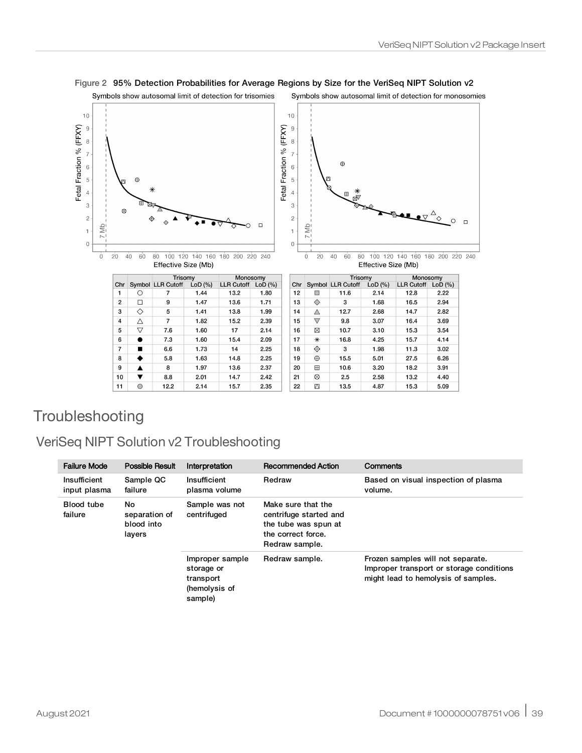Figure 2 95% Detection Probabilities for Average Regions by Size for the VeriSeq NIPT Solution v2

| Chr | Symbol | Trisomy LLR Cutoff | Trisomy LoD (%) | Monosomy LLR Cutoff | Monosomy LoD (%) |
|---|---|---|---|---|---|
| 1 | ○ | 7 | 1.44 | 13.2 | 1.80 |
| 2 | □ | 9 | 1.47 | 13.6 | 1.71 |
| 3 | ◇ | 5 | 1.41 | 13.8 | 1.99 |
| 4 | △ | 7 | 1.82 | 15.2 | 2.39 |
| 5 | ▽ | 7.6 | 1.60 | 17 | 2.14 |
| 6 | ● | 7.3 | 1.60 | 15.4 | 2.09 |
| 7 | ■ | 6.6 | 1.73 | 14 | 2.25 |
| 8 | ◆ | 5.8 | 1.63 | 14.8 | 2.25 |
| 9 | ▲ | 8 | 1.97 | 13.6 | 2.37 |
| 10 | ▼ | 8.8 | 2.01 | 14.7 | 2.42 |
| 11 | ● | 12.2 | 2.14 | 15.7 | 2.35 |
| 12 | ■ | 11.6 | 2.14 | 12.8 | 2.22 |
| 13 | ◇ | 3 | 1.68 | 16.5 | 2.94 |
| 14 | △ | 12.7 | 2.68 | 14.7 | 2.82 |
| 15 | ▽ | 9.8 | 3.07 | 16.4 | 3.69 |
| 16 | ⊠ | 10.7 | 3.10 | 15.3 | 3.54 |
| 17 | ✳ | 16.8 | 4.25 | 15.7 | 4.14 |
| 18 | ⟠ | 3 | 1.98 | 11.3 | 3.02 |
| 19 | ⊕ | 15.5 | 5.01 | 27.5 | 6.26 |
| 20 | ⊞ | 10.6 | 3.20 | 18.2 | 3.91 |
| 21 | ⊗ | 2.5 | 2.58 | 13.2 | 4.40 |
| 22 | ⊠ | 13.5 | 4.87 | 15.3 | 5.09 |

# Troubleshooting

## VeriSeq NIPT Solution v2 Troubleshooting

| Failure Mode | Possible Result | Interpretation | Recommended Action | Comments |
|---|---|---|---|---|
| Insufficient input plasma | Sample QC failure | Insufficient plasma volume | Redraw | Based on visual inspection of plasma volume. |
| Blood tube failure | No separation of blood into layers | Sample was not centrifuged | Make sure that the centrifuge started and the tube was spun at the correct force. Redraw sample. | |
| | | Improper sample storage or transport (hemolysis of sample) | Redraw sample. | Frozen samples will not separate. Improper transport or storage conditions might lead to hemolysis of samples. |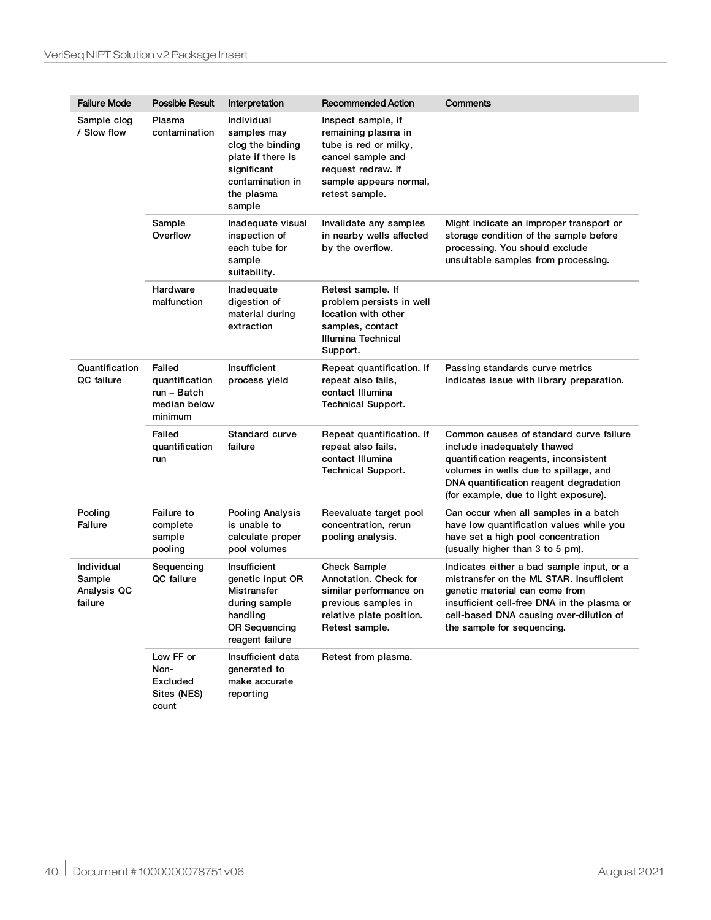| Failure Mode | Possible Result | Interpretation | Recommended Action | Comments |
|---|---|---|---|---|
| Sample clog / Slow flow | Plasma contamination | Individual samples may clog the binding plate if there is significant contamination in the plasma sample | Inspect sample, if remaining plasma in tube is red or milky, cancel sample and request redraw. If sample appears normal, retest sample. | |
| | Sample Overflow | Inadequate visual inspection of each tube for sample suitability. | Invalidate any samples in nearby wells affected by the overflow. | Might indicate an improper transport or storage condition of the sample before processing. You should exclude unsuitable samples from processing. |
| | Hardware malfunction | Inadequate digestion of material during extraction | Retest sample. If problem persists in well location with other samples, contact Illumina Technical Support. | |
| Quantification QC failure | Failed quantification run – Batch median below minimum | Insufficient process yield | Repeat quantification. If repeat also fails, contact Illumina Technical Support. | Passing standards curve metrics indicates issue with library preparation. |
| | Failed quantification run | Standard curve failure | Repeat quantification. If repeat also fails, contact Illumina Technical Support. | Common causes of standard curve failure include inadequately thawed quantification reagents, inconsistent volumes in wells due to spillage, and DNA quantification reagent degradation (for example, due to light exposure). |
| Pooling Failure | Failure to complete sample pooling | Pooling Analysis is unable to calculate proper pool volumes | Reevaluate target pool concentration, rerun pooling analysis. | Can occur when all samples in a batch have low quantification values while you have set a high pool concentration (usually higher than 3 to 5 pm). |
| Individual Sample Analysis QC failure | Sequencing QC failure | Insufficient genetic input OR Mistransfer during sample handling OR Sequencing reagent failure | Check Sample Annotation. Check for similar performance on previous samples in relative plate position. Retest sample. | Indicates either a bad sample input, or a mistransfer on the ML STAR. Insufficient genetic material can come from insufficient cell-free DNA in the plasma or cell-based DNA causing over-dilution of the sample for sequencing. |
| | Low FF or Non-Excluded Sites (NES) count | Insufficient data generated to make accurate reporting | Retest from plasma. | |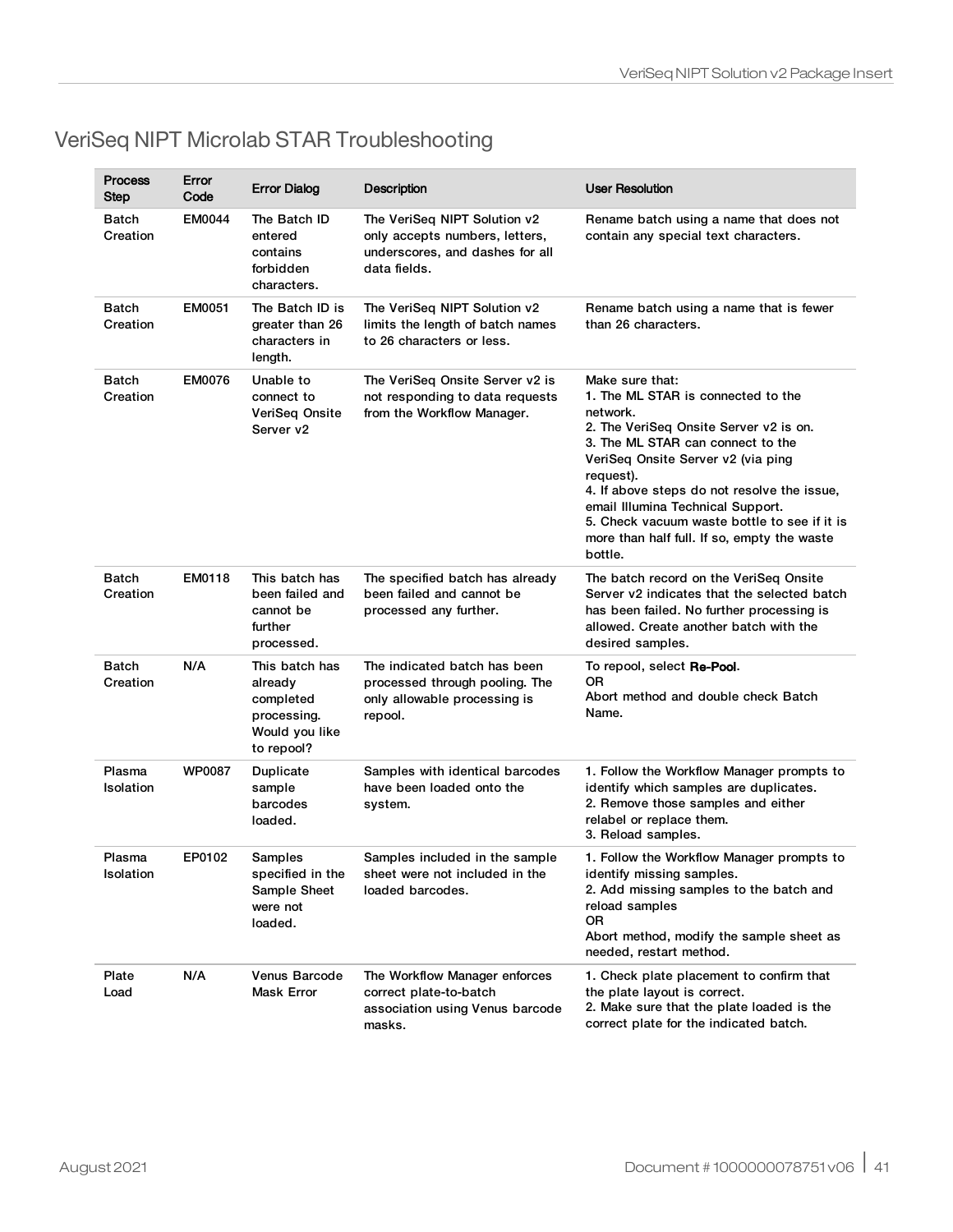## VeriSeq NIPT Microlab STAR Troubleshooting

| Process Step | Error Code | Error Dialog | Description | User Resolution |
|---|---|---|---|---|
| Batch Creation | EM0044 | The Batch ID entered contains forbidden characters. | The VeriSeq NIPT Solution v2 only accepts numbers, letters, underscores, and dashes for all data fields. | Rename batch using a name that does not contain any special text characters. |
| Batch Creation | EM0051 | The Batch ID is greater than 26 characters in length. | The VeriSeq NIPT Solution v2 limits the length of batch names to 26 characters or less. | Rename batch using a name that is fewer than 26 characters. |
| Batch Creation | EM0076 | Unable to connect to VeriSeq Onsite Server v2 | The VeriSeq Onsite Server v2 is not responding to data requests from the Workflow Manager. | Make sure that:<br>1. The ML STAR is connected to the network.<br>2. The VeriSeq Onsite Server v2 is on.<br>3. The ML STAR can connect to the VeriSeq Onsite Server v2 (via ping request).<br>4. If above steps do not resolve the issue, email Illumina Technical Support.<br>5. Check vacuum waste bottle to see if it is more than half full. If so, empty the waste bottle. |
| Batch Creation | EM0118 | This batch has been failed and cannot be further processed. | The specified batch has already been failed and cannot be processed any further. | The batch record on the VeriSeq Onsite Server v2 indicates that the selected batch has been failed. No further processing is allowed. Create another batch with the desired samples. |
| Batch Creation | N/A | This batch has already completed processing. Would you like to repool? | The indicated batch has been processed through pooling. The only allowable processing is repool. | To repool, select **Re-Pool**.<br>OR<br>Abort method and double check Batch Name. |
| Plasma Isolation | WP0087 | Duplicate sample barcodes loaded. | Samples with identical barcodes have been loaded onto the system. | 1. Follow the Workflow Manager prompts to identify which samples are duplicates.<br>2. Remove those samples and either relabel or replace them.<br>3. Reload samples. |
| Plasma Isolation | EP0102 | Samples specified in the Sample Sheet were not loaded. | Samples included in the sample sheet were not included in the loaded barcodes. | 1. Follow the Workflow Manager prompts to identify missing samples.<br>2. Add missing samples to the batch and reload samples<br>OR<br>Abort method, modify the sample sheet as needed, restart method. |
| Plate Load | N/A | Venus Barcode Mask Error | The Workflow Manager enforces correct plate-to-batch association using Venus barcode masks. | 1. Check plate placement to confirm that the plate layout is correct.<br>2. Make sure that the plate loaded is the correct plate for the indicated batch. |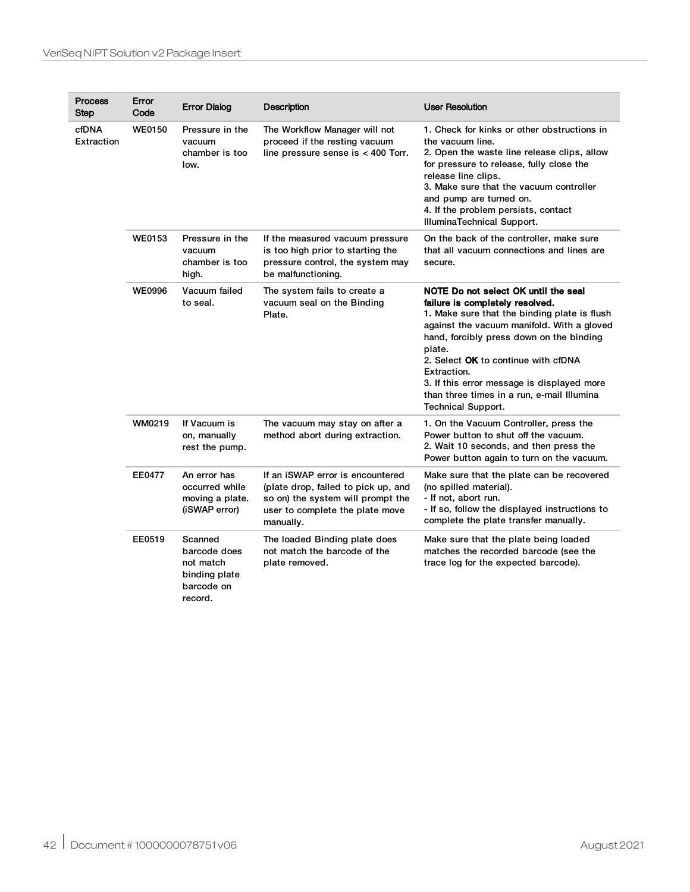| Process Step | Error Code | Error Dialog | Description | User Resolution |
|---|---|---|---|---|
| cfDNA Extraction | WE0150 | Pressure in the vacuum chamber is too low. | The Workflow Manager will not proceed if the resting vacuum line pressure sense is < 400 Torr. | 1. Check for kinks or other obstructions in the vacuum line.<br>2. Open the waste line release clips, allow for pressure to release, fully close the release line clips.<br>3. Make sure that the vacuum controller and pump are turned on.<br>4. If the problem persists, contact IlluminaTechnical Support. |
| | WE0153 | Pressure in the vacuum chamber is too high. | If the measured vacuum pressure is too high prior to starting the pressure control, the system may be malfunctioning. | On the back of the controller, make sure that all vacuum connections and lines are secure. |
| | WE0996 | Vacuum failed to seal. | The system fails to create a vacuum seal on the Binding Plate. | **NOTE Do not select OK until the seal failure is completely resolved.**<br>1. Make sure that the binding plate is flush against the vacuum manifold. With a gloved hand, forcibly press down on the binding plate.<br>2. Select **OK** to continue with cfDNA Extraction.<br>3. If this error message is displayed more than three times in a run, e-mail Illumina Technical Support. |
| | WM0219 | If Vacuum is on, manually rest the pump. | The vacuum may stay on after a method abort during extraction. | 1. On the Vacuum Controller, press the Power button to shut off the vacuum.<br>2. Wait 10 seconds, and then press the Power button again to turn on the vacuum. |
| | EE0477 | An error has occurred while moving a plate. (iSWAP error) | If an iSWAP error is encountered (plate drop, failed to pick up, and so on) the system will prompt the user to complete the plate move manually. | Make sure that the plate can be recovered (no spilled material).<br>- If not, abort run.<br>- If so, follow the displayed instructions to complete the plate transfer manually. |
| | EE0519 | Scanned barcode does not match binding plate barcode on record. | The loaded Binding plate does not match the barcode of the plate removed. | Make sure that the plate being loaded matches the recorded barcode (see the trace log for the expected barcode). |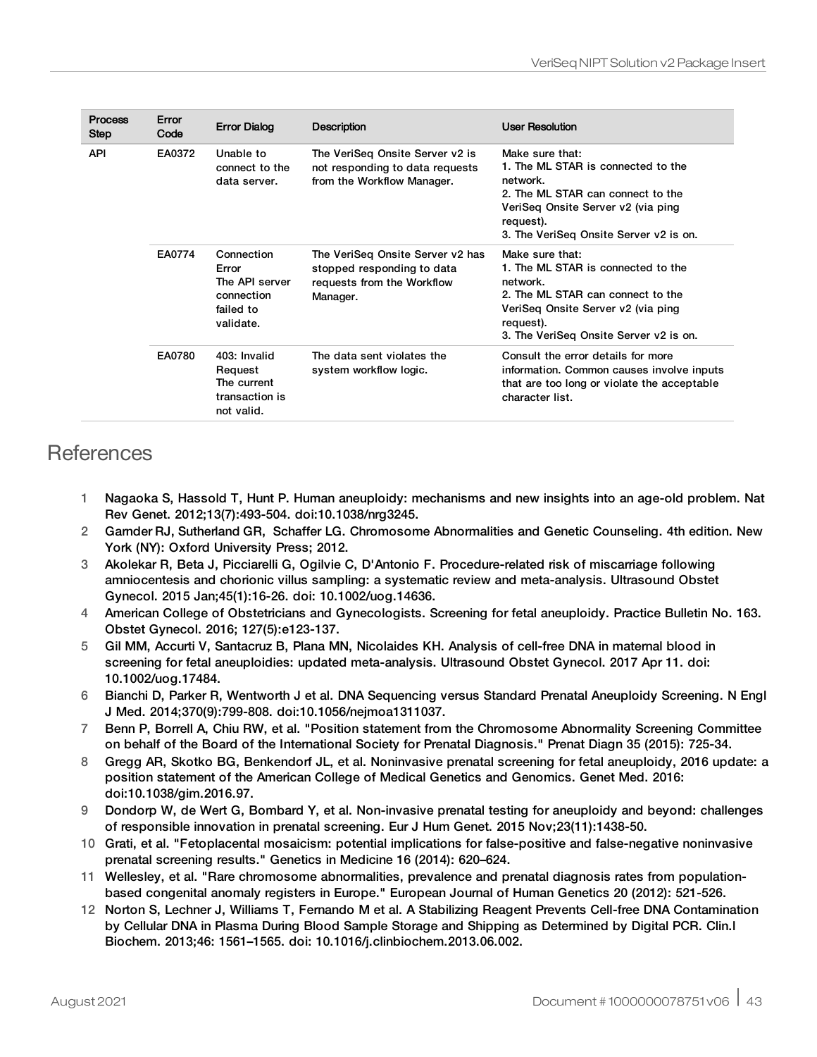| Process Step | Error Code | Error Dialog | Description | User Resolution |
|---|---|---|---|---|
| API | EA0372 | Unable to connect to the data server. | The VeriSeq Onsite Server v2 is not responding to data requests from the Workflow Manager. | Make sure that:<br>1. The ML STAR is connected to the network.<br>2. The ML STAR can connect to the VeriSeq Onsite Server v2 (via ping request).<br>3. The VeriSeq Onsite Server v2 is on. |
| | EA0774 | Connection Error<br>The API server connection failed to validate. | The VeriSeq Onsite Server v2 has stopped responding to data requests from the Workflow Manager. | Make sure that:<br>1. The ML STAR is connected to the network.<br>2. The ML STAR can connect to the VeriSeq Onsite Server v2 (via ping request).<br>3. The VeriSeq Onsite Server v2 is on. |
| | EA0780 | 403: Invalid Request<br>The current transaction is not valid. | The data sent violates the system workflow logic. | Consult the error details for more information. Common causes involve inputs that are too long or violate the acceptable character list. |

# References

1. Nagaoka S, Hassold T, Hunt P. Human aneuploidy: mechanisms and new insights into an age-old problem. Nat Rev Genet. 2012;13(7):493-504. doi:10.1038/nrg3245.
2. Gamder RJ, Sutherland GR, Schaffer LG. Chromosome Abnormalities and Genetic Counseling. 4th edition. New York (NY): Oxford University Press; 2012.
3. Akolekar R, Beta J, Picciarelli G, Ogilvie C, D'Antonio F. Procedure-related risk of miscarriage following amniocentesis and chorionic villus sampling: a systematic review and meta-analysis. Ultrasound Obstet Gynecol. 2015 Jan;45(1):16-26. doi: 10.1002/uog.14636.
4. American College of Obstetricians and Gynecologists. Screening for fetal aneuploidy. Practice Bulletin No. 163. Obstet Gynecol. 2016; 127(5):e123-137.
5. Gil MM, Accurti V, Santacruz B, Plana MN, Nicolaides KH. Analysis of cell-free DNA in maternal blood in screening for fetal aneuploidies: updated meta-analysis. Ultrasound Obstet Gynecol. 2017 Apr 11. doi: 10.1002/uog.17484.
6. Bianchi D, Parker R, Wentworth J et al. DNA Sequencing versus Standard Prenatal Aneuploidy Screening. N Engl J Med. 2014;370(9):799-808. doi:10.1056/nejmoa1311037.
7. Benn P, Borrell A, Chiu RW, et al. "Position statement from the Chromosome Abnormality Screening Committee on behalf of the Board of the International Society for Prenatal Diagnosis." Prenat Diagn 35 (2015): 725-34.
8. Gregg AR, Skotko BG, Benkendorf JL, et al. Noninvasive prenatal screening for fetal aneuploidy, 2016 update: a position statement of the American College of Medical Genetics and Genomics. Genet Med. 2016: doi:10.1038/gim.2016.97.
9. Dondorp W, de Wert G, Bombard Y, et al. Non-invasive prenatal testing for aneuploidy and beyond: challenges of responsible innovation in prenatal screening. Eur J Hum Genet. 2015 Nov;23(11):1438-50.
10. Grati, et al. "Fetoplacental mosaicism: potential implications for false-positive and false-negative noninvasive prenatal screening results." Genetics in Medicine 16 (2014): 620–624.
11. Wellesley, et al. "Rare chromosome abnormalities, prevalence and prenatal diagnosis rates from population-based congenital anomaly registers in Europe." European Journal of Human Genetics 20 (2012): 521-526.
12. Norton S, Lechner J, Williams T, Fernando M et al. A Stabilizing Reagent Prevents Cell-free DNA Contamination by Cellular DNA in Plasma During Blood Sample Storage and Shipping as Determined by Digital PCR. Clin.l Biochem. 2013;46: 1561–1565. doi: 10.1016/j.clinbiochem.2013.06.002.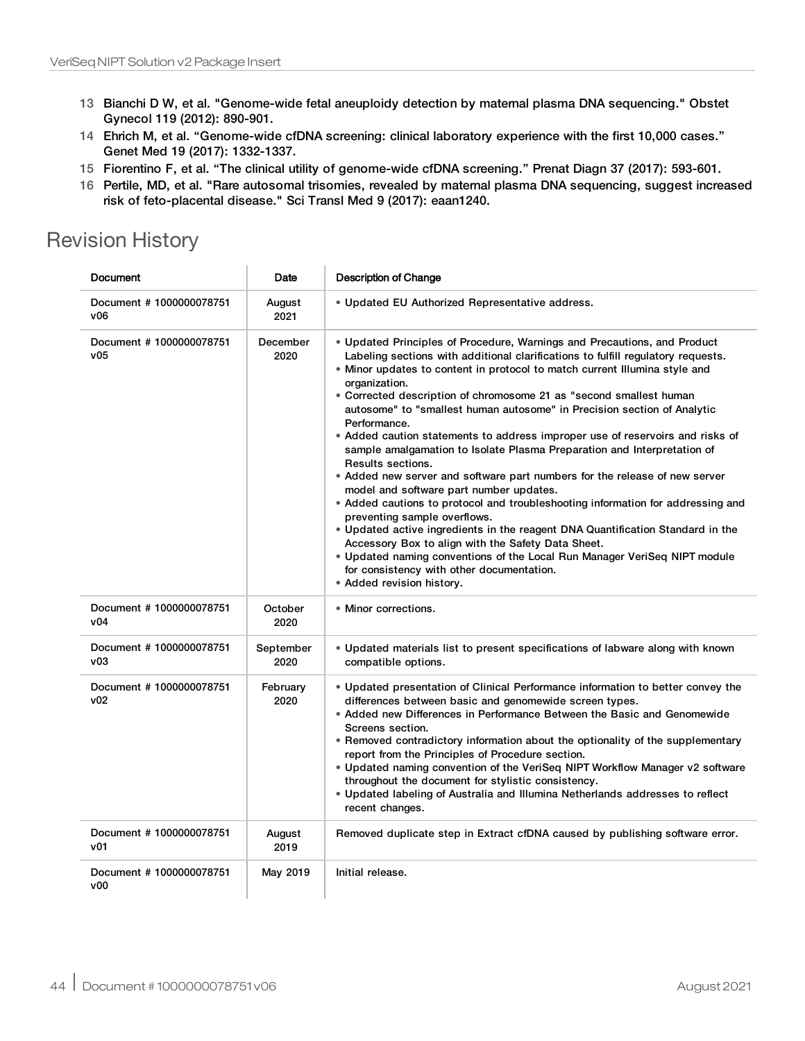13 Bianchi D W, et al. "Genome-wide fetal aneuploidy detection by maternal plasma DNA sequencing." Obstet Gynecol 119 (2012): 890-901.

14 Ehrich M, et al. “Genome-wide cfDNA screening: clinical laboratory experience with the first 10,000 cases.” Genet Med 19 (2017): 1332-1337.

15 Fiorentino F, et al. “The clinical utility of genome-wide cfDNA screening.” Prenat Diagn 37 (2017): 593-601.

16 Pertile, MD, et al. "Rare autosomal trisomies, revealed by maternal plasma DNA sequencing, suggest increased risk of feto-placental disease." Sci Transl Med 9 (2017): eaan1240.

# Revision History

| Document | Date | Description of Change |
| --- | --- | --- |
| Document # 1000000078751 v06 | August 2021 | • Updated EU Authorized Representative address. |
| Document # 1000000078751 v05 | December 2020 | • Updated Principles of Procedure, Warnings and Precautions, and Product Labeling sections with additional clarifications to fulfill regulatory requests.<br>• Minor updates to content in protocol to match current Illumina style and organization.<br>• Corrected description of chromosome 21 as "second smallest human autosome" to "smallest human autosome" in Precision section of Analytic Performance.<br>• Added caution statements to address improper use of reservoirs and risks of sample amalgamation to Isolate Plasma Preparation and Interpretation of Results sections.<br>• Added new server and software part numbers for the release of new server model and software part number updates.<br>• Added cautions to protocol and troubleshooting information for addressing and preventing sample overflows.<br>• Updated active ingredients in the reagent DNA Quantification Standard in the Accessory Box to align with the Safety Data Sheet.<br>• Updated naming conventions of the Local Run Manager VeriSeq NIPT module for consistency with other documentation.<br>• Added revision history. |
| Document # 1000000078751 v04 | October 2020 | • Minor corrections. |
| Document # 1000000078751 v03 | September 2020 | • Updated materials list to present specifications of labware along with known compatible options. |
| Document # 1000000078751 v02 | February 2020 | • Updated presentation of Clinical Performance information to better convey the differences between basic and genomewide screen types.<br>• Added new Differences in Performance Between the Basic and Genomewide Screens section.<br>• Removed contradictory information about the optionality of the supplementary report from the Principles of Procedure section.<br>• Updated naming convention of the VeriSeq NIPT Workflow Manager v2 software throughout the document for stylistic consistency.<br>• Updated labeling of Australia and Illumina Netherlands addresses to reflect recent changes. |
| Document # 1000000078751 v01 | August 2019 | Removed duplicate step in Extract cfDNA caused by publishing software error. |
| Document # 1000000078751 v00 | May 2019 | Initial release. |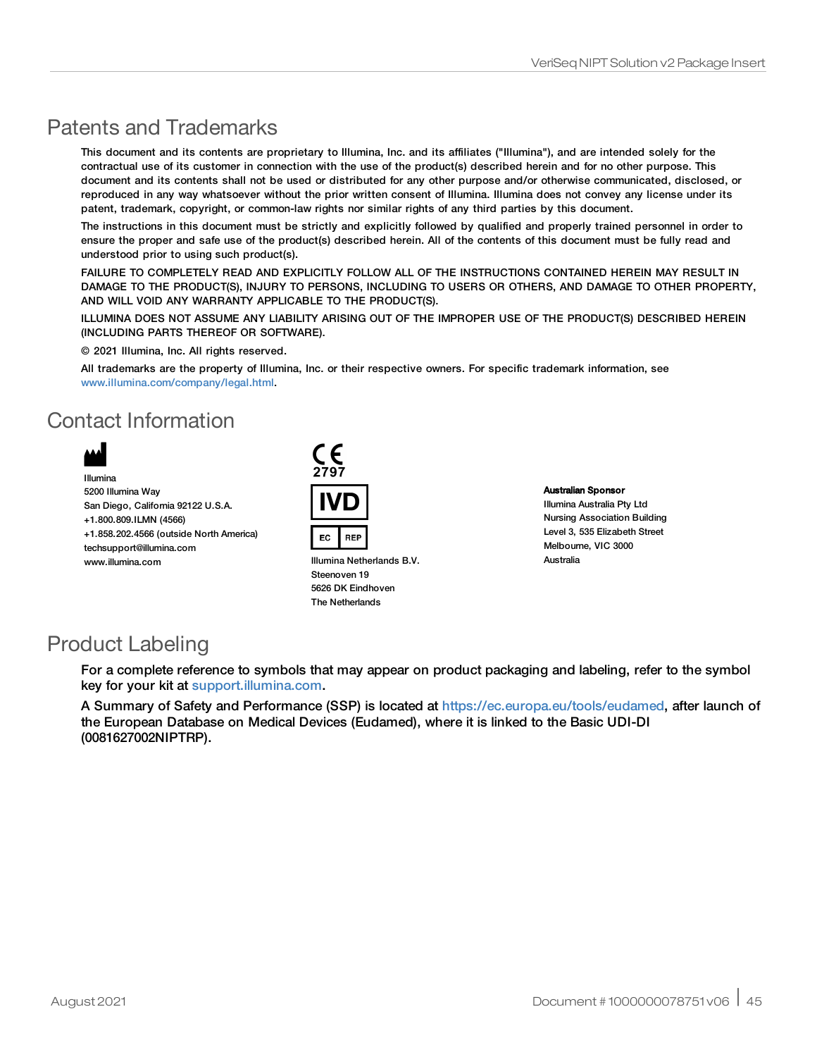## Patents and Trademarks

This document and its contents are proprietary to Illumina, Inc. and its affiliates ("Illumina"), and are intended solely for the contractual use of its customer in connection with the use of the product(s) described herein and for no other purpose. This document and its contents shall not be used or distributed for any other purpose and/or otherwise communicated, disclosed, or reproduced in any way whatsoever without the prior written consent of Illumina. Illumina does not convey any license under its patent, trademark, copyright, or common-law rights nor similar rights of any third parties by this document.

The instructions in this document must be strictly and explicitly followed by qualified and properly trained personnel in order to ensure the proper and safe use of the product(s) described herein. All of the contents of this document must be fully read and understood prior to using such product(s).

FAILURE TO COMPLETELY READ AND EXPLICITLY FOLLOW ALL OF THE INSTRUCTIONS CONTAINED HEREIN MAY RESULT IN DAMAGE TO THE PRODUCT(S), INJURY TO PERSONS, INCLUDING TO USERS OR OTHERS, AND DAMAGE TO OTHER PROPERTY, AND WILL VOID ANY WARRANTY APPLICABLE TO THE PRODUCT(S).

ILLUMINA DOES NOT ASSUME ANY LIABILITY ARISING OUT OF THE IMPROPER USE OF THE PRODUCT(S) DESCRIBED HEREIN (INCLUDING PARTS THEREOF OR SOFTWARE).

© 2021 Illumina, Inc. All rights reserved.

All trademarks are the property of Illumina, Inc. or their respective owners. For specific trademark information, see www.illumina.com/company/legal.html.

## Contact Information

Illumina
5200 Illumina Way
San Diego, California 92122 U.S.A.
+1.800.809.ILMN (4566)
+1.858.202.4566 (outside North America)
techsupport@illumina.com
www.illumina.com

CE
2797

IVD

EC REP

Illumina Netherlands B.V.
Steenoven 19
5626 DK Eindhoven
The Netherlands

**Australian Sponsor**
Illumina Australia Pty Ltd
Nursing Association Building
Level 3, 535 Elizabeth Street
Melbourne, VIC 3000
Australia

## Product Labeling

For a complete reference to symbols that may appear on product packaging and labeling, refer to the symbol key for your kit at support.illumina.com.

A Summary of Safety and Performance (SSP) is located at https://ec.europa.eu/tools/eudamed, after launch of the European Database on Medical Devices (Eudamed), where it is linked to the Basic UDI-DI (0081627002NIPTRP).